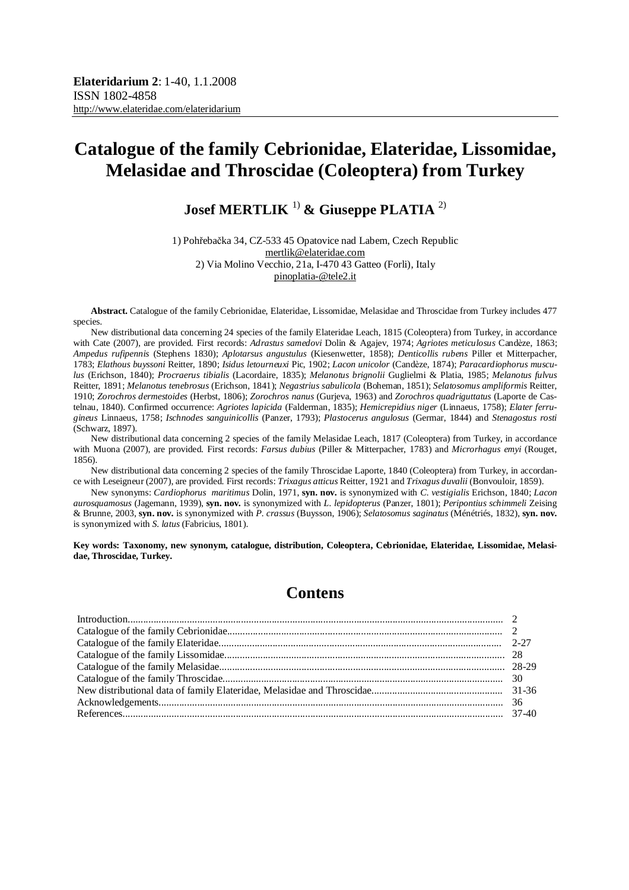**Elateridarium 2**: 1-40, 1.1.2008
ISSN 1802-4858
http://www.elateridae.com/elateridarium

# Catalogue of the family Cebrionidae, Elateridae, Lissomidae, Melasidae and Throscidae (Coleoptera) from Turkey

## Josef MERTLIK [1)] & Giuseppe PLATIA [2)]

1) Pohřebačka 34, CZ-533 45 Opatovice nad Labem, Czech Republic
mertlik@elateridae.com
2) Via Molino Vecchio, 21a, I-470 43 Gatteo (Forli), Italy
pinoplatia-@tele2.it

**Abstract.** Catalogue of the family Cebrionidae, Elateridae, Lissomidae, Melasidae and Throscidae from Turkey includes 477 species.

New distributional data concerning 24 species of the family Elateridae Leach, 1815 (Coleoptera) from Turkey, in accordance with Cate (2007), are provided. First records: *Adrastus samedovi* Dolin & Agajev, 1974; *Agriotes meticulosus* Candèze, 1863; *Ampedus rufipennis* (Stephens 1830); *Aplotarsus angustulus* (Kiesenwetter, 1858); *Denticollis rubens* Piller et Mitterpacher, 1783; *Elathous buyssoni* Reitter, 1890; *Isidus letourneuxi* Pic, 1902; *Lacon unicolor* (Candèze, 1874); *Paracardiophorus musculus* (Erichson, 1840); *Procraerus tibialis* (Lacordaire, 1835); *Melanotus brignolii* Guglielmi & Platia, 1985; *Melanotus fulvus* Reitter, 1891; *Melanotus tenebrosus* (Erichson, 1841); *Negastrius sabulicola* (Boheman, 1851); *Selatosomus ampliformis* Reitter, 1910; *Zorochros dermestoides* (Herbst, 1806); *Zorochros nanus* (Gurjeva, 1963) and *Zorochros quadriguttatus* (Laporte de Castelnau, 1840). Confirmed occurrence: *Agriotes lapicida* (Falderman, 1835); *Hemicrepidius niger* (Linnaeus, 1758); *Elater ferrugineus* Linnaeus, 1758; *Ischnodes sanguinicollis* (Panzer, 1793); *Plastocerus angulosus* (Germar, 1844) and *Stenagostus rosti* (Schwarz, 1897).

New distributional data concerning 2 species of the family Melasidae Leach, 1817 (Coleoptera) from Turkey, in accordance with Muona (2007), are provided. First records: *Farsus dubius* (Piller & Mitterpacher, 1783) and *Microrhagus emyi* (Rouget, 1856).

New distributional data concerning 2 species of the family Throscidae Laporte, 1840 (Coleoptera) from Turkey, in accordance with Leseigneur (2007), are provided. First records: *Trixagus atticus* Reitter, 1921 and *Trixagus duvalii* (Bonvouloir, 1859).

New synonyms: *Cardiophorus maritimus* Dolin, 1971, **syn. nov.** is synonymized with *C. vestigialis* Erichson, 1840; *Lacon aurosquamosus* (Jagemann, 1939), **syn. nov.** is synonymized with *L. lepidopterus* (Panzer, 1801); *Peripontius schimmeli* Zeising & Brunne, 2003, **syn. nov.** is synonymized with *P. crassus* (Buysson, 1906); *Selatosomus saginatus* (Ménétriés, 1832), **syn. nov.** is synonymized with *S. latus* (Fabricius, 1801).

**Key words: Taxonomy, new synonym, catalogue, distribution, Coleoptera, Cebrionidae, Elateridae, Lissomidae, Melasidae, Throscidae, Turkey.**

## Contens

| | |
|---|---|
| Introduction | 2 |
| Catalogue of the family Cebrionidae | 2 |
| Catalogue of the family Elateridae | 2-27 |
| Catalogue of the family Lissomidae | 28 |
| Catalogue of the family Melasidae | 28-29 |
| Catalogue of the family Throscidae | 30 |
| New distributional data of family Elateridae, Melasidae and Throscidae | 31-36 |
| Acknowledgements | 36 |
| References | 37-40 |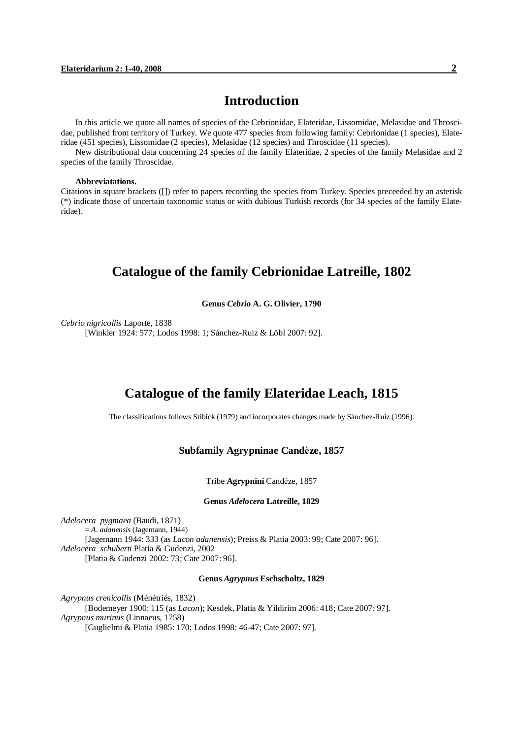# Introduction

In this article we quote all names of species of the Cebrionidae, Elateridae, Lissomidae, Melasidae and Throscidae, published from territory of Turkey. We quote 477 species from following family: Cebrionidae (1 species), Elateridae (451 species), Lissomidae (2 species), Melasidae (12 species) and Throscidae (11 species).

New distributional data concerning 24 species of the family Elateridae, 2 species of the family Melasidae and 2 species of the family Throscidae.

**Abbreviatations.**

Citations in square brackets ([]) refer to papers recording the species from Turkey. Species preceeded by an asterisk (*) indicate those of uncertain taxonomic status or with dubious Turkish records (for 34 species of the family Elateridae).

## Catalogue of the family Cebrionidae Latreille, 1802

**Genus *Cebrio* A. G. Olivier, 1790**

*Cebrio nigricollis* Laporte, 1838
[Winkler 1924: 577; Lodos 1998: 1; Sánchez-Ruiz & Löbl 2007: 92].

## Catalogue of the family Elateridae Leach, 1815

The classifications follows Stibick (1979) and incorporates changes made by Sánchez-Ruiz (1996).

### Subfamily Agrypninae Candèze, 1857

Tribe **Agrypnini** Candèze, 1857

**Genus *Adelocera* Latreille, 1829**

*Adelocera pygmaea* (Baudi, 1871)
= *A. adanensis* (Jagemann, 1944)
[Jagemann 1944: 333 (as *Lacon adanensis*); Preiss & Platia 2003: 99; Cate 2007: 96].

*Adelocera schuberti* Platia & Gudenzi, 2002
[Platia & Gudenzi 2002: 73; Cate 2007: 96].

**Genus *Agrypnus* Eschscholtz, 1829**

*Agrypnus crenicollis* (Ménétriés, 1832)
[Bodemeyer 1900: 115 (as *Lacon*); Kesdek, Platia & Yildirim 2006: 418; Cate 2007: 97].

*Agrypnus murinus* (Linnaeus, 1758)
[Guglielmi & Platia 1985: 170; Lodos 1998: 46-47; Cate 2007: 97].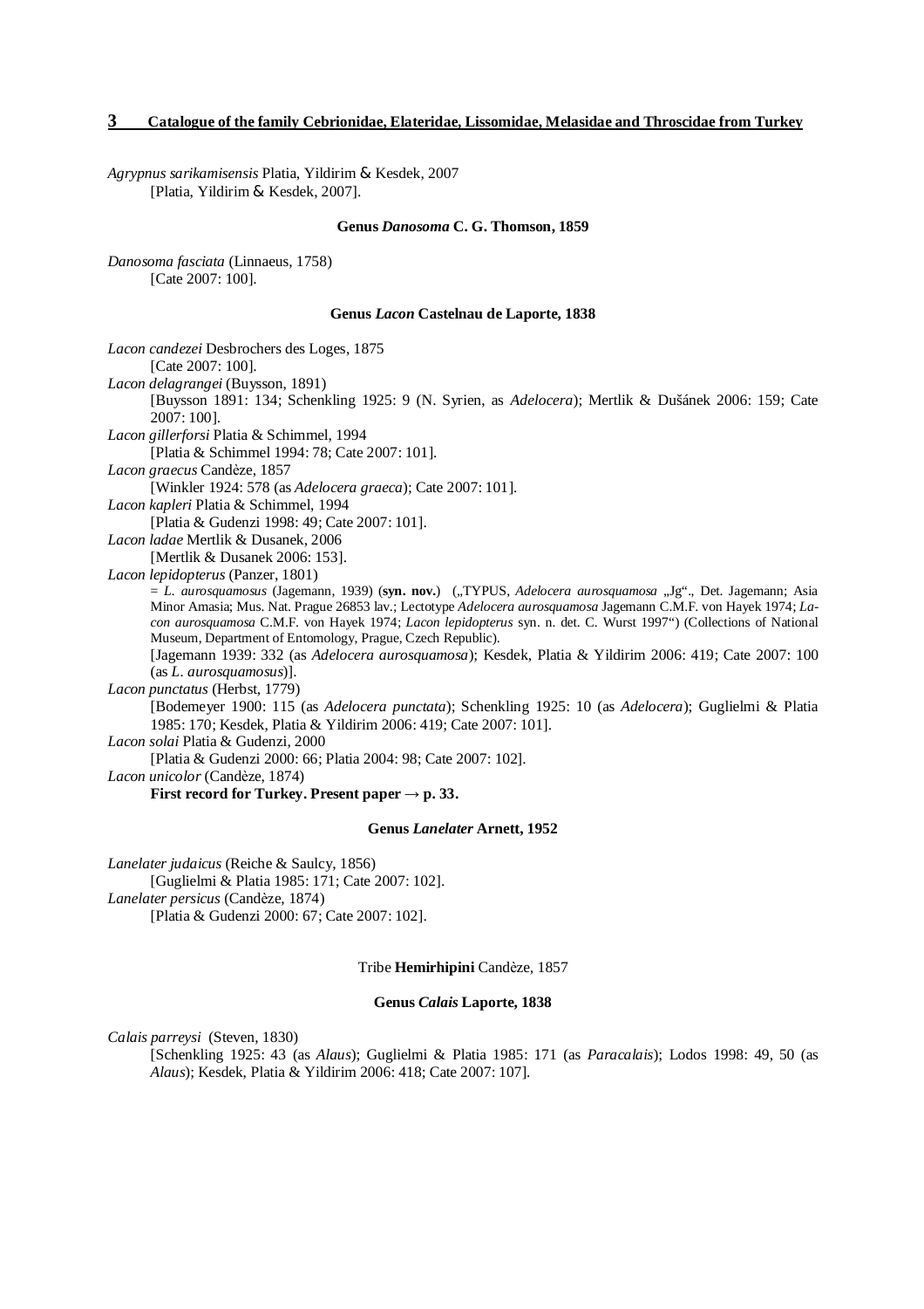*Agrypnus sarikamisensis* Platia, Yildirim & Kesdek, 2007
[Platia, Yildirim & Kesdek, 2007].

#### Genus *Danosoma* C. G. Thomson, 1859

*Danosoma fasciata* (Linnaeus, 1758)
[Cate 2007: 100].

#### Genus *Lacon* Castelnau de Laporte, 1838

*Lacon candezei* Desbrochers des Loges, 1875
[Cate 2007: 100].

*Lacon delagrangei* (Buysson, 1891)
[Buysson 1891: 134; Schenkling 1925: 9 (N. Syrien, as *Adelocera*); Mertlik & Dušánek 2006: 159; Cate 2007: 100].

*Lacon gillerforsi* Platia & Schimmel, 1994
[Platia & Schimmel 1994: 78; Cate 2007: 101].

*Lacon graecus* Candèze, 1857
[Winkler 1924: 578 (as *Adelocera graeca*); Cate 2007: 101].

*Lacon kapleri* Platia & Schimmel, 1994
[Platia & Gudenzi 1998: 49; Cate 2007: 101].

*Lacon ladae* Mertlik & Dusanek, 2006
[Mertlik & Dusanek 2006: 153].

*Lacon lepidopterus* (Panzer, 1801)
= *L. aurosquamosus* (Jagemann, 1939) (**syn. nov.**) („TYPUS, *Adelocera aurosquamosa* „Jg"., Det. Jagemann; Asia Minor Amasia; Mus. Nat. Prague 26853 lav.; Lectotype *Adelocera aurosquamosa* Jagemann C.M.F. von Hayek 1974; *Lacon aurosquamosa* C.M.F. von Hayek 1974; *Lacon lepidopterus* syn. n. det. C. Wurst 1997") (Collections of National Museum, Department of Entomology, Prague, Czech Republic).
[Jagemann 1939: 332 (as *Adelocera aurosquamosa*); Kesdek, Platia & Yildirim 2006: 419; Cate 2007: 100 (as *L. aurosquamosus*)].

*Lacon punctatus* (Herbst, 1779)
[Bodemeyer 1900: 115 (as *Adelocera punctata*); Schenkling 1925: 10 (as *Adelocera*); Guglielmi & Platia 1985: 170; Kesdek, Platia & Yildirim 2006: 419; Cate 2007: 101].

*Lacon solai* Platia & Gudenzi, 2000
[Platia & Gudenzi 2000: 66; Platia 2004: 98; Cate 2007: 102].

*Lacon unicolor* (Candèze, 1874)
**First record for Turkey. Present paper → p. 33.**

#### Genus *Lanelater* Arnett, 1952

*Lanelater judaicus* (Reiche & Saulcy, 1856)
[Guglielmi & Platia 1985: 171; Cate 2007: 102].

*Lanelater persicus* (Candèze, 1874)
[Platia & Gudenzi 2000: 67; Cate 2007: 102].

### Tribe **Hemirhipini** Candèze, 1857

#### Genus *Calais* Laporte, 1838

*Calais parreysi* (Steven, 1830)
[Schenkling 1925: 43 (as *Alaus*); Guglielmi & Platia 1985: 171 (as *Paracalais*); Lodos 1998: 49, 50 (as *Alaus*); Kesdek, Platia & Yildirim 2006: 418; Cate 2007: 107].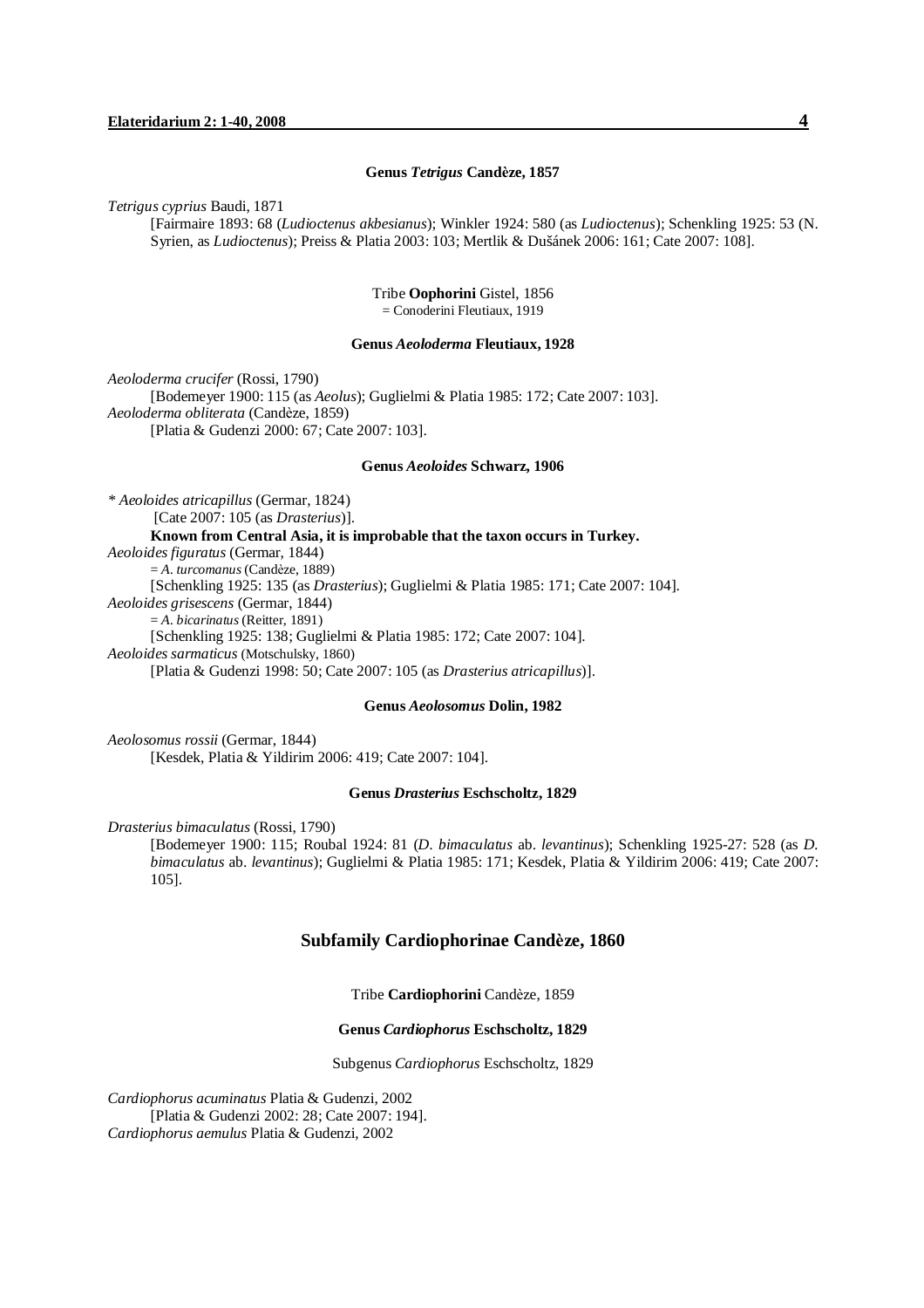### Genus *Tetrigus* Candèze, 1857

*Tetrigus cyprius* Baudi, 1871
[Fairmaire 1893: 68 (*Ludioctenus akbesianus*); Winkler 1924: 580 (as *Ludioctenus*); Schenkling 1925: 53 (N. Syrien, as *Ludioctenus*); Preiss & Platia 2003: 103; Mertlik & Dušánek 2006: 161; Cate 2007: 108].

Tribe **Oophorini** Gistel, 1856
= Conoderini Fleutiaux, 1919

### Genus *Aeoloderma* Fleutiaux, 1928

*Aeoloderma crucifer* (Rossi, 1790)
[Bodemeyer 1900: 115 (as *Aeolus*); Guglielmi & Platia 1985: 172; Cate 2007: 103].
*Aeoloderma obliterata* (Candèze, 1859)
[Platia & Gudenzi 2000: 67; Cate 2007: 103].

### Genus *Aeoloides* Schwarz, 1906

* *Aeoloides atricapillus* (Germar, 1824)
[Cate 2007: 105 (as *Drasterius*)].
**Known from Central Asia, it is improbable that the taxon occurs in Turkey.**
*Aeoloides figuratus* (Germar, 1844)
= *A. turcomanus* (Candèze, 1889)
[Schenkling 1925: 135 (as *Drasterius*); Guglielmi & Platia 1985: 171; Cate 2007: 104].
*Aeoloides grisescens* (Germar, 1844)
= *A. bicarinatus* (Reitter, 1891)
[Schenkling 1925: 138; Guglielmi & Platia 1985: 172; Cate 2007: 104].
*Aeoloides sarmaticus* (Motschulsky, 1860)
[Platia & Gudenzi 1998: 50; Cate 2007: 105 (as *Drasterius atricapillus*)].

### Genus *Aeolosomus* Dolin, 1982

*Aeolosomus rossii* (Germar, 1844)
[Kesdek, Platia & Yildirim 2006: 419; Cate 2007: 104].

### Genus *Drasterius* Eschscholtz, 1829

*Drasterius bimaculatus* (Rossi, 1790)
[Bodemeyer 1900: 115; Roubal 1924: 81 (*D. bimaculatus* ab. *levantinus*); Schenkling 1925-27: 528 (as *D. bimaculatus* ab. *levantinus*); Guglielmi & Platia 1985: 171; Kesdek, Platia & Yildirim 2006: 419; Cate 2007: 105].

## Subfamily Cardiophorinae Candèze, 1860

Tribe **Cardiophorini** Candèze, 1859

### Genus *Cardiophorus* Eschscholtz, 1829

Subgenus *Cardiophorus* Eschscholtz, 1829

*Cardiophorus acuminatus* Platia & Gudenzi, 2002
[Platia & Gudenzi 2002: 28; Cate 2007: 194].
*Cardiophorus aemulus* Platia & Gudenzi, 2002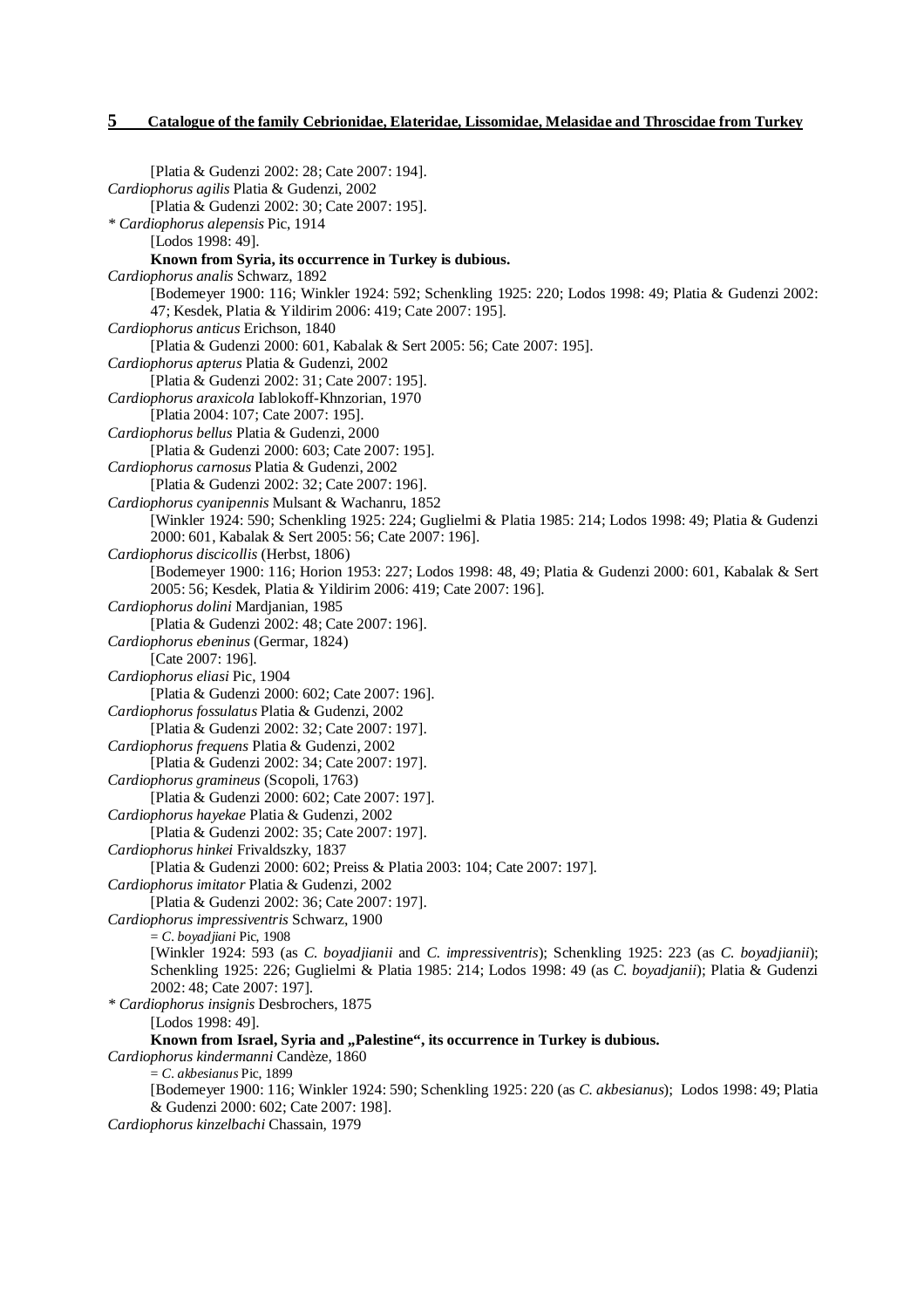[Platia & Gudenzi 2002: 28; Cate 2007: 194].

*Cardiophorus agilis* Platia & Gudenzi, 2002
[Platia & Gudenzi 2002: 30; Cate 2007: 195].

* *Cardiophorus alepensis* Pic, 1914
[Lodos 1998: 49].
**Known from Syria, its occurrence in Turkey is dubious.**

*Cardiophorus analis* Schwarz, 1892
[Bodemeyer 1900: 116; Winkler 1924: 592; Schenkling 1925: 220; Lodos 1998: 49; Platia & Gudenzi 2002: 47; Kesdek, Platia & Yildirim 2006: 419; Cate 2007: 195].

*Cardiophorus anticus* Erichson, 1840
[Platia & Gudenzi 2000: 601, Kabalak & Sert 2005: 56; Cate 2007: 195].

*Cardiophorus apterus* Platia & Gudenzi, 2002
[Platia & Gudenzi 2002: 31; Cate 2007: 195].

*Cardiophorus araxicola* Iablokoff-Khnzorian, 1970
[Platia 2004: 107; Cate 2007: 195].

*Cardiophorus bellus* Platia & Gudenzi, 2000
[Platia & Gudenzi 2000: 603; Cate 2007: 195].

*Cardiophorus carnosus* Platia & Gudenzi, 2002
[Platia & Gudenzi 2002: 32; Cate 2007: 196].

*Cardiophorus cyanipennis* Mulsant & Wachanru, 1852
[Winkler 1924: 590; Schenkling 1925: 224; Guglielmi & Platia 1985: 214; Lodos 1998: 49; Platia & Gudenzi 2000: 601, Kabalak & Sert 2005: 56; Cate 2007: 196].

*Cardiophorus discicollis* (Herbst, 1806)
[Bodemeyer 1900: 116; Horion 1953: 227; Lodos 1998: 48, 49; Platia & Gudenzi 2000: 601, Kabalak & Sert 2005: 56; Kesdek, Platia & Yildirim 2006: 419; Cate 2007: 196].

*Cardiophorus dolini* Mardjanian, 1985
[Platia & Gudenzi 2002: 48; Cate 2007: 196].

*Cardiophorus ebeninus* (Germar, 1824)
[Cate 2007: 196].

*Cardiophorus eliasi* Pic, 1904
[Platia & Gudenzi 2000: 602; Cate 2007: 196].

*Cardiophorus fossulatus* Platia & Gudenzi, 2002
[Platia & Gudenzi 2002: 32; Cate 2007: 197].

*Cardiophorus frequens* Platia & Gudenzi, 2002
[Platia & Gudenzi 2002: 34; Cate 2007: 197].

*Cardiophorus gramineus* (Scopoli, 1763)
[Platia & Gudenzi 2000: 602; Cate 2007: 197].

*Cardiophorus hayekae* Platia & Gudenzi, 2002
[Platia & Gudenzi 2002: 35; Cate 2007: 197].

*Cardiophorus hinkei* Frivaldszky, 1837
[Platia & Gudenzi 2000: 602; Preiss & Platia 2003: 104; Cate 2007: 197].

*Cardiophorus imitator* Platia & Gudenzi, 2002
[Platia & Gudenzi 2002: 36; Cate 2007: 197].

*Cardiophorus impressiventris* Schwarz, 1900
= *C. boyadjiani* Pic, 1908
[Winkler 1924: 593 (as *C. boyadjianii* and *C. impressiventris*); Schenkling 1925: 223 (as *C. boyadjianii*); Schenkling 1925: 226; Guglielmi & Platia 1985: 214; Lodos 1998: 49 (as *C. boyadjanii*); Platia & Gudenzi 2002: 48; Cate 2007: 197].

* *Cardiophorus insignis* Desbrochers, 1875
[Lodos 1998: 49].
**Known from Israel, Syria and „Palestine“, its occurrence in Turkey is dubious.**

*Cardiophorus kindermanni* Candèze, 1860
= *C. akbesianus* Pic, 1899
[Bodemeyer 1900: 116; Winkler 1924: 590; Schenkling 1925: 220 (as *C. akbesianus*); Lodos 1998: 49; Platia & Gudenzi 2000: 602; Cate 2007: 198].

*Cardiophorus kinzelbachi* Chassain, 1979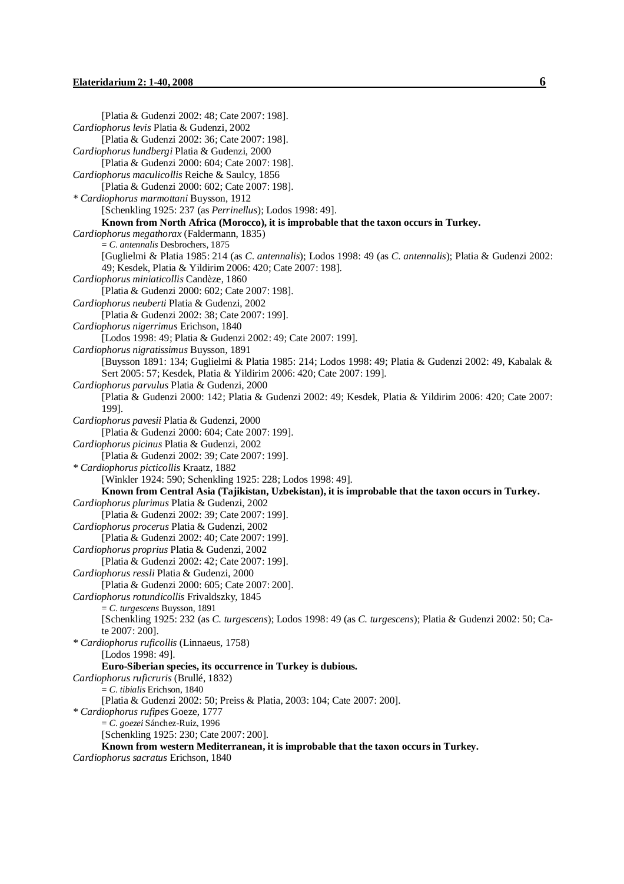[Platia & Gudenzi 2002: 48; Cate 2007: 198].

*Cardiophorus levis* Platia & Gudenzi, 2002

[Platia & Gudenzi 2002: 36; Cate 2007: 198].

*Cardiophorus lundbergi* Platia & Gudenzi, 2000

[Platia & Gudenzi 2000: 604; Cate 2007: 198].

*Cardiophorus maculicollis* Reiche & Saulcy, 1856

[Platia & Gudenzi 2000: 602; Cate 2007: 198].

\* *Cardiophorus marmottani* Buysson, 1912

[Schenkling 1925: 237 (as *Perrinellus*); Lodos 1998: 49].

**Known from North Africa (Morocco), it is improbable that the taxon occurs in Turkey.**

*Cardiophorus megathorax* (Faldermann, 1835)

= *C. antennalis* Desbrochers, 1875

[Guglielmi & Platia 1985: 214 (as *C. antennalis*); Lodos 1998: 49 (as *C. antennalis*); Platia & Gudenzi 2002: 49; Kesdek, Platia & Yildirim 2006: 420; Cate 2007: 198].

*Cardiophorus miniaticollis* Candèze, 1860

[Platia & Gudenzi 2000: 602; Cate 2007: 198].

*Cardiophorus neuberti* Platia & Gudenzi, 2002

[Platia & Gudenzi 2002: 38; Cate 2007: 199].

*Cardiophorus nigerrimus* Erichson, 1840

[Lodos 1998: 49; Platia & Gudenzi 2002: 49; Cate 2007: 199].

*Cardiophorus nigratissimus* Buysson, 1891

[Buysson 1891: 134; Guglielmi & Platia 1985: 214; Lodos 1998: 49; Platia & Gudenzi 2002: 49, Kabalak & Sert 2005: 57; Kesdek, Platia & Yildirim 2006: 420; Cate 2007: 199].

*Cardiophorus parvulus* Platia & Gudenzi, 2000

[Platia & Gudenzi 2000: 142; Platia & Gudenzi 2002: 49; Kesdek, Platia & Yildirim 2006: 420; Cate 2007: 199].

*Cardiophorus pavesii* Platia & Gudenzi, 2000

[Platia & Gudenzi 2000: 604; Cate 2007: 199].

*Cardiophorus picinus* Platia & Gudenzi, 2002

[Platia & Gudenzi 2002: 39; Cate 2007: 199].

\* *Cardiophorus picticollis* Kraatz, 1882

[Winkler 1924: 590; Schenkling 1925: 228; Lodos 1998: 49].

**Known from Central Asia (Tajikistan, Uzbekistan), it is improbable that the taxon occurs in Turkey.**

*Cardiophorus plurimus* Platia & Gudenzi, 2002

[Platia & Gudenzi 2002: 39; Cate 2007: 199].

*Cardiophorus procerus* Platia & Gudenzi, 2002

[Platia & Gudenzi 2002: 40; Cate 2007: 199].

*Cardiophorus proprius* Platia & Gudenzi, 2002

[Platia & Gudenzi 2002: 42; Cate 2007: 199].

*Cardiophorus ressli* Platia & Gudenzi, 2000

[Platia & Gudenzi 2000: 605; Cate 2007: 200].

*Cardiophorus rotundicollis* Frivaldszky, 1845

= *C. turgescens* Buysson, 1891

[Schenkling 1925: 232 (as *C. turgescens*); Lodos 1998: 49 (as *C. turgescens*); Platia & Gudenzi 2002: 50; Cate 2007: 200].

\* *Cardiophorus ruficollis* (Linnaeus, 1758)

[Lodos 1998: 49].

**Euro-Siberian species, its occurrence in Turkey is dubious.**

*Cardiophorus ruficruris* (Brullé, 1832)

= *C. tibialis* Erichson, 1840

[Platia & Gudenzi 2002: 50; Preiss & Platia, 2003: 104; Cate 2007: 200].

\* *Cardiophorus rufipes* Goeze, 1777

= *C. goezei* Sánchez-Ruiz, 1996

[Schenkling 1925: 230; Cate 2007: 200].

**Known from western Mediterranean, it is improbable that the taxon occurs in Turkey.**

*Cardiophorus sacratus* Erichson, 1840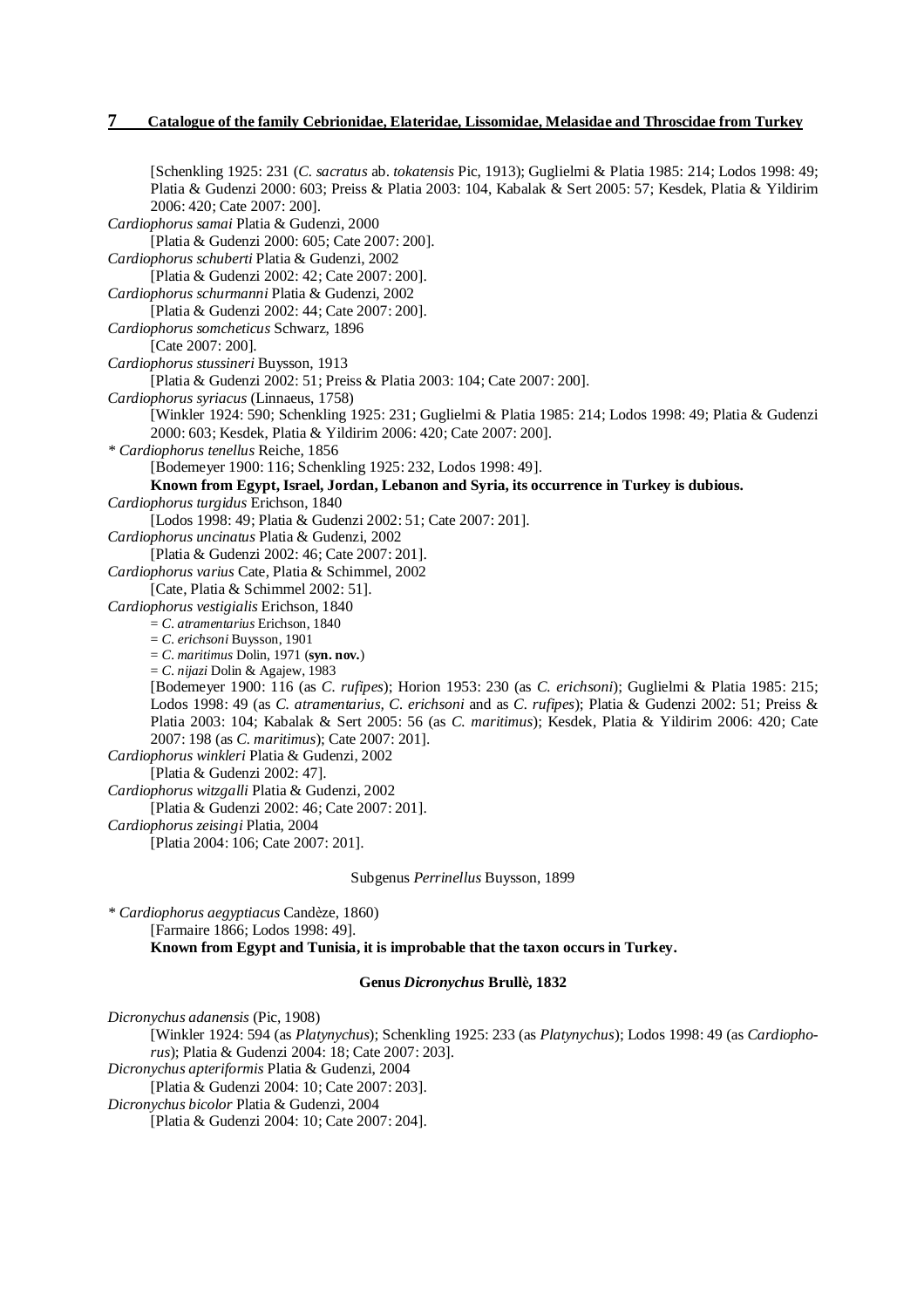[Schenkling 1925: 231 (*C. sacratus* ab. *tokatensis* Pic, 1913); Guglielmi & Platia 1985: 214; Lodos 1998: 49; Platia & Gudenzi 2000: 603; Preiss & Platia 2003: 104, Kabalak & Sert 2005: 57; Kesdek, Platia & Yildirim 2006: 420; Cate 2007: 200].

*Cardiophorus samai* Platia & Gudenzi, 2000
[Platia & Gudenzi 2000: 605; Cate 2007: 200].

*Cardiophorus schuberti* Platia & Gudenzi, 2002
[Platia & Gudenzi 2002: 42; Cate 2007: 200].

*Cardiophorus schurmanni* Platia & Gudenzi, 2002
[Platia & Gudenzi 2002: 44; Cate 2007: 200].

*Cardiophorus somcheticus* Schwarz, 1896
[Cate 2007: 200].

*Cardiophorus stussineri* Buysson, 1913
[Platia & Gudenzi 2002: 51; Preiss & Platia 2003: 104; Cate 2007: 200].

*Cardiophorus syriacus* (Linnaeus, 1758)
[Winkler 1924: 590; Schenkling 1925: 231; Guglielmi & Platia 1985: 214; Lodos 1998: 49; Platia & Gudenzi 2000: 603; Kesdek, Platia & Yildirim 2006: 420; Cate 2007: 200].

* *Cardiophorus tenellus* Reiche, 1856
[Bodemeyer 1900: 116; Schenkling 1925: 232, Lodos 1998: 49].
**Known from Egypt, Israel, Jordan, Lebanon and Syria, its occurrence in Turkey is dubious.**

*Cardiophorus turgidus* Erichson, 1840
[Lodos 1998: 49; Platia & Gudenzi 2002: 51; Cate 2007: 201].

*Cardiophorus uncinatus* Platia & Gudenzi, 2002
[Platia & Gudenzi 2002: 46; Cate 2007: 201].

*Cardiophorus varius* Cate, Platia & Schimmel, 2002
[Cate, Platia & Schimmel 2002: 51].

*Cardiophorus vestigialis* Erichson, 1840
= *C. atramentarius* Erichson, 1840
= *C. erichsoni* Buysson, 1901
= *C. maritimus* Dolin, 1971 (**syn. nov.**)
= *C. nijazi* Dolin & Agajew, 1983
[Bodemeyer 1900: 116 (as *C. rufipes*); Horion 1953: 230 (as *C. erichsoni*); Guglielmi & Platia 1985: 215; Lodos 1998: 49 (as *C. atramentarius*, *C. erichsoni* and as *C. rufipes*); Platia & Gudenzi 2002: 51; Preiss & Platia 2003: 104; Kabalak & Sert 2005: 56 (as *C. maritimus*); Kesdek, Platia & Yildirim 2006: 420; Cate 2007: 198 (as *C. maritimus*); Cate 2007: 201].

*Cardiophorus winkleri* Platia & Gudenzi, 2002
[Platia & Gudenzi 2002: 47].

*Cardiophorus witzgalli* Platia & Gudenzi, 2002
[Platia & Gudenzi 2002: 46; Cate 2007: 201].

*Cardiophorus zeisingi* Platia, 2004
[Platia 2004: 106; Cate 2007: 201].

Subgenus *Perrinellus* Buysson, 1899

* *Cardiophorus aegyptiacus* Candèze, 1860)
[Farmaire 1866; Lodos 1998: 49].
**Known from Egypt and Tunisia, it is improbable that the taxon occurs in Turkey.**

**Genus *Dicronychus* Brullè, 1832**

*Dicronychus adanensis* (Pic, 1908)
[Winkler 1924: 594 (as *Platynychus*); Schenkling 1925: 233 (as *Platynychus*); Lodos 1998: 49 (as *Cardiophorus*); Platia & Gudenzi 2004: 18; Cate 2007: 203].

*Dicronychus apteriformis* Platia & Gudenzi, 2004
[Platia & Gudenzi 2004: 10; Cate 2007: 203].

*Dicronychus bicolor* Platia & Gudenzi, 2004
[Platia & Gudenzi 2004: 10; Cate 2007: 204].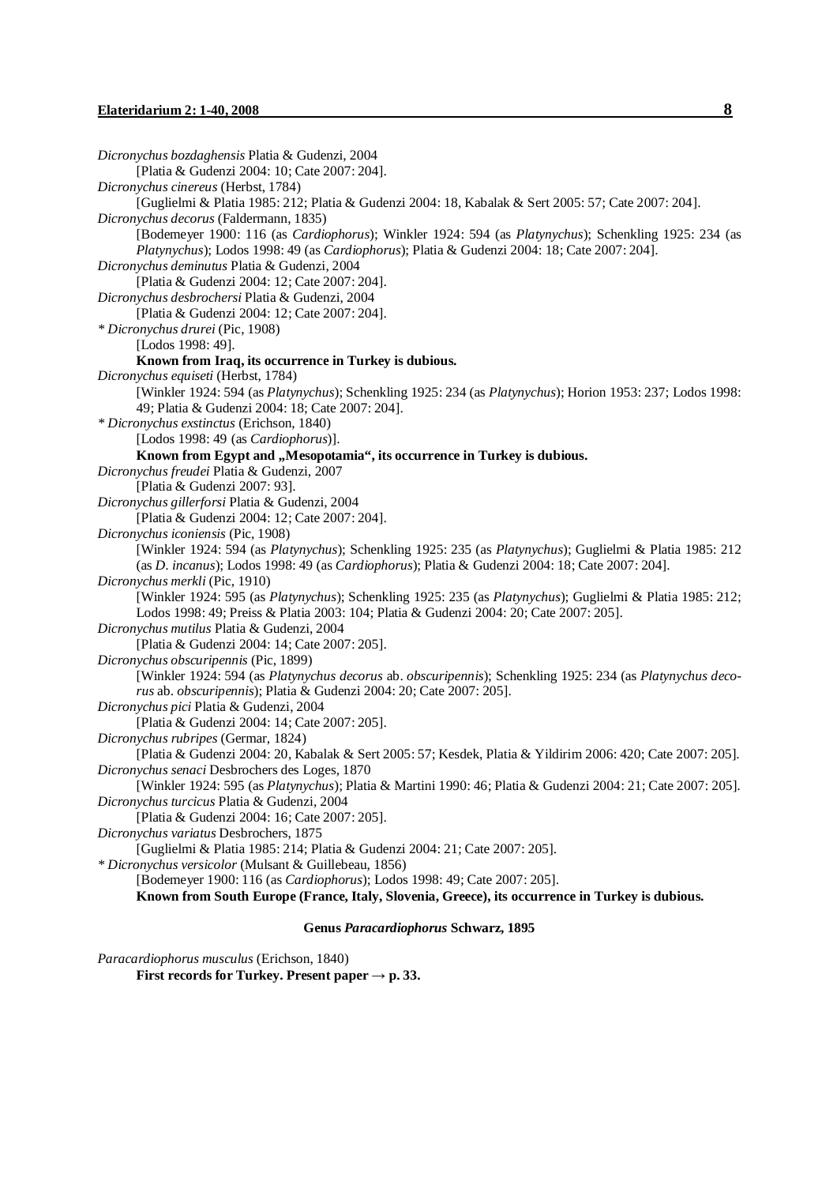*Dicronychus bozdaghensis* Platia & Gudenzi, 2004
[Platia & Gudenzi 2004: 10; Cate 2007: 204].

*Dicronychus cinereus* (Herbst, 1784)
[Guglielmi & Platia 1985: 212; Platia & Gudenzi 2004: 18, Kabalak & Sert 2005: 57; Cate 2007: 204].

*Dicronychus decorus* (Faldermann, 1835)
[Bodemeyer 1900: 116 (as *Cardiophorus*); Winkler 1924: 594 (as *Platynychus*); Schenkling 1925: 234 (as *Platynychus*); Lodos 1998: 49 (as *Cardiophorus*); Platia & Gudenzi 2004: 18; Cate 2007: 204].

*Dicronychus deminutus* Platia & Gudenzi, 2004
[Platia & Gudenzi 2004: 12; Cate 2007: 204].

*Dicronychus desbrochersi* Platia & Gudenzi, 2004
[Platia & Gudenzi 2004: 12; Cate 2007: 204].

\* *Dicronychus drurei* (Pic, 1908)
[Lodos 1998: 49].
**Known from Iraq, its occurrence in Turkey is dubious.**

*Dicronychus equiseti* (Herbst, 1784)
[Winkler 1924: 594 (as *Platynychus*); Schenkling 1925: 234 (as *Platynychus*); Horion 1953: 237; Lodos 1998: 49; Platia & Gudenzi 2004: 18; Cate 2007: 204].

\* *Dicronychus exstinctus* (Erichson, 1840)
[Lodos 1998: 49 (as *Cardiophorus*)].
**Known from Egypt and „Mesopotamia“, its occurrence in Turkey is dubious.**

*Dicronychus freudei* Platia & Gudenzi, 2007
[Platia & Gudenzi 2007: 93].

*Dicronychus gillerforsi* Platia & Gudenzi, 2004
[Platia & Gudenzi 2004: 12; Cate 2007: 204].

*Dicronychus iconiensis* (Pic, 1908)
[Winkler 1924: 594 (as *Platynychus*); Schenkling 1925: 235 (as *Platynychus*); Guglielmi & Platia 1985: 212 (as *D. incanus*); Lodos 1998: 49 (as *Cardiophorus*); Platia & Gudenzi 2004: 18; Cate 2007: 204].

*Dicronychus merkli* (Pic, 1910)
[Winkler 1924: 595 (as *Platynychus*); Schenkling 1925: 235 (as *Platynychus*); Guglielmi & Platia 1985: 212; Lodos 1998: 49; Preiss & Platia 2003: 104; Platia & Gudenzi 2004: 20; Cate 2007: 205].

*Dicronychus mutilus* Platia & Gudenzi, 2004
[Platia & Gudenzi 2004: 14; Cate 2007: 205].

*Dicronychus obscuripennis* (Pic, 1899)
[Winkler 1924: 594 (as *Platynychus decorus* ab. *obscuripennis*); Schenkling 1925: 234 (as *Platynychus decorus* ab. *obscuripennis*); Platia & Gudenzi 2004: 20; Cate 2007: 205].

*Dicronychus pici* Platia & Gudenzi, 2004
[Platia & Gudenzi 2004: 14; Cate 2007: 205].

*Dicronychus rubripes* (Germar, 1824)
[Platia & Gudenzi 2004: 20, Kabalak & Sert 2005: 57; Kesdek, Platia & Yildirim 2006: 420; Cate 2007: 205].

*Dicronychus senaci* Desbrochers des Loges, 1870
[Winkler 1924: 595 (as *Platynychus*); Platia & Martini 1990: 46; Platia & Gudenzi 2004: 21; Cate 2007: 205].

*Dicronychus turcicus* Platia & Gudenzi, 2004
[Platia & Gudenzi 2004: 16; Cate 2007: 205].

*Dicronychus variatus* Desbrochers, 1875
[Guglielmi & Platia 1985: 214; Platia & Gudenzi 2004: 21; Cate 2007: 205].

\* *Dicronychus versicolor* (Mulsant & Guillebeau, 1856)
[Bodemeyer 1900: 116 (as *Cardiophorus*); Lodos 1998: 49; Cate 2007: 205].
**Known from South Europe (France, Italy, Slovenia, Greece), its occurrence in Turkey is dubious.**

### Genus *Paracardiophorus* Schwarz, 1895

*Paracardiophorus musculus* (Erichson, 1840)
**First records for Turkey. Present paper → p. 33.**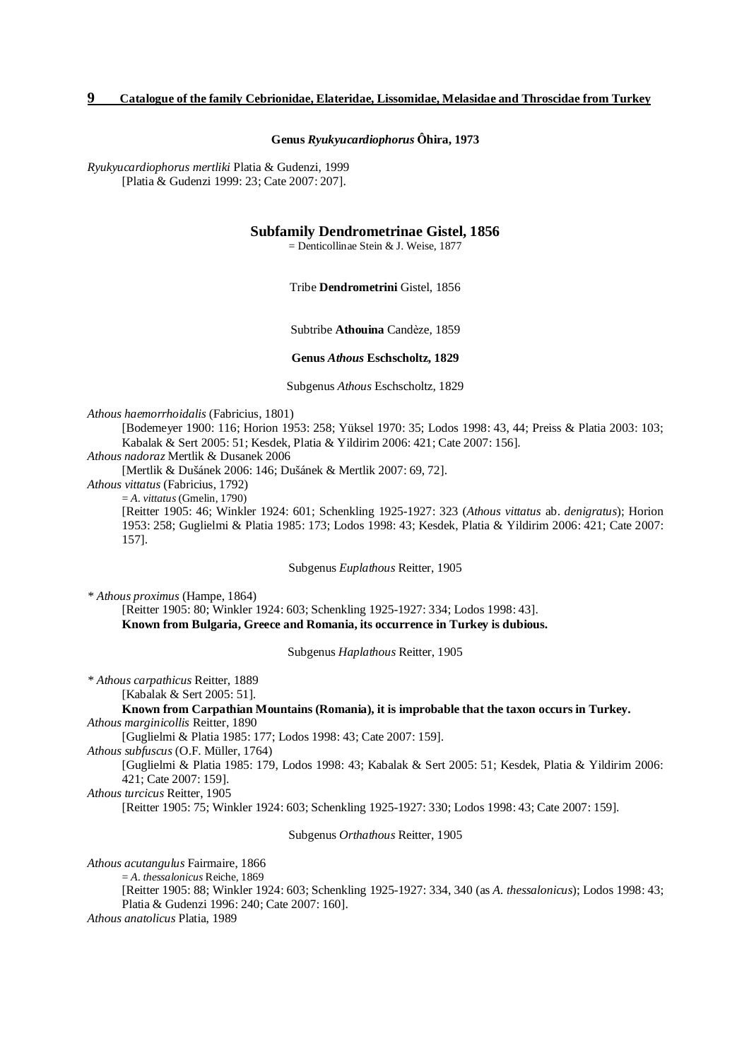**Genus *Ryukyucardiophorus* Ôhira, 1973**

*Ryukyucardiophorus mertliki* Platia & Gudenzi, 1999
[Platia & Gudenzi 1999: 23; Cate 2007: 207].

## Subfamily Dendrometrinae Gistel, 1856

= Denticollinae Stein & J. Weise, 1877

Tribe **Dendrometrini** Gistel, 1856

Subtribe **Athouina** Candèze, 1859

**Genus *Athous* Eschscholtz, 1829**

Subgenus *Athous* Eschscholtz, 1829

*Athous haemorrhoidalis* (Fabricius, 1801)
[Bodemeyer 1900: 116; Horion 1953: 258; Yüksel 1970: 35; Lodos 1998: 43, 44; Preiss & Platia 2003: 103; Kabalak & Sert 2005: 51; Kesdek, Platia & Yildirim 2006: 421; Cate 2007: 156].

*Athous nadoraz* Mertlik & Dusanek 2006
[Mertlik & Dušánek 2006: 146; Dušánek & Mertlik 2007: 69, 72].

*Athous vittatus* (Fabricius, 1792)
= *A. vittatus* (Gmelin, 1790)
[Reitter 1905: 46; Winkler 1924: 601; Schenkling 1925-1927: 323 (*Athous vittatus* ab. *denigratus*); Horion 1953: 258; Guglielmi & Platia 1985: 173; Lodos 1998: 43; Kesdek, Platia & Yildirim 2006: 421; Cate 2007: 157].

Subgenus *Euplathous* Reitter, 1905

\* *Athous proximus* (Hampe, 1864)
[Reitter 1905: 80; Winkler 1924: 603; Schenkling 1925-1927: 334; Lodos 1998: 43].
**Known from Bulgaria, Greece and Romania, its occurrence in Turkey is dubious.**

Subgenus *Haplathous* Reitter, 1905

\* *Athous carpathicus* Reitter, 1889
[Kabalak & Sert 2005: 51].
**Known from Carpathian Mountains (Romania), it is improbable that the taxon occurs in Turkey.**

*Athous marginicollis* Reitter, 1890
[Guglielmi & Platia 1985: 177; Lodos 1998: 43; Cate 2007: 159].

*Athous subfuscus* (O.F. Müller, 1764)
[Guglielmi & Platia 1985: 179, Lodos 1998: 43; Kabalak & Sert 2005: 51; Kesdek, Platia & Yildirim 2006: 421; Cate 2007: 159].

*Athous turcicus* Reitter, 1905
[Reitter 1905: 75; Winkler 1924: 603; Schenkling 1925-1927: 330; Lodos 1998: 43; Cate 2007: 159].

Subgenus *Orthathous* Reitter, 1905

*Athous acutangulus* Fairmaire, 1866
= *A. thessalonicus* Reiche, 1869
[Reitter 1905: 88; Winkler 1924: 603; Schenkling 1925-1927: 334, 340 (as *A. thessalonicus*); Lodos 1998: 43; Platia & Gudenzi 1996: 240; Cate 2007: 160].

*Athous anatolicus* Platia, 1989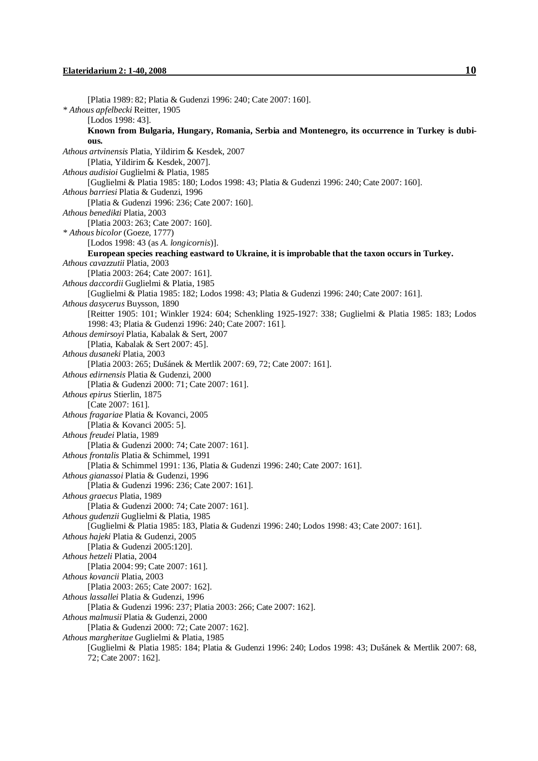[Platia 1989: 82; Platia & Gudenzi 1996: 240; Cate 2007: 160].

\* *Athous apfelbecki* Reitter, 1905
[Lodos 1998: 43].
**Known from Bulgaria, Hungary, Romania, Serbia and Montenegro, its occurrence in Turkey is dubious.**

*Athous artvinensis* Platia, Yildirim & Kesdek, 2007
[Platia, Yildirim & Kesdek, 2007].

*Athous audisioi* Guglielmi & Platia, 1985
[Guglielmi & Platia 1985: 180; Lodos 1998: 43; Platia & Gudenzi 1996: 240; Cate 2007: 160].

*Athous barriesi* Platia & Gudenzi, 1996
[Platia & Gudenzi 1996: 236; Cate 2007: 160].

*Athous benedikti* Platia, 2003
[Platia 2003: 263; Cate 2007: 160].

\* *Athous bicolor* (Goeze, 1777)
[Lodos 1998: 43 (as *A. longicornis*)].
**European species reaching eastward to Ukraine, it is improbable that the taxon occurs in Turkey.**

*Athous cavazzutii* Platia, 2003
[Platia 2003: 264; Cate 2007: 161].

*Athous daccordii* Guglielmi & Platia, 1985
[Guglielmi & Platia 1985: 182; Lodos 1998: 43; Platia & Gudenzi 1996: 240; Cate 2007: 161].

*Athous dasycerus* Buysson, 1890
[Reitter 1905: 101; Winkler 1924: 604; Schenkling 1925-1927: 338; Guglielmi & Platia 1985: 183; Lodos 1998: 43; Platia & Gudenzi 1996: 240; Cate 2007: 161].

*Athous demirsoyi* Platia, Kabalak & Sert, 2007
[Platia, Kabalak & Sert 2007: 45].

*Athous dusaneki* Platia, 2003
[Platia 2003: 265; Dušánek & Mertlik 2007: 69, 72; Cate 2007: 161].

*Athous edirnensis* Platia & Gudenzi, 2000
[Platia & Gudenzi 2000: 71; Cate 2007: 161].

*Athous epirus* Stierlin, 1875
[Cate 2007: 161].

*Athous fragariae* Platia & Kovanci, 2005
[Platia & Kovanci 2005: 5].

*Athous freudei* Platia, 1989
[Platia & Gudenzi 2000: 74; Cate 2007: 161].

*Athous frontalis* Platia & Schimmel, 1991
[Platia & Schimmel 1991: 136, Platia & Gudenzi 1996: 240; Cate 2007: 161].

*Athous gianassoi* Platia & Gudenzi, 1996
[Platia & Gudenzi 1996: 236; Cate 2007: 161].

*Athous graecus* Platia, 1989
[Platia & Gudenzi 2000: 74; Cate 2007: 161].

*Athous gudenzii* Guglielmi & Platia, 1985
[Guglielmi & Platia 1985: 183, Platia & Gudenzi 1996: 240; Lodos 1998: 43; Cate 2007: 161].

*Athous hajeki* Platia & Gudenzi, 2005
[Platia & Gudenzi 2005:120].

*Athous hetzeli* Platia, 2004
[Platia 2004: 99; Cate 2007: 161].

*Athous kovancii* Platia, 2003
[Platia 2003: 265; Cate 2007: 162].

*Athous lassallei* Platia & Gudenzi, 1996
[Platia & Gudenzi 1996: 237; Platia 2003: 266; Cate 2007: 162].

*Athous malmusii* Platia & Gudenzi, 2000
[Platia & Gudenzi 2000: 72; Cate 2007: 162].

*Athous margheritae* Guglielmi & Platia, 1985
[Guglielmi & Platia 1985: 184; Platia & Gudenzi 1996: 240; Lodos 1998: 43; Dušánek & Mertlik 2007: 68, 72; Cate 2007: 162].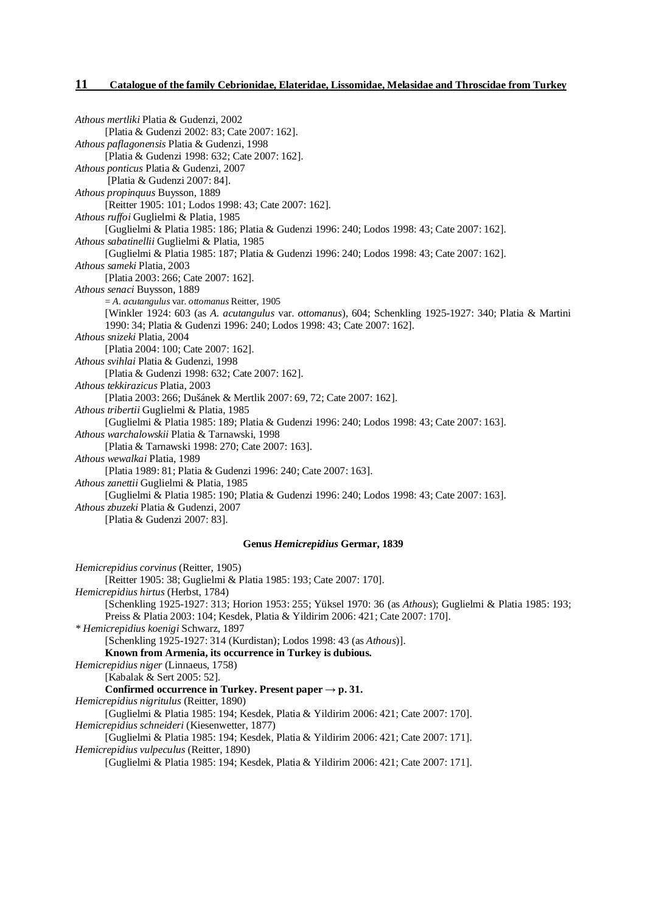*Athous mertliki* Platia & Gudenzi, 2002
[Platia & Gudenzi 2002: 83; Cate 2007: 162].

*Athous paflagonensis* Platia & Gudenzi, 1998
[Platia & Gudenzi 1998: 632; Cate 2007: 162].

*Athous ponticus* Platia & Gudenzi, 2007
[Platia & Gudenzi 2007: 84].

*Athous propinquus* Buysson, 1889
[Reitter 1905: 101; Lodos 1998: 43; Cate 2007: 162].

*Athous ruffoi* Guglielmi & Platia, 1985
[Guglielmi & Platia 1985: 186; Platia & Gudenzi 1996: 240; Lodos 1998: 43; Cate 2007: 162].

*Athous sabatinellii* Guglielmi & Platia, 1985
[Guglielmi & Platia 1985: 187; Platia & Gudenzi 1996: 240; Lodos 1998: 43; Cate 2007: 162].

*Athous sameki* Platia, 2003
[Platia 2003: 266; Cate 2007: 162].

*Athous senaci* Buysson, 1889
= *A. acutangulus* var. *ottomanus* Reitter, 1905
[Winkler 1924: 603 (as *A. acutangulus* var. *ottomanus*), 604; Schenkling 1925-1927: 340; Platia & Martini 1990: 34; Platia & Gudenzi 1996: 240; Lodos 1998: 43; Cate 2007: 162].

*Athous snizeki* Platia, 2004
[Platia 2004: 100; Cate 2007: 162].

*Athous svihlai* Platia & Gudenzi, 1998
[Platia & Gudenzi 1998: 632; Cate 2007: 162].

*Athous tekkirazicus* Platia, 2003
[Platia 2003: 266; Dušánek & Mertlik 2007: 69, 72; Cate 2007: 162].

*Athous tribertii* Guglielmi & Platia, 1985
[Guglielmi & Platia 1985: 189; Platia & Gudenzi 1996: 240; Lodos 1998: 43; Cate 2007: 163].

*Athous warchalowskii* Platia & Tarnawski, 1998
[Platia & Tarnawski 1998: 270; Cate 2007: 163].

*Athous wewalkai* Platia, 1989
[Platia 1989: 81; Platia & Gudenzi 1996: 240; Cate 2007: 163].

*Athous zanettii* Guglielmi & Platia, 1985
[Guglielmi & Platia 1985: 190; Platia & Gudenzi 1996: 240; Lodos 1998: 43; Cate 2007: 163].

*Athous zbuzeki* Platia & Gudenzi, 2007
[Platia & Gudenzi 2007: 83].

### Genus *Hemicrepidius* Germar, 1839

*Hemicrepidius corvinus* (Reitter, 1905)
[Reitter 1905: 38; Guglielmi & Platia 1985: 193; Cate 2007: 170].

*Hemicrepidius hirtus* (Herbst, 1784)
[Schenkling 1925-1927: 313; Horion 1953: 255; Yüksel 1970: 36 (as *Athous*); Guglielmi & Platia 1985: 193; Preiss & Platia 2003: 104; Kesdek, Platia & Yildirim 2006: 421; Cate 2007: 170].

* *Hemicrepidius koenigi* Schwarz, 1897
[Schenkling 1925-1927: 314 (Kurdistan); Lodos 1998: 43 (as *Athous*)].
**Known from Armenia, its occurrence in Turkey is dubious.**

*Hemicrepidius niger* (Linnaeus, 1758)
[Kabalak & Sert 2005: 52].
**Confirmed occurrence in Turkey. Present paper → p. 31.**

*Hemicrepidius nigritulus* (Reitter, 1890)
[Guglielmi & Platia 1985: 194; Kesdek, Platia & Yildirim 2006: 421; Cate 2007: 170].

*Hemicrepidius schneideri* (Kiesenwetter, 1877)
[Guglielmi & Platia 1985: 194; Kesdek, Platia & Yildirim 2006: 421; Cate 2007: 171].

*Hemicrepidius vulpeculus* (Reitter, 1890)
[Guglielmi & Platia 1985: 194; Kesdek, Platia & Yildirim 2006: 421; Cate 2007: 171].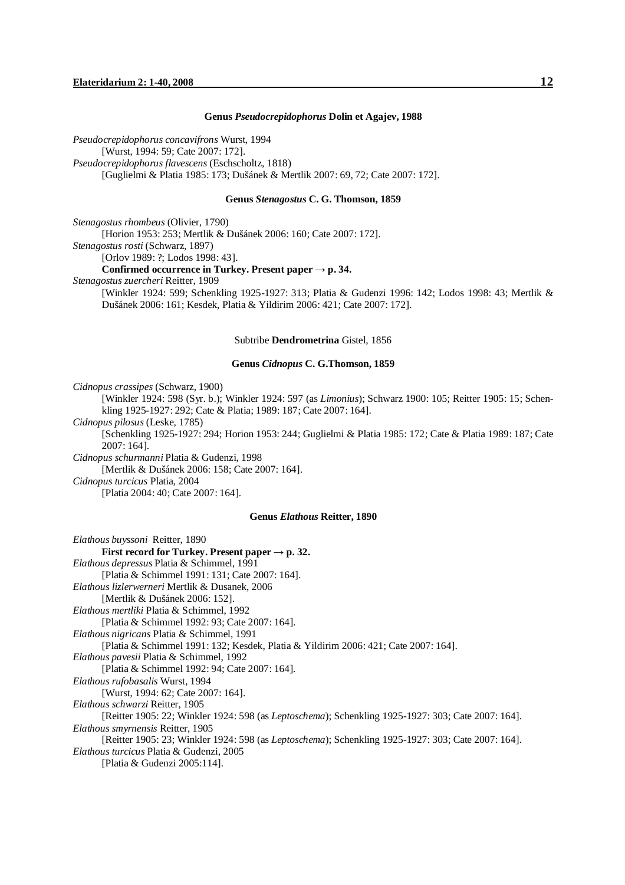#### Genus *Pseudocrepidophorus* Dolin et Agajev, 1988

*Pseudocrepidophorus concavifrons* Wurst, 1994
  [Wurst, 1994: 59; Cate 2007: 172].
*Pseudocrepidophorus flavescens* (Eschscholtz, 1818)
  [Guglielmi & Platia 1985: 173; Dušánek & Mertlik 2007: 69, 72; Cate 2007: 172].

#### Genus *Stenagostus* C. G. Thomson, 1859

*Stenagostus rhombeus* (Olivier, 1790)
  [Horion 1953: 253; Mertlik & Dušánek 2006: 160; Cate 2007: 172].
*Stenagostus rosti* (Schwarz, 1897)
  [Orlov 1989: ?; Lodos 1998: 43].
  **Confirmed occurrence in Turkey. Present paper → p. 34.**
*Stenagostus zuercheri* Reitter, 1909
  [Winkler 1924: 599; Schenkling 1925-1927: 313; Platia & Gudenzi 1996: 142; Lodos 1998: 43; Mertlik & Dušánek 2006: 161; Kesdek, Platia & Yildirim 2006: 421; Cate 2007: 172].

### Subtribe **Dendrometrina** Gistel, 1856

#### Genus *Cidnopus* C. G.Thomson, 1859

*Cidnopus crassipes* (Schwarz, 1900)
  [Winkler 1924: 598 (Syr. b.); Winkler 1924: 597 (as *Limonius*); Schwarz 1900: 105; Reitter 1905: 15; Schenkling 1925-1927: 292; Cate & Platia; 1989: 187; Cate 2007: 164].
*Cidnopus pilosus* (Leske, 1785)
  [Schenkling 1925-1927: 294; Horion 1953: 244; Guglielmi & Platia 1985: 172; Cate & Platia 1989: 187; Cate 2007: 164].
*Cidnopus schurmanni* Platia & Gudenzi, 1998
  [Mertlik & Dušánek 2006: 158; Cate 2007: 164].
*Cidnopus turcicus* Platia, 2004
  [Platia 2004: 40; Cate 2007: 164].

#### Genus *Elathous* Reitter, 1890

*Elathous buyssoni* Reitter, 1890
  **First record for Turkey. Present paper → p. 32.**
*Elathous depressus* Platia & Schimmel, 1991
  [Platia & Schimmel 1991: 131; Cate 2007: 164].
*Elathous lizlerwerneri* Mertlik & Dusanek, 2006
  [Mertlik & Dušánek 2006: 152].
*Elathous mertliki* Platia & Schimmel, 1992
  [Platia & Schimmel 1992: 93; Cate 2007: 164].
*Elathous nigricans* Platia & Schimmel, 1991
  [Platia & Schimmel 1991: 132; Kesdek, Platia & Yildirim 2006: 421; Cate 2007: 164].
*Elathous pavesii* Platia & Schimmel, 1992
  [Platia & Schimmel 1992: 94; Cate 2007: 164].
*Elathous rufobasalis* Wurst, 1994
  [Wurst, 1994: 62; Cate 2007: 164].
*Elathous schwarzi* Reitter, 1905
  [Reitter 1905: 22; Winkler 1924: 598 (as *Leptoschema*); Schenkling 1925-1927: 303; Cate 2007: 164].
*Elathous smyrnensis* Reitter, 1905
  [Reitter 1905: 23; Winkler 1924: 598 (as *Leptoschema*); Schenkling 1925-1927: 303; Cate 2007: 164].
*Elathous turcicus* Platia & Gudenzi, 2005
  [Platia & Gudenzi 2005:114].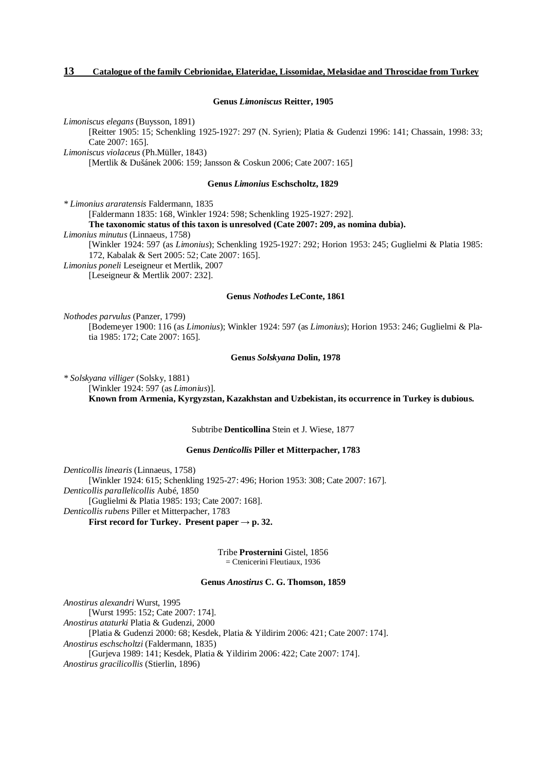**Genus *Limoniscus* Reitter, 1905**

*Limoniscus elegans* (Buysson, 1891)
[Reitter 1905: 15; Schenkling 1925-1927: 297 (N. Syrien); Platia & Gudenzi 1996: 141; Chassain, 1998: 33; Cate 2007: 165].

*Limoniscus violaceus* (Ph.Müller, 1843)
[Mertlik & Dušánek 2006: 159; Jansson & Coskun 2006; Cate 2007: 165]

**Genus *Limonius* Eschscholtz, 1829**

* *Limonius araratensis* Faldermann, 1835
[Faldermann 1835: 168, Winkler 1924: 598; Schenkling 1925-1927: 292].
**The taxonomic status of this taxon is unresolved (Cate 2007: 209, as nomina dubia).**

*Limonius minutus* (Linnaeus, 1758)
[Winkler 1924: 597 (as *Limonius*); Schenkling 1925-1927: 292; Horion 1953: 245; Guglielmi & Platia 1985: 172, Kabalak & Sert 2005: 52; Cate 2007: 165].

*Limonius poneli* Leseigneur et Mertlik, 2007
[Leseigneur & Mertlik 2007: 232].

**Genus *Nothodes* LeConte, 1861**

*Nothodes parvulus* (Panzer, 1799)
[Bodemeyer 1900: 116 (as *Limonius*); Winkler 1924: 597 (as *Limonius*); Horion 1953: 246; Guglielmi & Platia 1985: 172; Cate 2007: 165].

**Genus *Solskyana* Dolin, 1978**

* *Solskyana villiger* (Solsky, 1881)
[Winkler 1924: 597 (as *Limonius*)].
**Known from Armenia, Kyrgyzstan, Kazakhstan and Uzbekistan, its occurrence in Turkey is dubious.**

Subtribe **Denticollina** Stein et J. Wiese, 1877

**Genus *Denticollis* Piller et Mitterpacher, 1783**

*Denticollis linearis* (Linnaeus, 1758)
[Winkler 1924: 615; Schenkling 1925-27: 496; Horion 1953: 308; Cate 2007: 167].

*Denticollis parallelicollis* Aubé, 1850
[Guglielmi & Platia 1985: 193; Cate 2007: 168].

*Denticollis rubens* Piller et Mitterpacher, 1783
**First record for Turkey. Present paper → p. 32.**

Tribe **Prosternini** Gistel, 1856
= Ctenicerini Fleutiaux, 1936

**Genus *Anostirus* C. G. Thomson, 1859**

*Anostirus alexandri* Wurst, 1995
[Wurst 1995: 152; Cate 2007: 174].

*Anostirus ataturki* Platia & Gudenzi, 2000
[Platia & Gudenzi 2000: 68; Kesdek, Platia & Yildirim 2006: 421; Cate 2007: 174].

*Anostirus eschscholtzi* (Faldermann, 1835)
[Gurjeva 1989: 141; Kesdek, Platia & Yildirim 2006: 422; Cate 2007: 174].

*Anostirus gracilicollis* (Stierlin, 1896)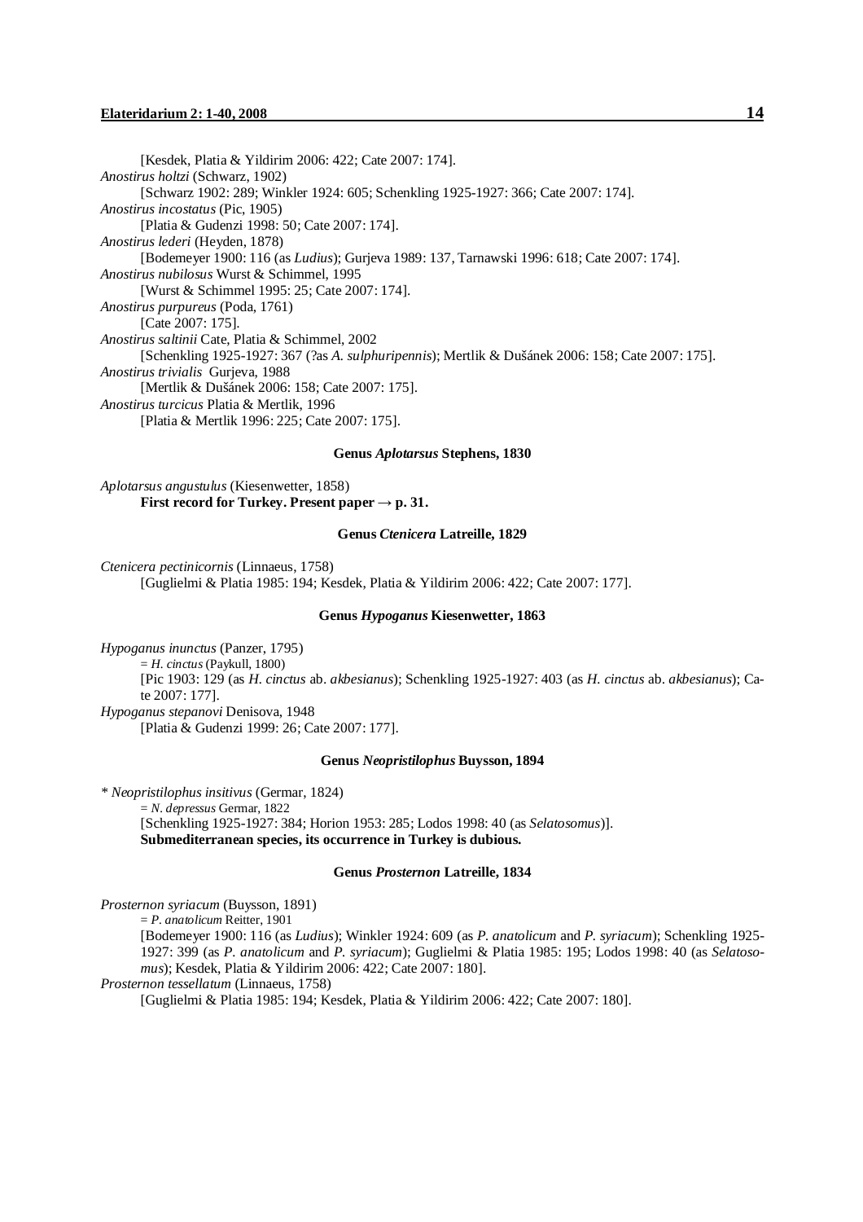[Kesdek, Platia & Yildirim 2006: 422; Cate 2007: 174].

*Anostirus holtzi* (Schwarz, 1902)
[Schwarz 1902: 289; Winkler 1924: 605; Schenkling 1925-1927: 366; Cate 2007: 174].

*Anostirus incostatus* (Pic, 1905)
[Platia & Gudenzi 1998: 50; Cate 2007: 174].

*Anostirus lederi* (Heyden, 1878)
[Bodemeyer 1900: 116 (as *Ludius*); Gurjeva 1989: 137, Tarnawski 1996: 618; Cate 2007: 174].

*Anostirus nubilosus* Wurst & Schimmel, 1995
[Wurst & Schimmel 1995: 25; Cate 2007: 174].

*Anostirus purpureus* (Poda, 1761)
[Cate 2007: 175].

*Anostirus saltinii* Cate, Platia & Schimmel, 2002
[Schenkling 1925-1927: 367 (?as *A. sulphuripennis*); Mertlik & Dušánek 2006: 158; Cate 2007: 175].

*Anostirus trivialis* Gurjeva, 1988
[Mertlik & Dušánek 2006: 158; Cate 2007: 175].

*Anostirus turcicus* Platia & Mertlik, 1996
[Platia & Mertlik 1996: 225; Cate 2007: 175].

### Genus *Aplotarsus* Stephens, 1830

*Aplotarsus angustulus* (Kiesenwetter, 1858)
**First record for Turkey. Present paper → p. 31.**

### Genus *Ctenicera* Latreille, 1829

*Ctenicera pectinicornis* (Linnaeus, 1758)
[Guglielmi & Platia 1985: 194; Kesdek, Platia & Yildirim 2006: 422; Cate 2007: 177].

### Genus *Hypoganus* Kiesenwetter, 1863

*Hypoganus inunctus* (Panzer, 1795)
= *H. cinctus* (Paykull, 1800)
[Pic 1903: 129 (as *H. cinctus* ab. *akbesianus*); Schenkling 1925-1927: 403 (as *H. cinctus* ab. *akbesianus*); Cate 2007: 177].

*Hypoganus stepanovi* Denisova, 1948
[Platia & Gudenzi 1999: 26; Cate 2007: 177].

### Genus *Neopristilophus* Buysson, 1894

\* *Neopristilophus insitivus* (Germar, 1824)
= *N. depressus* Germar, 1822
[Schenkling 1925-1927: 384; Horion 1953: 285; Lodos 1998: 40 (as *Selatosomus*)].
**Submediterranean species, its occurrence in Turkey is dubious.**

### Genus *Prosternon* Latreille, 1834

*Prosternon syriacum* (Buysson, 1891)
= *P. anatolicum* Reitter, 1901
[Bodemeyer 1900: 116 (as *Ludius*); Winkler 1924: 609 (as *P. anatolicum* and *P. syriacum*); Schenkling 1925-1927: 399 (as *P. anatolicum* and *P. syriacum*); Guglielmi & Platia 1985: 195; Lodos 1998: 40 (as *Selatosomus*); Kesdek, Platia & Yildirim 2006: 422; Cate 2007: 180].

*Prosternon tessellatum* (Linnaeus, 1758)
[Guglielmi & Platia 1985: 194; Kesdek, Platia & Yildirim 2006: 422; Cate 2007: 180].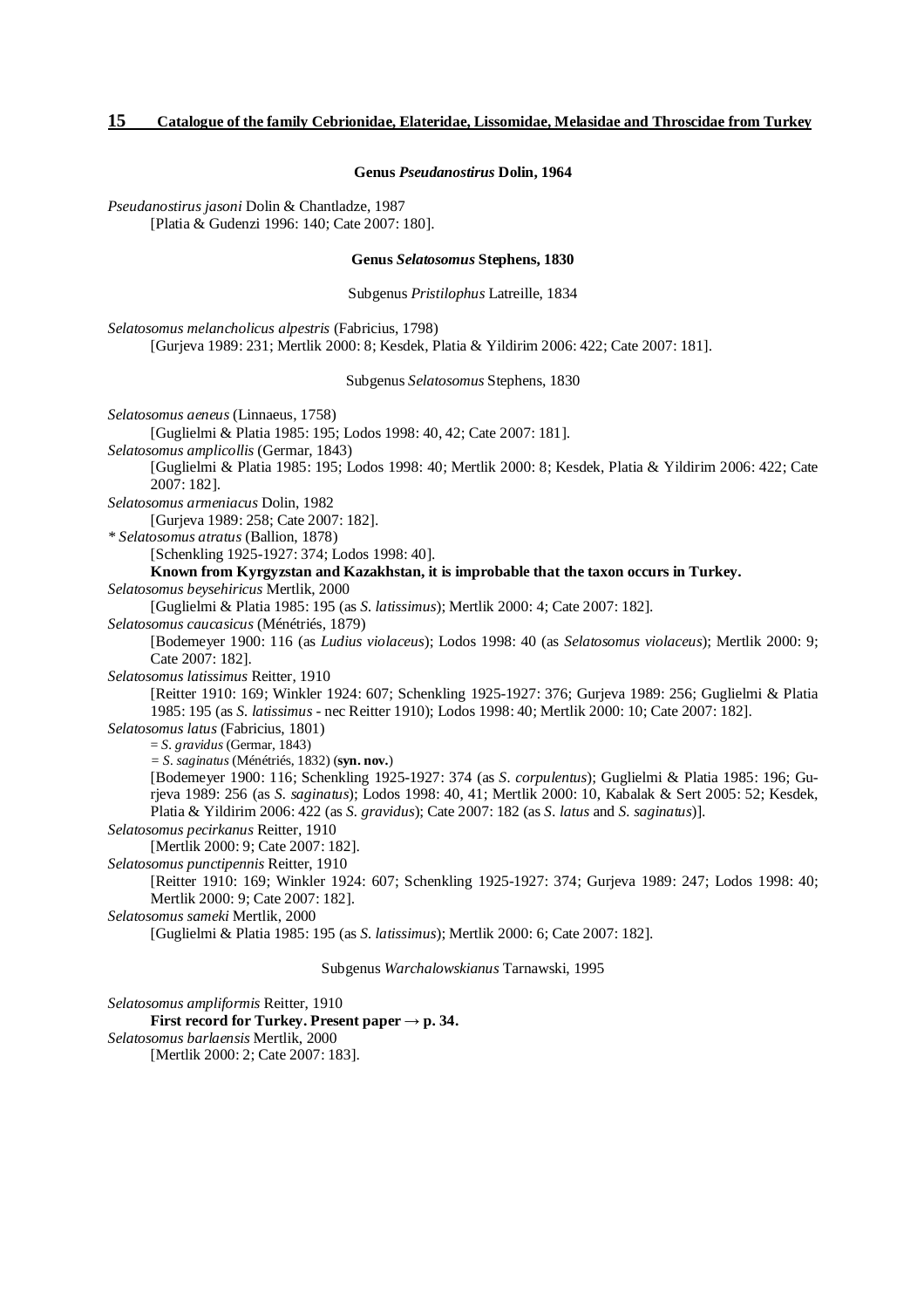### Genus *Pseudanostirus* Dolin, 1964

*Pseudanostirus jasoni* Dolin & Chantladze, 1987
[Platia & Gudenzi 1996: 140; Cate 2007: 180].

### Genus *Selatosomus* Stephens, 1830

Subgenus *Pristilophus* Latreille, 1834

*Selatosomus melancholicus alpestris* (Fabricius, 1798)
[Gurjeva 1989: 231; Mertlik 2000: 8; Kesdek, Platia & Yildirim 2006: 422; Cate 2007: 181].

Subgenus *Selatosomus* Stephens, 1830

*Selatosomus aeneus* (Linnaeus, 1758)
[Guglielmi & Platia 1985: 195; Lodos 1998: 40, 42; Cate 2007: 181].

*Selatosomus amplicollis* (Germar, 1843)
[Guglielmi & Platia 1985: 195; Lodos 1998: 40; Mertlik 2000: 8; Kesdek, Platia & Yildirim 2006: 422; Cate 2007: 182].

*Selatosomus armeniacus* Dolin, 1982
[Gurjeva 1989: 258; Cate 2007: 182].

* *Selatosomus atratus* (Ballion, 1878)
[Schenkling 1925-1927: 374; Lodos 1998: 40].
**Known from Kyrgyzstan and Kazakhstan, it is improbable that the taxon occurs in Turkey.**

*Selatosomus beysehiricus* Mertlik, 2000
[Guglielmi & Platia 1985: 195 (as *S. latissimus*); Mertlik 2000: 4; Cate 2007: 182].

*Selatosomus caucasicus* (Ménétriés, 1879)
[Bodemeyer 1900: 116 (as *Ludius violaceus*); Lodos 1998: 40 (as *Selatosomus violaceus*); Mertlik 2000: 9; Cate 2007: 182].

*Selatosomus latissimus* Reitter, 1910
[Reitter 1910: 169; Winkler 1924: 607; Schenkling 1925-1927: 376; Gurjeva 1989: 256; Guglielmi & Platia 1985: 195 (as *S. latissimus* - nec Reitter 1910); Lodos 1998: 40; Mertlik 2000: 10; Cate 2007: 182].

*Selatosomus latus* (Fabricius, 1801)
= *S. gravidus* (Germar, 1843)
= *S. saginatus* (Ménétriés, 1832) (**syn. nov.**)
[Bodemeyer 1900: 116; Schenkling 1925-1927: 374 (as *S. corpulentus*); Guglielmi & Platia 1985: 196; Gurjeva 1989: 256 (as *S. saginatus*); Lodos 1998: 40, 41; Mertlik 2000: 10, Kabalak & Sert 2005: 52; Kesdek, Platia & Yildirim 2006: 422 (as *S. gravidus*); Cate 2007: 182 (as *S. latus* and *S. saginatus*)].

*Selatosomus pecirkanus* Reitter, 1910
[Mertlik 2000: 9; Cate 2007: 182].

*Selatosomus punctipennis* Reitter, 1910
[Reitter 1910: 169; Winkler 1924: 607; Schenkling 1925-1927: 374; Gurjeva 1989: 247; Lodos 1998: 40; Mertlik 2000: 9; Cate 2007: 182].

*Selatosomus sameki* Mertlik, 2000
[Guglielmi & Platia 1985: 195 (as *S. latissimus*); Mertlik 2000: 6; Cate 2007: 182].

Subgenus *Warchalowskianus* Tarnawski, 1995

*Selatosomus ampliformis* Reitter, 1910
**First record for Turkey. Present paper → p. 34.**

*Selatosomus barlaensis* Mertlik, 2000
[Mertlik 2000: 2; Cate 2007: 183].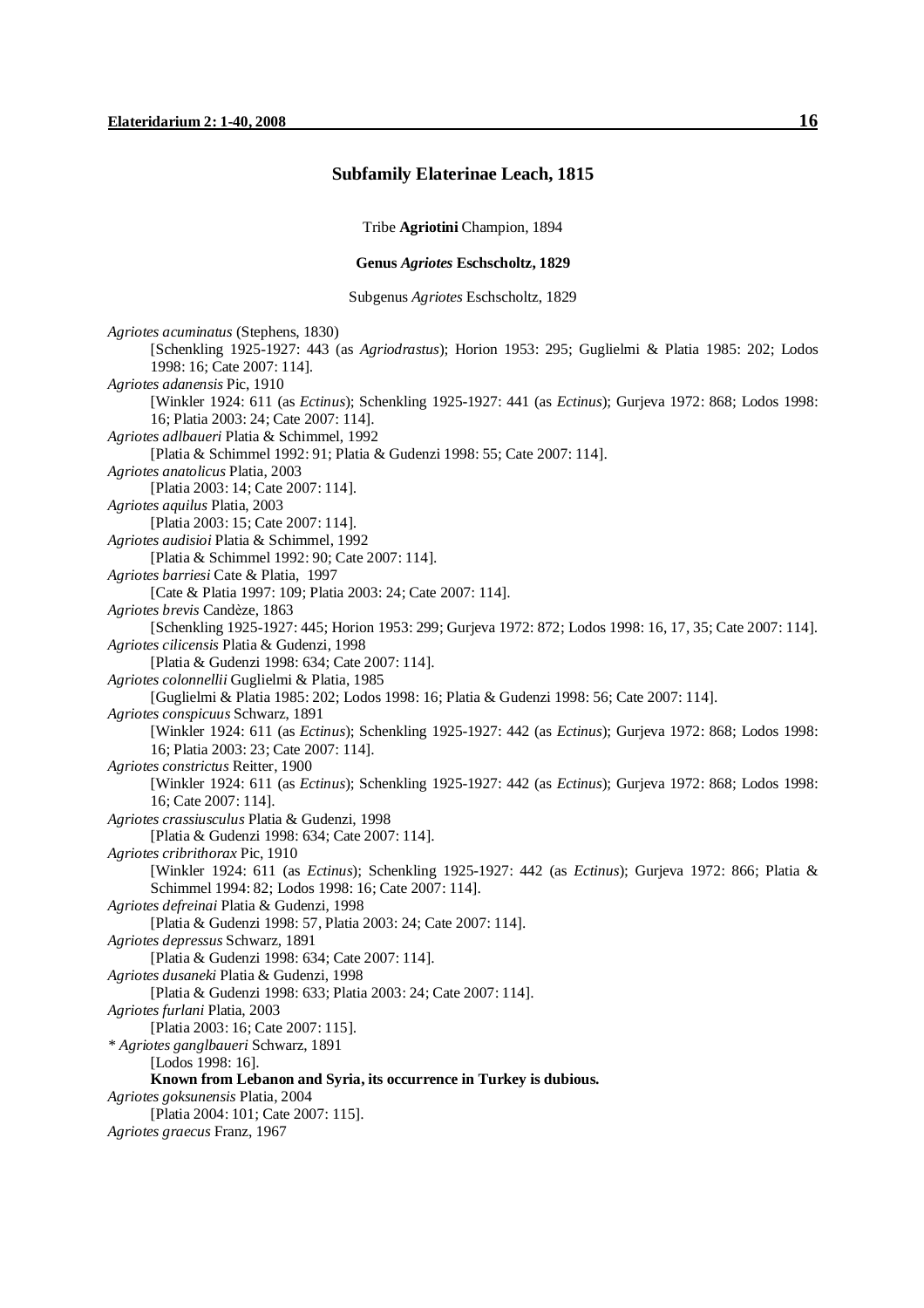## Subfamily Elaterinae Leach, 1815

Tribe **Agriotini** Champion, 1894

### Genus *Agriotes* Eschscholtz, 1829

Subgenus *Agriotes* Eschscholtz, 1829

*Agriotes acuminatus* (Stephens, 1830)
[Schenkling 1925-1927: 443 (as *Agriodrastus*); Horion 1953: 295; Guglielmi & Platia 1985: 202; Lodos 1998: 16; Cate 2007: 114].

*Agriotes adanensis* Pic, 1910
[Winkler 1924: 611 (as *Ectinus*); Schenkling 1925-1927: 441 (as *Ectinus*); Gurjeva 1972: 868; Lodos 1998: 16; Platia 2003: 24; Cate 2007: 114].

*Agriotes adlbaueri* Platia & Schimmel, 1992
[Platia & Schimmel 1992: 91; Platia & Gudenzi 1998: 55; Cate 2007: 114].

*Agriotes anatolicus* Platia, 2003
[Platia 2003: 14; Cate 2007: 114].

*Agriotes aquilus* Platia, 2003
[Platia 2003: 15; Cate 2007: 114].

*Agriotes audisioi* Platia & Schimmel, 1992
[Platia & Schimmel 1992: 90; Cate 2007: 114].

*Agriotes barriesi* Cate & Platia, 1997
[Cate & Platia 1997: 109; Platia 2003: 24; Cate 2007: 114].

*Agriotes brevis* Candèze, 1863
[Schenkling 1925-1927: 445; Horion 1953: 299; Gurjeva 1972: 872; Lodos 1998: 16, 17, 35; Cate 2007: 114].

*Agriotes cilicensis* Platia & Gudenzi, 1998
[Platia & Gudenzi 1998: 634; Cate 2007: 114].

*Agriotes colonnellii* Guglielmi & Platia, 1985
[Guglielmi & Platia 1985: 202; Lodos 1998: 16; Platia & Gudenzi 1998: 56; Cate 2007: 114].

*Agriotes conspicuus* Schwarz, 1891
[Winkler 1924: 611 (as *Ectinus*); Schenkling 1925-1927: 442 (as *Ectinus*); Gurjeva 1972: 868; Lodos 1998: 16; Platia 2003: 23; Cate 2007: 114].

*Agriotes constrictus* Reitter, 1900
[Winkler 1924: 611 (as *Ectinus*); Schenkling 1925-1927: 442 (as *Ectinus*); Gurjeva 1972: 868; Lodos 1998: 16; Cate 2007: 114].

*Agriotes crassiusculus* Platia & Gudenzi, 1998
[Platia & Gudenzi 1998: 634; Cate 2007: 114].

*Agriotes cribrithorax* Pic, 1910
[Winkler 1924: 611 (as *Ectinus*); Schenkling 1925-1927: 442 (as *Ectinus*); Gurjeva 1972: 866; Platia & Schimmel 1994: 82; Lodos 1998: 16; Cate 2007: 114].

*Agriotes defreinai* Platia & Gudenzi, 1998
[Platia & Gudenzi 1998: 57, Platia 2003: 24; Cate 2007: 114].

*Agriotes depressus* Schwarz, 1891
[Platia & Gudenzi 1998: 634; Cate 2007: 114].

*Agriotes dusaneki* Platia & Gudenzi, 1998
[Platia & Gudenzi 1998: 633; Platia 2003: 24; Cate 2007: 114].

*Agriotes furlani* Platia, 2003
[Platia 2003: 16; Cate 2007: 115].

\* *Agriotes ganglbaueri* Schwarz, 1891
[Lodos 1998: 16].
**Known from Lebanon and Syria, its occurrence in Turkey is dubious.**

*Agriotes goksunensis* Platia, 2004
[Platia 2004: 101; Cate 2007: 115].

*Agriotes graecus* Franz, 1967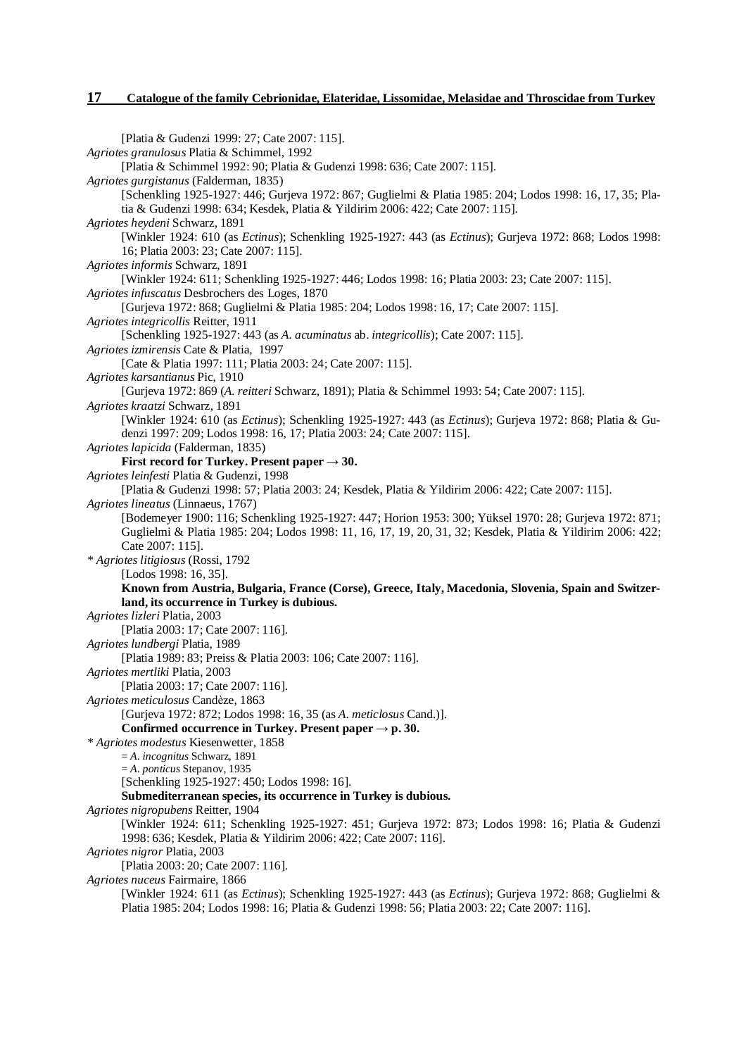[Platia & Gudenzi 1999: 27; Cate 2007: 115].

*Agriotes granulosus* Platia & Schimmel, 1992

[Platia & Schimmel 1992: 90; Platia & Gudenzi 1998: 636; Cate 2007: 115].

*Agriotes gurgistanus* (Falderman, 1835)

[Schenkling 1925-1927: 446; Gurjeva 1972: 867; Guglielmi & Platia 1985: 204; Lodos 1998: 16, 17, 35; Platia & Gudenzi 1998: 634; Kesdek, Platia & Yildirim 2006: 422; Cate 2007: 115].

*Agriotes heydeni* Schwarz, 1891

[Winkler 1924: 610 (as *Ectinus*); Schenkling 1925-1927: 443 (as *Ectinus*); Gurjeva 1972: 868; Lodos 1998: 16; Platia 2003: 23; Cate 2007: 115].

*Agriotes informis* Schwarz, 1891

[Winkler 1924: 611; Schenkling 1925-1927: 446; Lodos 1998: 16; Platia 2003: 23; Cate 2007: 115].

*Agriotes infuscatus* Desbrochers des Loges, 1870

[Gurjeva 1972: 868; Guglielmi & Platia 1985: 204; Lodos 1998: 16, 17; Cate 2007: 115].

*Agriotes integricollis* Reitter, 1911

[Schenkling 1925-1927: 443 (as *A. acuminatus* ab. *integricollis*); Cate 2007: 115].

*Agriotes izmirensis* Cate & Platia, 1997

[Cate & Platia 1997: 111; Platia 2003: 24; Cate 2007: 115].

*Agriotes karsantianus* Pic, 1910

[Gurjeva 1972: 869 (*A. reitteri* Schwarz, 1891); Platia & Schimmel 1993: 54; Cate 2007: 115].

*Agriotes kraatzi* Schwarz, 1891

[Winkler 1924: 610 (as *Ectinus*); Schenkling 1925-1927: 443 (as *Ectinus*); Gurjeva 1972: 868; Platia & Gudenzi 1997: 209; Lodos 1998: 16, 17; Platia 2003: 24; Cate 2007: 115].

*Agriotes lapicida* (Falderman, 1835)

**First record for Turkey. Present paper → 30.**

*Agriotes leinfesti* Platia & Gudenzi, 1998

[Platia & Gudenzi 1998: 57; Platia 2003: 24; Kesdek, Platia & Yildirim 2006: 422; Cate 2007: 115].

*Agriotes lineatus* (Linnaeus, 1767)

[Bodemeyer 1900: 116; Schenkling 1925-1927: 447; Horion 1953: 300; Yüksel 1970: 28; Gurjeva 1972: 871; Guglielmi & Platia 1985: 204; Lodos 1998: 11, 16, 17, 19, 20, 31, 32; Kesdek, Platia & Yildirim 2006: 422; Cate 2007: 115].

\* *Agriotes litigiosus* (Rossi, 1792

[Lodos 1998: 16, 35].

**Known from Austria, Bulgaria, France (Corse), Greece, Italy, Macedonia, Slovenia, Spain and Switzerland, its occurrence in Turkey is dubious.**

*Agriotes lizleri* Platia, 2003

[Platia 2003: 17; Cate 2007: 116].

*Agriotes lundbergi* Platia, 1989

[Platia 1989: 83; Preiss & Platia 2003: 106; Cate 2007: 116].

*Agriotes mertliki* Platia, 2003

[Platia 2003: 17; Cate 2007: 116].

*Agriotes meticulosus* Candèze, 1863

[Gurjeva 1972: 872; Lodos 1998: 16, 35 (as *A. meticlosus* Cand.)].

**Confirmed occurrence in Turkey. Present paper → p. 30.**

\* *Agriotes modestus* Kiesenwetter, 1858

= *A. incognitus* Schwarz, 1891

= *A. ponticus* Stepanov, 1935

[Schenkling 1925-1927: 450; Lodos 1998: 16].

**Submediterranean species, its occurrence in Turkey is dubious.**

*Agriotes nigropubens* Reitter, 1904

[Winkler 1924: 611; Schenkling 1925-1927: 451; Gurjeva 1972: 873; Lodos 1998: 16; Platia & Gudenzi 1998: 636; Kesdek, Platia & Yildirim 2006: 422; Cate 2007: 116].

*Agriotes nigror* Platia, 2003

[Platia 2003: 20; Cate 2007: 116].

*Agriotes nuceus* Fairmaire, 1866

[Winkler 1924: 611 (as *Ectinus*); Schenkling 1925-1927: 443 (as *Ectinus*); Gurjeva 1972: 868; Guglielmi & Platia 1985: 204; Lodos 1998: 16; Platia & Gudenzi 1998: 56; Platia 2003: 22; Cate 2007: 116].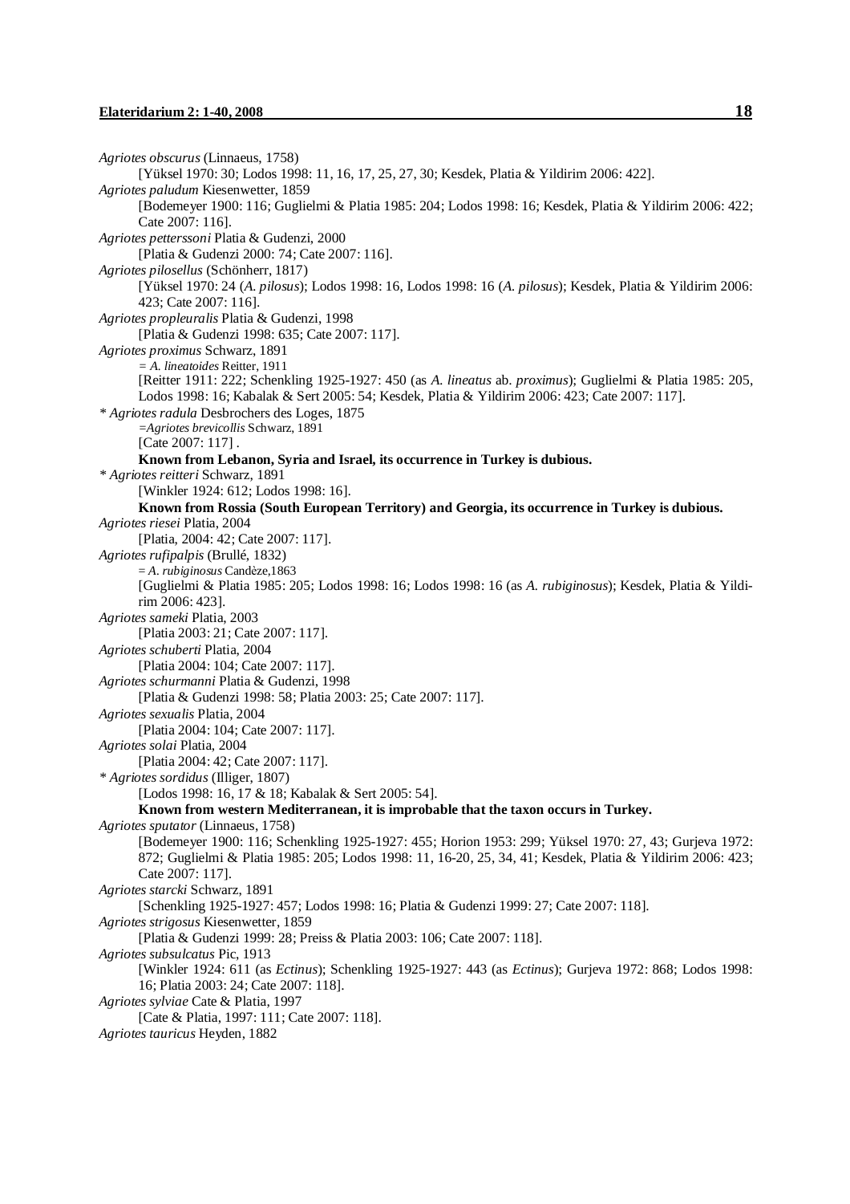*Agriotes obscurus* (Linnaeus, 1758)
[Yüksel 1970: 30; Lodos 1998: 11, 16, 17, 25, 27, 30; Kesdek, Platia & Yildirim 2006: 422].

*Agriotes paludum* Kiesenwetter, 1859
[Bodemeyer 1900: 116; Guglielmi & Platia 1985: 204; Lodos 1998: 16; Kesdek, Platia & Yildirim 2006: 422; Cate 2007: 116].

*Agriotes petterssoni* Platia & Gudenzi, 2000
[Platia & Gudenzi 2000: 74; Cate 2007: 116].

*Agriotes pilosellus* (Schönherr, 1817)
[Yüksel 1970: 24 (*A. pilosus*); Lodos 1998: 16, Lodos 1998: 16 (*A. pilosus*); Kesdek, Platia & Yildirim 2006: 423; Cate 2007: 116].

*Agriotes propleuralis* Platia & Gudenzi, 1998
[Platia & Gudenzi 1998: 635; Cate 2007: 117].

*Agriotes proximus* Schwarz, 1891
= *A. lineatoides* Reitter, 1911
[Reitter 1911: 222; Schenkling 1925-1927: 450 (as *A. lineatus* ab. *proximus*); Guglielmi & Platia 1985: 205, Lodos 1998: 16; Kabalak & Sert 2005: 54; Kesdek, Platia & Yildirim 2006: 423; Cate 2007: 117].

* *Agriotes radula* Desbrochers des Loges, 1875
=*Agriotes brevicollis* Schwarz, 1891
[Cate 2007: 117] .
**Known from Lebanon, Syria and Israel, its occurrence in Turkey is dubious.**

* *Agriotes reitteri* Schwarz, 1891
[Winkler 1924: 612; Lodos 1998: 16].
**Known from Rossia (South European Territory) and Georgia, its occurrence in Turkey is dubious.**

*Agriotes riesei* Platia, 2004
[Platia, 2004: 42; Cate 2007: 117].

*Agriotes rufipalpis* (Brullé, 1832)
= *A. rubiginosus* Candèze,1863
[Guglielmi & Platia 1985: 205; Lodos 1998: 16; Lodos 1998: 16 (as *A. rubiginosus*); Kesdek, Platia & Yildirim 2006: 423].

*Agriotes sameki* Platia, 2003
[Platia 2003: 21; Cate 2007: 117].

*Agriotes schuberti* Platia, 2004
[Platia 2004: 104; Cate 2007: 117].

*Agriotes schurmanni* Platia & Gudenzi, 1998
[Platia & Gudenzi 1998: 58; Platia 2003: 25; Cate 2007: 117].

*Agriotes sexualis* Platia, 2004
[Platia 2004: 104; Cate 2007: 117].

*Agriotes solai* Platia, 2004
[Platia 2004: 42; Cate 2007: 117].

* *Agriotes sordidus* (Illiger, 1807)
[Lodos 1998: 16, 17 & 18; Kabalak & Sert 2005: 54].
**Known from western Mediterranean, it is improbable that the taxon occurs in Turkey.**

*Agriotes sputator* (Linnaeus, 1758)
[Bodemeyer 1900: 116; Schenkling 1925-1927: 455; Horion 1953: 299; Yüksel 1970: 27, 43; Gurjeva 1972: 872; Guglielmi & Platia 1985: 205; Lodos 1998: 11, 16-20, 25, 34, 41; Kesdek, Platia & Yildirim 2006: 423; Cate 2007: 117].

*Agriotes starcki* Schwarz, 1891
[Schenkling 1925-1927: 457; Lodos 1998: 16; Platia & Gudenzi 1999: 27; Cate 2007: 118].

*Agriotes strigosus* Kiesenwetter, 1859
[Platia & Gudenzi 1999: 28; Preiss & Platia 2003: 106; Cate 2007: 118].

*Agriotes subsulcatus* Pic, 1913
[Winkler 1924: 611 (as *Ectinus*); Schenkling 1925-1927: 443 (as *Ectinus*); Gurjeva 1972: 868; Lodos 1998: 16; Platia 2003: 24; Cate 2007: 118].

*Agriotes sylviae* Cate & Platia, 1997
[Cate & Platia, 1997: 111; Cate 2007: 118].

*Agriotes tauricus* Heyden, 1882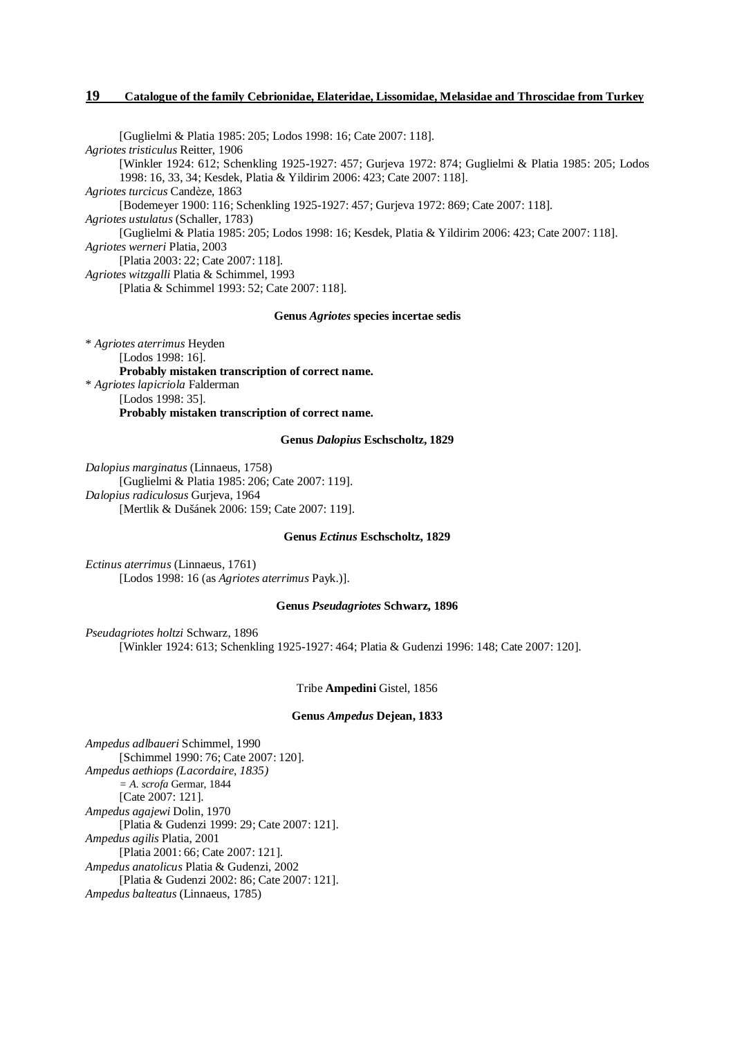[Guglielmi & Platia 1985: 205; Lodos 1998: 16; Cate 2007: 118].

*Agriotes tristiculus* Reitter, 1906
[Winkler 1924: 612; Schenkling 1925-1927: 457; Gurjeva 1972: 874; Guglielmi & Platia 1985: 205; Lodos 1998: 16, 33, 34; Kesdek, Platia & Yildirim 2006: 423; Cate 2007: 118].

*Agriotes turcicus* Candèze, 1863
[Bodemeyer 1900: 116; Schenkling 1925-1927: 457; Gurjeva 1972: 869; Cate 2007: 118].

*Agriotes ustulatus* (Schaller, 1783)
[Guglielmi & Platia 1985: 205; Lodos 1998: 16; Kesdek, Platia & Yildirim 2006: 423; Cate 2007: 118].

*Agriotes werneri* Platia, 2003
[Platia 2003: 22; Cate 2007: 118].

*Agriotes witzgalli* Platia & Schimmel, 1993
[Platia & Schimmel 1993: 52; Cate 2007: 118].

**Genus *Agriotes* species incertae sedis**

\* *Agriotes aterrimus* Heyden
[Lodos 1998: 16].
**Probably mistaken transcription of correct name.**

\* *Agriotes lapicriola* Falderman
[Lodos 1998: 35].
**Probably mistaken transcription of correct name.**

**Genus *Dalopius* Eschscholtz, 1829**

*Dalopius marginatus* (Linnaeus, 1758)
[Guglielmi & Platia 1985: 206; Cate 2007: 119].

*Dalopius radiculosus* Gurjeva, 1964
[Mertlik & Dušánek 2006: 159; Cate 2007: 119].

**Genus *Ectinus* Eschscholtz, 1829**

*Ectinus aterrimus* (Linnaeus, 1761)
[Lodos 1998: 16 (as *Agriotes aterrimus* Payk.)].

**Genus *Pseudagriotes* Schwarz, 1896**

*Pseudagriotes holtzi* Schwarz, 1896
[Winkler 1924: 613; Schenkling 1925-1927: 464; Platia & Gudenzi 1996: 148; Cate 2007: 120].

Tribe **Ampedini** Gistel, 1856

**Genus *Ampedus* Dejean, 1833**

*Ampedus adlbaueri* Schimmel, 1990
[Schimmel 1990: 76; Cate 2007: 120].

*Ampedus aethiops (Lacordaire, 1835)*
= *A. scrofa* Germar, 1844
[Cate 2007: 121].

*Ampedus agajewi* Dolin, 1970
[Platia & Gudenzi 1999: 29; Cate 2007: 121].

*Ampedus agilis* Platia, 2001
[Platia 2001: 66; Cate 2007: 121].

*Ampedus anatolicus* Platia & Gudenzi, 2002
[Platia & Gudenzi 2002: 86; Cate 2007: 121].

*Ampedus balteatus* (Linnaeus, 1785)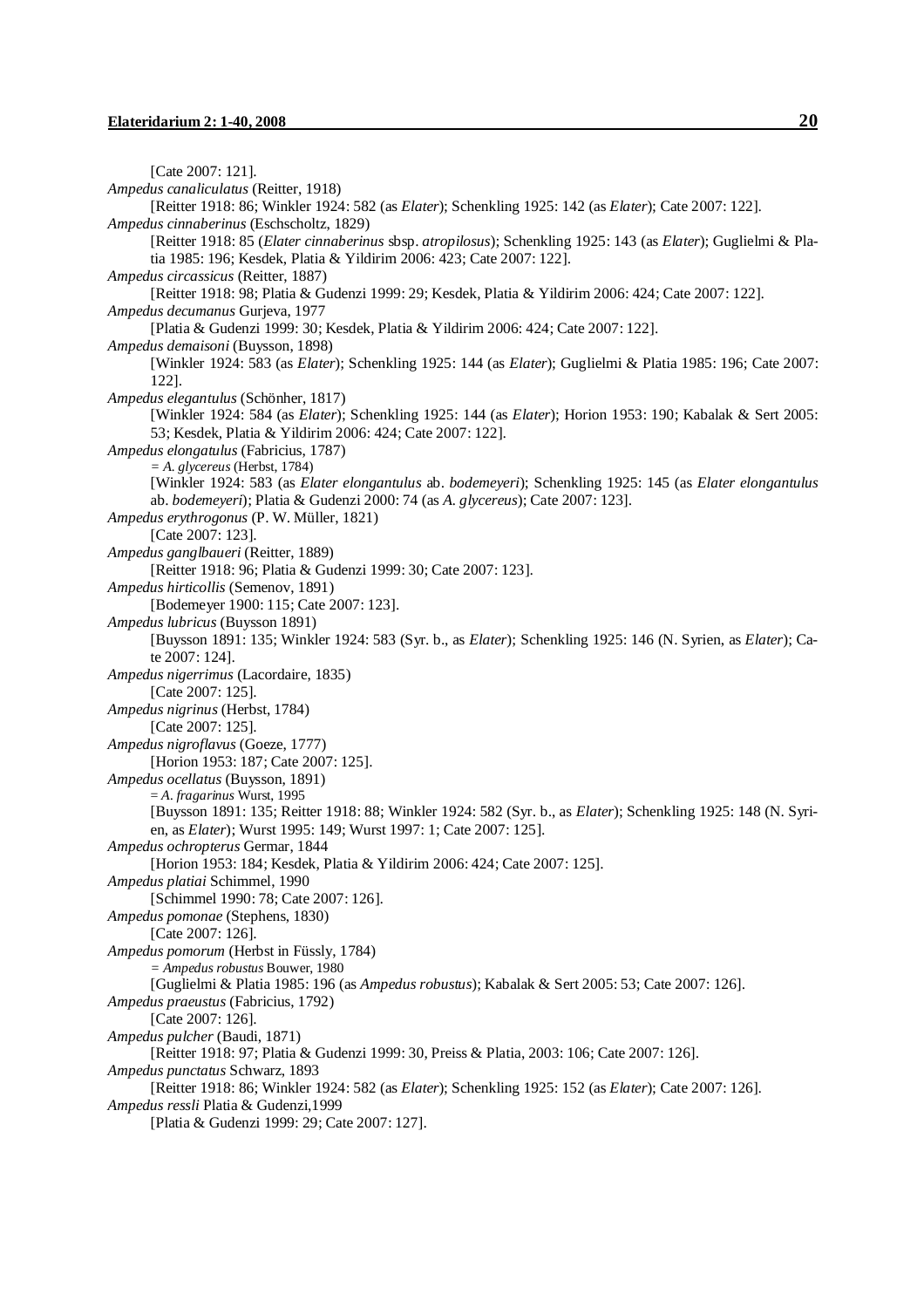[Cate 2007: 121].

*Ampedus canaliculatus* (Reitter, 1918)
[Reitter 1918: 86; Winkler 1924: 582 (as *Elater*); Schenkling 1925: 142 (as *Elater*); Cate 2007: 122].

*Ampedus cinnaberinus* (Eschscholtz, 1829)
[Reitter 1918: 85 (*Elater cinnaberinus* sbsp. *atropilosus*); Schenkling 1925: 143 (as *Elater*); Guglielmi & Platia 1985: 196; Kesdek, Platia & Yildirim 2006: 423; Cate 2007: 122].

*Ampedus circassicus* (Reitter, 1887)
[Reitter 1918: 98; Platia & Gudenzi 1999: 29; Kesdek, Platia & Yildirim 2006: 424; Cate 2007: 122].

*Ampedus decumanus* Gurjeva, 1977
[Platia & Gudenzi 1999: 30; Kesdek, Platia & Yildirim 2006: 424; Cate 2007: 122].

*Ampedus demaisoni* (Buysson, 1898)
[Winkler 1924: 583 (as *Elater*); Schenkling 1925: 144 (as *Elater*); Guglielmi & Platia 1985: 196; Cate 2007: 122].

*Ampedus elegantulus* (Schönher, 1817)
[Winkler 1924: 584 (as *Elater*); Schenkling 1925: 144 (as *Elater*); Horion 1953: 190; Kabalak & Sert 2005: 53; Kesdek, Platia & Yildirim 2006: 424; Cate 2007: 122].

*Ampedus elongatulus* (Fabricius, 1787)
= *A. glycereus* (Herbst, 1784)
[Winkler 1924: 583 (as *Elater elongantulus* ab. *bodemeyeri*); Schenkling 1925: 145 (as *Elater elongantulus* ab. *bodemeyeri*); Platia & Gudenzi 2000: 74 (as *A. glycereus*); Cate 2007: 123].

*Ampedus erythrogonus* (P. W. Müller, 1821)
[Cate 2007: 123].

*Ampedus ganglbaueri* (Reitter, 1889)
[Reitter 1918: 96; Platia & Gudenzi 1999: 30; Cate 2007: 123].

*Ampedus hirticollis* (Semenov, 1891)
[Bodemeyer 1900: 115; Cate 2007: 123].

*Ampedus lubricus* (Buysson 1891)
[Buysson 1891: 135; Winkler 1924: 583 (Syr. b., as *Elater*); Schenkling 1925: 146 (N. Syrien, as *Elater*); Cate 2007: 124].

*Ampedus nigerrimus* (Lacordaire, 1835)
[Cate 2007: 125].

*Ampedus nigrinus* (Herbst, 1784)
[Cate 2007: 125].

*Ampedus nigroflavus* (Goeze, 1777)
[Horion 1953: 187; Cate 2007: 125].

*Ampedus ocellatus* (Buysson, 1891)
= *A. fragarinus* Wurst, 1995
[Buysson 1891: 135; Reitter 1918: 88; Winkler 1924: 582 (Syr. b., as *Elater*); Schenkling 1925: 148 (N. Syrien, as *Elater*); Wurst 1995: 149; Wurst 1997: 1; Cate 2007: 125].

*Ampedus ochropterus* Germar, 1844
[Horion 1953: 184; Kesdek, Platia & Yildirim 2006: 424; Cate 2007: 125].

*Ampedus platiai* Schimmel, 1990
[Schimmel 1990: 78; Cate 2007: 126].

*Ampedus pomonae* (Stephens, 1830)
[Cate 2007: 126].

*Ampedus pomorum* (Herbst in Füssly, 1784)
= *Ampedus robustus* Bouwer, 1980
[Guglielmi & Platia 1985: 196 (as *Ampedus robustus*); Kabalak & Sert 2005: 53; Cate 2007: 126].

*Ampedus praeustus* (Fabricius, 1792)
[Cate 2007: 126].

*Ampedus pulcher* (Baudi, 1871)
[Reitter 1918: 97; Platia & Gudenzi 1999: 30, Preiss & Platia, 2003: 106; Cate 2007: 126].

*Ampedus punctatus* Schwarz, 1893
[Reitter 1918: 86; Winkler 1924: 582 (as *Elater*); Schenkling 1925: 152 (as *Elater*); Cate 2007: 126].

*Ampedus ressli* Platia & Gudenzi,1999
[Platia & Gudenzi 1999: 29; Cate 2007: 127].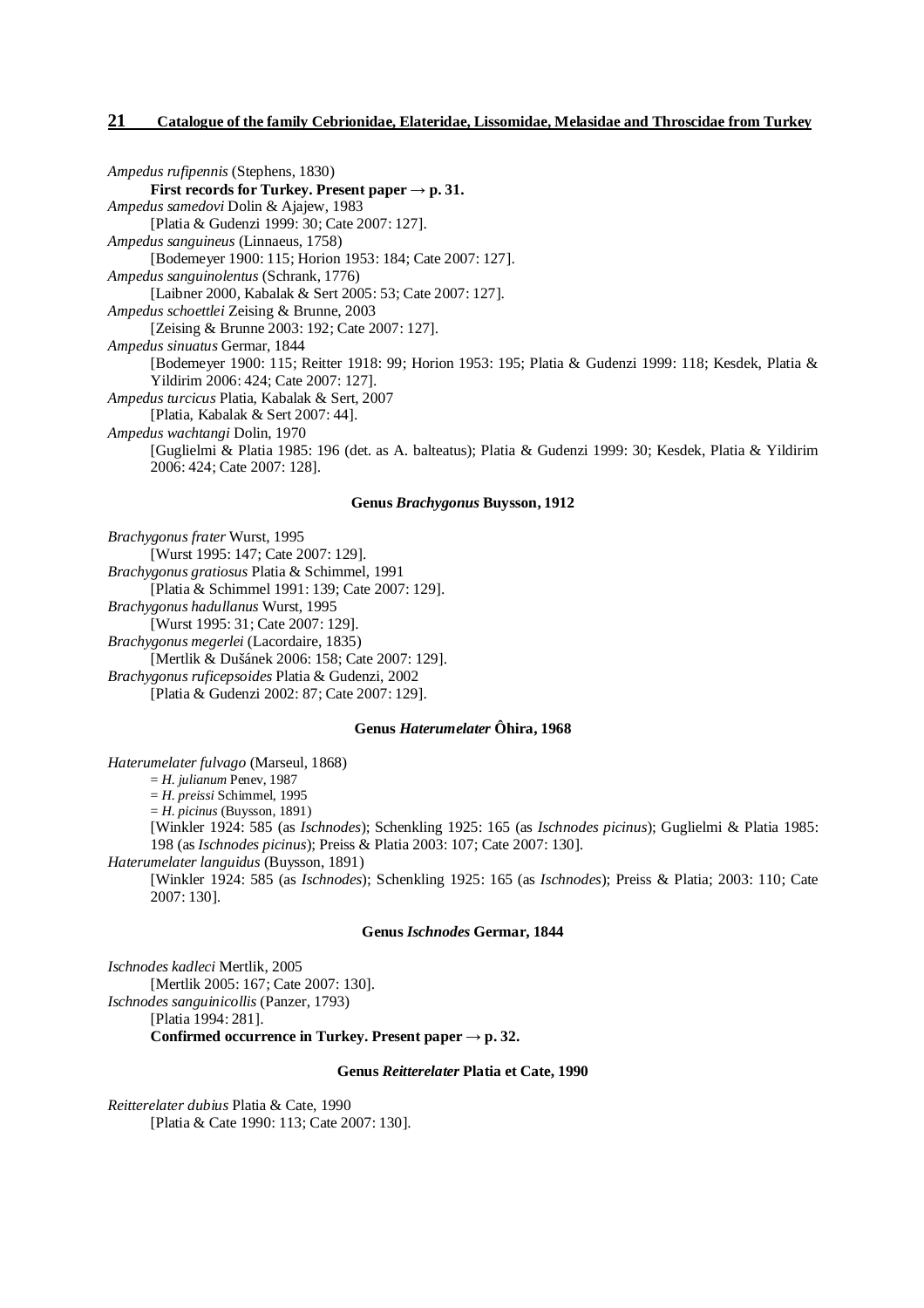*Ampedus rufipennis* (Stephens, 1830)

**First records for Turkey. Present paper → p. 31.**

*Ampedus samedovi* Dolin & Ajajew, 1983

[Platia & Gudenzi 1999: 30; Cate 2007: 127].

*Ampedus sanguineus* (Linnaeus, 1758)

[Bodemeyer 1900: 115; Horion 1953: 184; Cate 2007: 127].

*Ampedus sanguinolentus* (Schrank, 1776)

[Laibner 2000, Kabalak & Sert 2005: 53; Cate 2007: 127].

*Ampedus schoettlei* Zeising & Brunne, 2003

[Zeising & Brunne 2003: 192; Cate 2007: 127].

*Ampedus sinuatus* Germar, 1844

[Bodemeyer 1900: 115; Reitter 1918: 99; Horion 1953: 195; Platia & Gudenzi 1999: 118; Kesdek, Platia & Yildirim 2006: 424; Cate 2007: 127].

*Ampedus turcicus* Platia, Kabalak & Sert, 2007

[Platia, Kabalak & Sert 2007: 44].

*Ampedus wachtangi* Dolin, 1970

[Guglielmi & Platia 1985: 196 (det. as A. balteatus); Platia & Gudenzi 1999: 30; Kesdek, Platia & Yildirim 2006: 424; Cate 2007: 128].

### Genus *Brachygonus* Buysson, 1912

*Brachygonus frater* Wurst, 1995

[Wurst 1995: 147; Cate 2007: 129].

*Brachygonus gratiosus* Platia & Schimmel, 1991

[Platia & Schimmel 1991: 139; Cate 2007: 129].

*Brachygonus hadullanus* Wurst, 1995

[Wurst 1995: 31; Cate 2007: 129].

*Brachygonus megerlei* (Lacordaire, 1835)

[Mertlik & Dušánek 2006: 158; Cate 2007: 129].

*Brachygonus ruficepsoides* Platia & Gudenzi, 2002

[Platia & Gudenzi 2002: 87; Cate 2007: 129].

### Genus *Haterumelater* Ôhira, 1968

*Haterumelater fulvago* (Marseul, 1868)

= *H. julianum* Penev, 1987

= *H. preissi* Schimmel, 1995

= *H. picinus* (Buysson, 1891)

[Winkler 1924: 585 (as *Ischnodes*); Schenkling 1925: 165 (as *Ischnodes picinus*); Guglielmi & Platia 1985: 198 (as *Ischnodes picinus*); Preiss & Platia 2003: 107; Cate 2007: 130].

*Haterumelater languidus* (Buysson, 1891)

[Winkler 1924: 585 (as *Ischnodes*); Schenkling 1925: 165 (as *Ischnodes*); Preiss & Platia; 2003: 110; Cate 2007: 130].

### Genus *Ischnodes* Germar, 1844

*Ischnodes kadleci* Mertlik, 2005

[Mertlik 2005: 167; Cate 2007: 130].

*Ischnodes sanguinicollis* (Panzer, 1793)

[Platia 1994: 281].

**Confirmed occurrence in Turkey. Present paper → p. 32.**

### Genus *Reitterelater* Platia et Cate, 1990

*Reitterelater dubius* Platia & Cate, 1990

[Platia & Cate 1990: 113; Cate 2007: 130].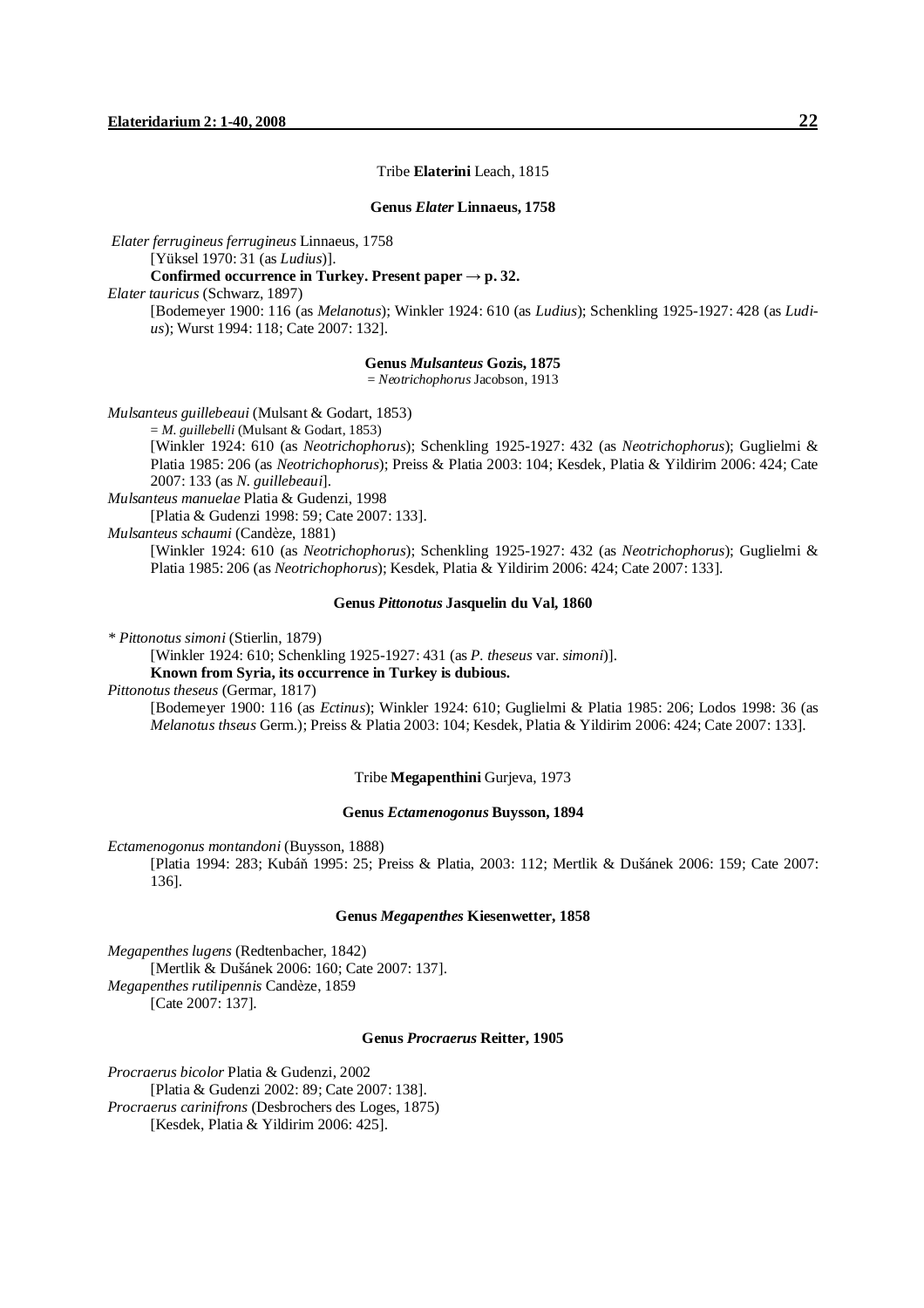### Tribe **Elaterini** Leach, 1815

#### Genus *Elater* Linnaeus, 1758

*Elater ferrugineus ferrugineus* Linnaeus, 1758
[Yüksel 1970: 31 (as *Ludius*)].
**Confirmed occurrence in Turkey. Present paper → p. 32.**

*Elater tauricus* (Schwarz, 1897)
[Bodemeyer 1900: 116 (as *Melanotus*); Winkler 1924: 610 (as *Ludius*); Schenkling 1925-1927: 428 (as *Ludius*); Wurst 1994: 118; Cate 2007: 132].

#### Genus *Mulsanteus* Gozis, 1875

= *Neotrichophorus* Jacobson, 1913

*Mulsanteus guillebeaui* (Mulsant & Godart, 1853)
= *M. guillebelli* (Mulsant & Godart, 1853)
[Winkler 1924: 610 (as *Neotrichophorus*); Schenkling 1925-1927: 432 (as *Neotrichophorus*); Guglielmi & Platia 1985: 206 (as *Neotrichophorus*); Preiss & Platia 2003: 104; Kesdek, Platia & Yildirim 2006: 424; Cate 2007: 133 (as *N. guillebeaui*)].

*Mulsanteus manuelae* Platia & Gudenzi, 1998
[Platia & Gudenzi 1998: 59; Cate 2007: 133].

*Mulsanteus schaumi* (Candèze, 1881)
[Winkler 1924: 610 (as *Neotrichophorus*); Schenkling 1925-1927: 432 (as *Neotrichophorus*); Guglielmi & Platia 1985: 206 (as *Neotrichophorus*); Kesdek, Platia & Yildirim 2006: 424; Cate 2007: 133].

#### Genus *Pittonotus* Jasquelin du Val, 1860

* *Pittonotus simoni* (Stierlin, 1879)
[Winkler 1924: 610; Schenkling 1925-1927: 431 (as *P. theseus* var. *simoni*)].
**Known from Syria, its occurrence in Turkey is dubious.**

*Pittonotus theseus* (Germar, 1817)
[Bodemeyer 1900: 116 (as *Ectinus*); Winkler 1924: 610; Guglielmi & Platia 1985: 206; Lodos 1998: 36 (as *Melanotus thseus* Germ.); Preiss & Platia 2003: 104; Kesdek, Platia & Yildirim 2006: 424; Cate 2007: 133].

### Tribe **Megapenthini** Gurjeva, 1973

#### Genus *Ectamenogonus* Buysson, 1894

*Ectamenogonus montandoni* (Buysson, 1888)
[Platia 1994: 283; Kubáň 1995: 25; Preiss & Platia, 2003: 112; Mertlik & Dušánek 2006: 159; Cate 2007: 136].

#### Genus *Megapenthes* Kiesenwetter, 1858

*Megapenthes lugens* (Redtenbacher, 1842)
[Mertlik & Dušánek 2006: 160; Cate 2007: 137].

*Megapenthes rutilipennis* Candèze, 1859
[Cate 2007: 137].

#### Genus *Procraerus* Reitter, 1905

*Procraerus bicolor* Platia & Gudenzi, 2002
[Platia & Gudenzi 2002: 89; Cate 2007: 138].

*Procraerus carinifrons* (Desbrochers des Loges, 1875)
[Kesdek, Platia & Yildirim 2006: 425].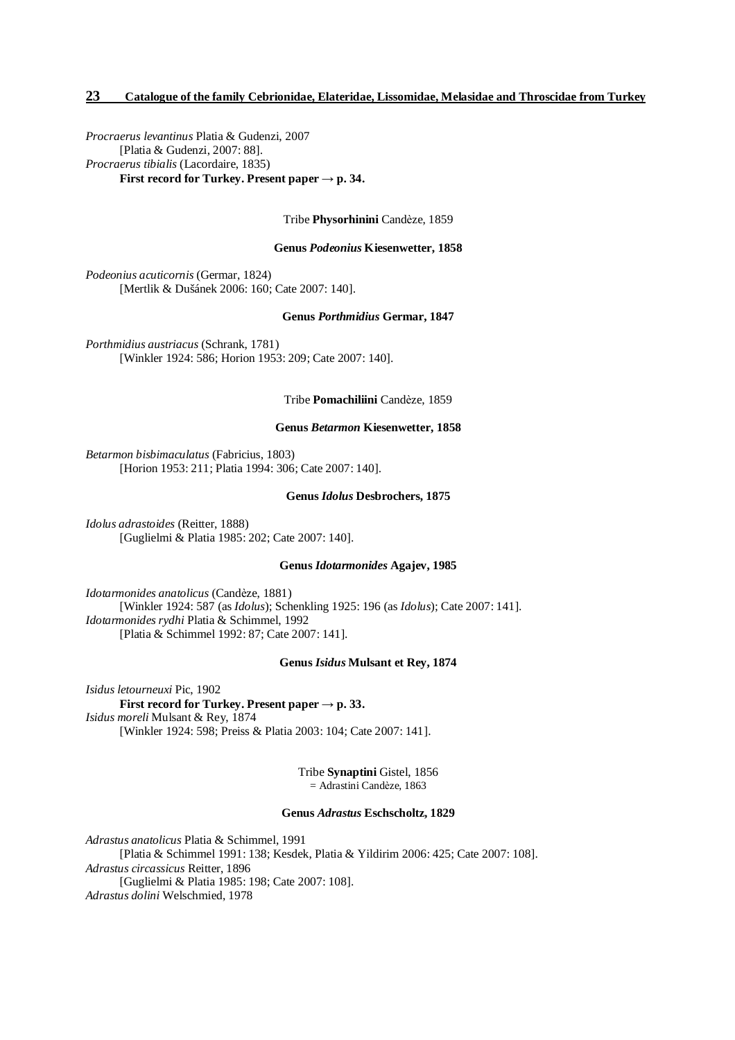*Procraerus levantinus* Platia & Gudenzi, 2007
 [Platia & Gudenzi, 2007: 88].
*Procraerus tibialis* (Lacordaire, 1835)
 **First record for Turkey. Present paper → p. 34.**

Tribe **Physorhinini** Candèze, 1859

#### Genus *Podeonius* Kiesenwetter, 1858

*Podeonius acuticornis* (Germar, 1824)
 [Mertlik & Dušánek 2006: 160; Cate 2007: 140].

#### Genus *Porthmidius* Germar, 1847

*Porthmidius austriacus* (Schrank, 1781)
 [Winkler 1924: 586; Horion 1953: 209; Cate 2007: 140].

Tribe **Pomachiliini** Candèze, 1859

#### Genus *Betarmon* Kiesenwetter, 1858

*Betarmon bisbimaculatus* (Fabricius, 1803)
 [Horion 1953: 211; Platia 1994: 306; Cate 2007: 140].

#### Genus *Idolus* Desbrochers, 1875

*Idolus adrastoides* (Reitter, 1888)
 [Guglielmi & Platia 1985: 202; Cate 2007: 140].

#### Genus *Idotarmonides* Agajev, 1985

*Idotarmonides anatolicus* (Candèze, 1881)
 [Winkler 1924: 587 (as *Idolus*); Schenkling 1925: 196 (as *Idolus*); Cate 2007: 141].
*Idotarmonides rydhi* Platia & Schimmel, 1992
 [Platia & Schimmel 1992: 87; Cate 2007: 141].

#### Genus *Isidus* Mulsant et Rey, 1874

*Isidus letourneuxi* Pic, 1902
 **First record for Turkey. Present paper → p. 33.**
*Isidus moreli* Mulsant & Rey, 1874
 [Winkler 1924: 598; Preiss & Platia 2003: 104; Cate 2007: 141].

Tribe **Synaptini** Gistel, 1856
= Adrastini Candèze, 1863

#### Genus *Adrastus* Eschscholtz, 1829

*Adrastus anatolicus* Platia & Schimmel, 1991
 [Platia & Schimmel 1991: 138; Kesdek, Platia & Yildirim 2006: 425; Cate 2007: 108].
*Adrastus circassicus* Reitter, 1896
 [Guglielmi & Platia 1985: 198; Cate 2007: 108].
*Adrastus dolini* Welschmied, 1978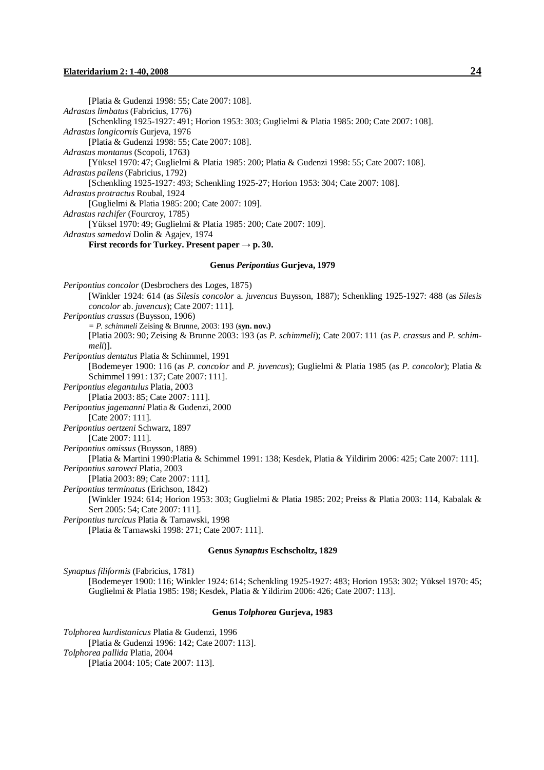[Platia & Gudenzi 1998: 55; Cate 2007: 108].

*Adrastus limbatus* (Fabricius, 1776)

[Schenkling 1925-1927: 491; Horion 1953: 303; Guglielmi & Platia 1985: 200; Cate 2007: 108].

*Adrastus longicornis* Gurjeva, 1976

[Platia & Gudenzi 1998: 55; Cate 2007: 108].

*Adrastus montanus* (Scopoli, 1763)

[Yüksel 1970: 47; Guglielmi & Platia 1985: 200; Platia & Gudenzi 1998: 55; Cate 2007: 108].

*Adrastus pallens* (Fabricius, 1792)

[Schenkling 1925-1927: 493; Schenkling 1925-27; Horion 1953: 304; Cate 2007: 108].

*Adrastus protractus* Roubal, 1924

[Guglielmi & Platia 1985: 200; Cate 2007: 109].

*Adrastus rachifer* (Fourcroy, 1785)

[Yüksel 1970: 49; Guglielmi & Platia 1985: 200; Cate 2007: 109].

*Adrastus samedovi* Dolin & Agajev, 1974

**First records for Turkey. Present paper → p. 30.**

### Genus *Peripontius* Gurjeva, 1979

*Peripontius concolor* (Desbrochers des Loges, 1875)

[Winkler 1924: 614 (as *Silesis concolor* a. *juvencus* Buysson, 1887); Schenkling 1925-1927: 488 (as *Silesis concolor* ab. *juvencus*); Cate 2007: 111].

*Peripontius crassus* (Buysson, 1906)

*= P. schimmeli* Zeising & Brunne, 2003: 193 (**syn. nov.**)

[Platia 2003: 90; Zeising & Brunne 2003: 193 (as *P. schimmeli*); Cate 2007: 111 (as *P. crassus* and *P. schimmeli*)].

*Peripontius dentatus* Platia & Schimmel, 1991

[Bodemeyer 1900: 116 (as *P. concolor* and *P. juvencus*); Guglielmi & Platia 1985 (as *P. concolor*); Platia & Schimmel 1991: 137; Cate 2007: 111].

*Peripontius elegantulus* Platia, 2003

[Platia 2003: 85; Cate 2007: 111].

*Peripontius jagemanni* Platia & Gudenzi, 2000

[Cate 2007: 111].

*Peripontius oertzeni* Schwarz, 1897

[Cate 2007: 111].

*Peripontius omissus* (Buysson, 1889)

[Platia & Martini 1990:Platia & Schimmel 1991: 138; Kesdek, Platia & Yildirim 2006: 425; Cate 2007: 111].

*Peripontius saroveci* Platia, 2003

[Platia 2003: 89; Cate 2007: 111].

*Peripontius terminatus* (Erichson, 1842)

[Winkler 1924: 614; Horion 1953: 303; Guglielmi & Platia 1985: 202; Preiss & Platia 2003: 114, Kabalak & Sert 2005: 54; Cate 2007: 111].

*Peripontius turcicus* Platia & Tarnawski, 1998

[Platia & Tarnawski 1998: 271; Cate 2007: 111].

### Genus *Synaptus* Eschscholtz, 1829

*Synaptus filiformis* (Fabricius, 1781)

[Bodemeyer 1900: 116; Winkler 1924: 614; Schenkling 1925-1927: 483; Horion 1953: 302; Yüksel 1970: 45; Guglielmi & Platia 1985: 198; Kesdek, Platia & Yildirim 2006: 426; Cate 2007: 113].

### Genus *Tolphorea* Gurjeva, 1983

*Tolphorea kurdistanicus* Platia & Gudenzi, 1996

[Platia & Gudenzi 1996: 142; Cate 2007: 113].

*Tolphorea pallida* Platia, 2004

[Platia 2004: 105; Cate 2007: 113].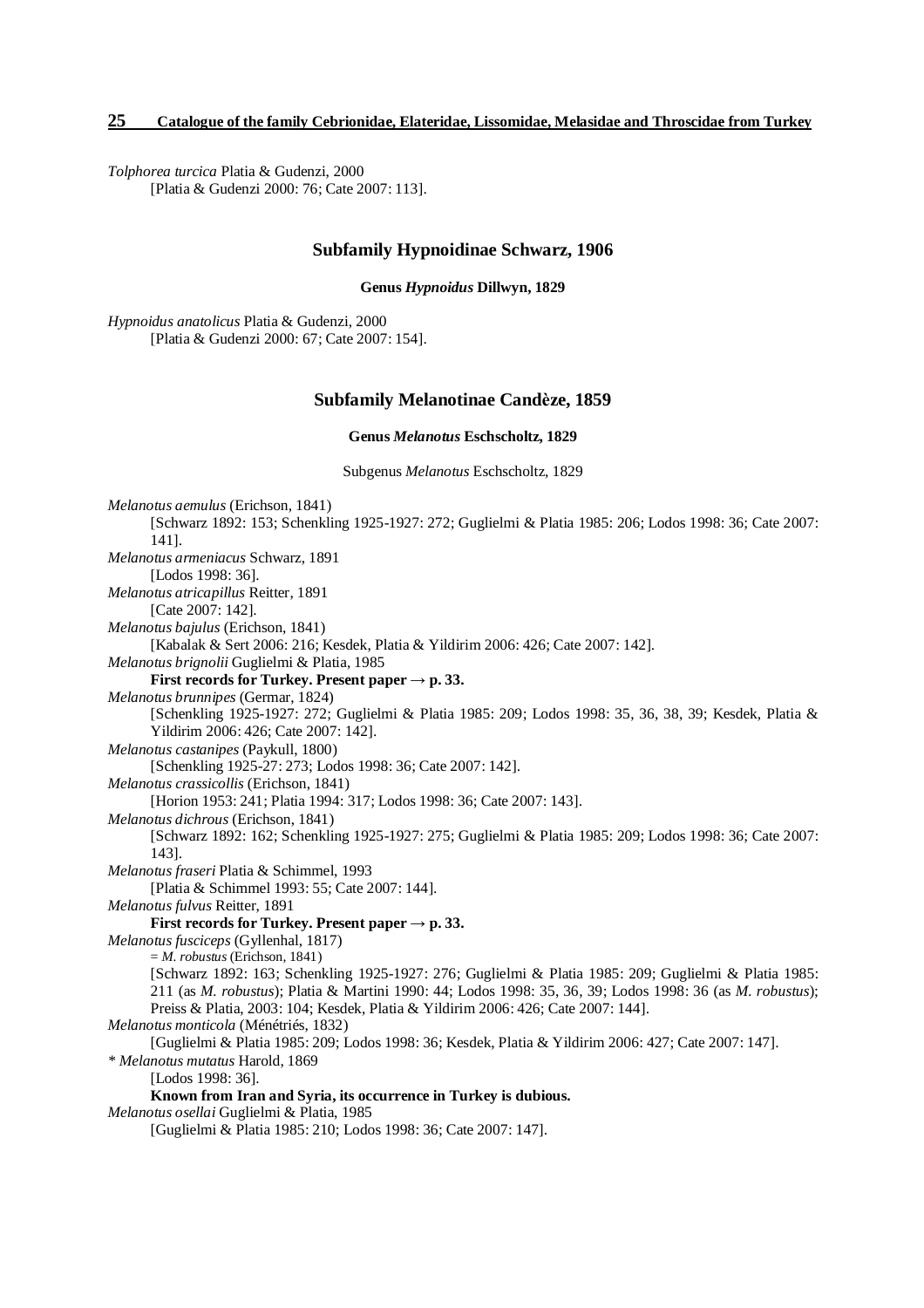*Tolphorea turcica* Platia & Gudenzi, 2000
[Platia & Gudenzi 2000: 76; Cate 2007: 113].

## Subfamily Hypnoidinae Schwarz, 1906

### Genus *Hypnoidus* Dillwyn, 1829

*Hypnoidus anatolicus* Platia & Gudenzi, 2000
[Platia & Gudenzi 2000: 67; Cate 2007: 154].

## Subfamily Melanotinae Candèze, 1859

### Genus *Melanotus* Eschscholtz, 1829

Subgenus *Melanotus* Eschscholtz, 1829

*Melanotus aemulus* (Erichson, 1841)
[Schwarz 1892: 153; Schenkling 1925-1927: 272; Guglielmi & Platia 1985: 206; Lodos 1998: 36; Cate 2007: 141].

*Melanotus armeniacus* Schwarz, 1891
[Lodos 1998: 36].

*Melanotus atricapillus* Reitter, 1891
[Cate 2007: 142].

*Melanotus bajulus* (Erichson, 1841)
[Kabalak & Sert 2006: 216; Kesdek, Platia & Yildirim 2006: 426; Cate 2007: 142].

*Melanotus brignolii* Guglielmi & Platia, 1985
**First records for Turkey. Present paper → p. 33.**

*Melanotus brunnipes* (Germar, 1824)
[Schenkling 1925-1927: 272; Guglielmi & Platia 1985: 209; Lodos 1998: 35, 36, 38, 39; Kesdek, Platia & Yildirim 2006: 426; Cate 2007: 142].

*Melanotus castanipes* (Paykull, 1800)
[Schenkling 1925-27: 273; Lodos 1998: 36; Cate 2007: 142].

*Melanotus crassicollis* (Erichson, 1841)
[Horion 1953: 241; Platia 1994: 317; Lodos 1998: 36; Cate 2007: 143].

*Melanotus dichrous* (Erichson, 1841)
[Schwarz 1892: 162; Schenkling 1925-1927: 275; Guglielmi & Platia 1985: 209; Lodos 1998: 36; Cate 2007: 143].

*Melanotus fraseri* Platia & Schimmel, 1993
[Platia & Schimmel 1993: 55; Cate 2007: 144].

*Melanotus fulvus* Reitter, 1891
**First records for Turkey. Present paper → p. 33.**

*Melanotus fusciceps* (Gyllenhal, 1817)
= *M. robustus* (Erichson, 1841)
[Schwarz 1892: 163; Schenkling 1925-1927: 276; Guglielmi & Platia 1985: 209; Guglielmi & Platia 1985: 211 (as *M. robustus*); Platia & Martini 1990: 44; Lodos 1998: 35, 36, 39; Lodos 1998: 36 (as *M. robustus*); Preiss & Platia, 2003: 104; Kesdek, Platia & Yildirim 2006: 426; Cate 2007: 144].

*Melanotus monticola* (Ménétriés, 1832)
[Guglielmi & Platia 1985: 209; Lodos 1998: 36; Kesdek, Platia & Yildirim 2006: 427; Cate 2007: 147].

* *Melanotus mutatus* Harold, 1869
[Lodos 1998: 36].
**Known from Iran and Syria, its occurrence in Turkey is dubious.**

*Melanotus osellai* Guglielmi & Platia, 1985
[Guglielmi & Platia 1985: 210; Lodos 1998: 36; Cate 2007: 147].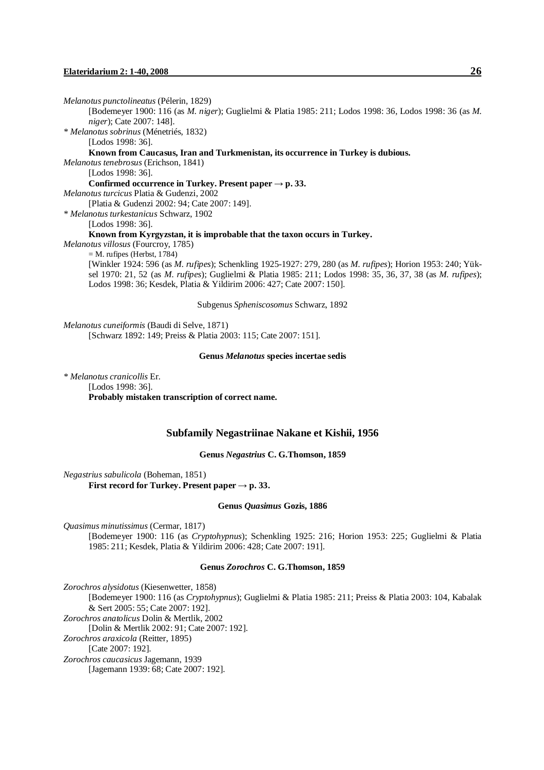*Melanotus punctolineatus* (Pélerin, 1829)

[Bodemeyer 1900: 116 (as *M. niger*); Guglielmi & Platia 1985: 211; Lodos 1998: 36, Lodos 1998: 36 (as *M. niger*); Cate 2007: 148].

\* *Melanotus sobrinus* (Ménetriés, 1832)

[Lodos 1998: 36].

**Known from Caucasus, Iran and Turkmenistan, its occurrence in Turkey is dubious.**

*Melanotus tenebrosus* (Erichson, 1841)

[Lodos 1998: 36].

**Confirmed occurrence in Turkey. Present paper → p. 33.**

*Melanotus turcicus* Platia & Gudenzi, 2002

[Platia & Gudenzi 2002: 94; Cate 2007: 149].

\* *Melanotus turkestanicus* Schwarz, 1902

[Lodos 1998: 36].

**Known from Kyrgyzstan, it is improbable that the taxon occurs in Turkey.**

*Melanotus villosus* (Fourcroy, 1785)

= M. rufipes (Herbst, 1784)

[Winkler 1924: 596 (as *M. rufipes*); Schenkling 1925-1927: 279, 280 (as *M. rufipes*); Horion 1953: 240; Yüksel 1970: 21, 52 (as *M. rufipes*); Guglielmi & Platia 1985: 211; Lodos 1998: 35, 36, 37, 38 (as *M. rufipes*); Lodos 1998: 36; Kesdek, Platia & Yildirim 2006: 427; Cate 2007: 150].

Subgenus *Spheniscosomus* Schwarz, 1892

*Melanotus cuneiformis* (Baudi di Selve, 1871)

[Schwarz 1892: 149; Preiss & Platia 2003: 115; Cate 2007: 151].

#### Genus *Melanotus* species incertae sedis

\* *Melanotus cranicollis* Er.

[Lodos 1998: 36].

**Probably mistaken transcription of correct name.**

## Subfamily Negastriinae Nakane et Kishii, 1956

#### Genus *Negastrius* C. G.Thomson, 1859

*Negastrius sabulicola* (Boheman, 1851)

**First record for Turkey. Present paper → p. 33.**

#### Genus *Quasimus* Gozis, 1886

*Quasimus minutissimus* (Cermar, 1817)

[Bodemeyer 1900: 116 (as *Cryptohypnus*); Schenkling 1925: 216; Horion 1953: 225; Guglielmi & Platia 1985: 211; Kesdek, Platia & Yildirim 2006: 428; Cate 2007: 191].

#### Genus *Zorochros* C. G.Thomson, 1859

*Zorochros alysidotus* (Kiesenwetter, 1858)

[Bodemeyer 1900: 116 (as *Cryptohypnus*); Guglielmi & Platia 1985: 211; Preiss & Platia 2003: 104, Kabalak & Sert 2005: 55; Cate 2007: 192].

*Zorochros anatolicus* Dolin & Mertlik, 2002

[Dolin & Mertlik 2002: 91; Cate 2007: 192].

*Zorochros araxicola* (Reitter, 1895)

[Cate 2007: 192].

*Zorochros caucasicus* Jagemann, 1939

[Jagemann 1939: 68; Cate 2007: 192].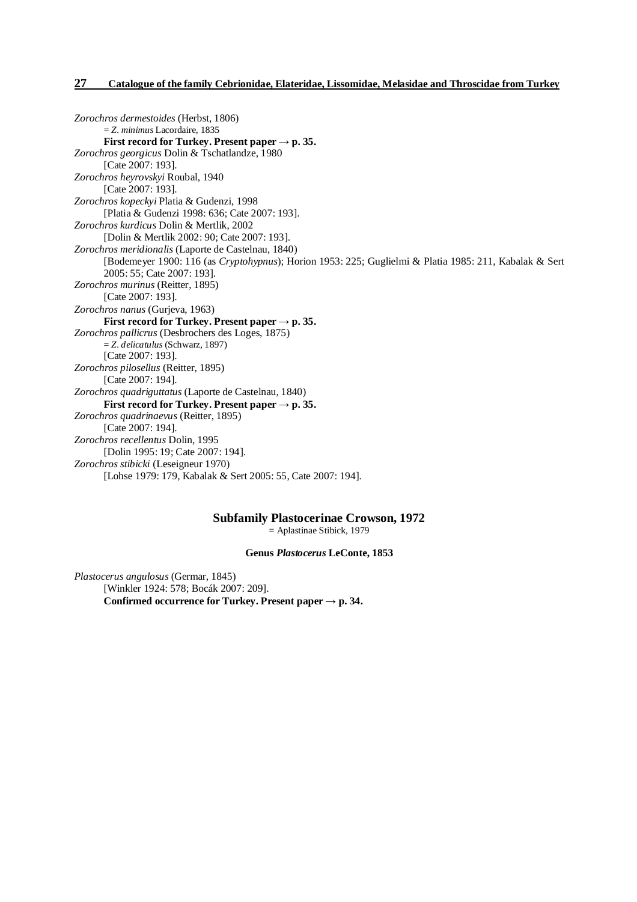*Zorochros dermestoides* (Herbst, 1806)
= *Z. minimus* Lacordaire, 1835
**First record for Turkey. Present paper → p. 35.**

*Zorochros georgicus* Dolin & Tschatlandze, 1980
[Cate 2007: 193].

*Zorochros heyrovskyi* Roubal, 1940
[Cate 2007: 193].

*Zorochros kopeckyi* Platia & Gudenzi, 1998
[Platia & Gudenzi 1998: 636; Cate 2007: 193].

*Zorochros kurdicus* Dolin & Mertlik, 2002
[Dolin & Mertlik 2002: 90; Cate 2007: 193].

*Zorochros meridionalis* (Laporte de Castelnau, 1840)
[Bodemeyer 1900: 116 (as *Cryptohypnus*); Horion 1953: 225; Guglielmi & Platia 1985: 211, Kabalak & Sert 2005: 55; Cate 2007: 193].

*Zorochros murinus* (Reitter, 1895)
[Cate 2007: 193].

*Zorochros nanus* (Gurjeva, 1963)
**First record for Turkey. Present paper → p. 35.**

*Zorochros pallicrus* (Desbrochers des Loges, 1875)
= *Z. delicatulus* (Schwarz, 1897)
[Cate 2007: 193].

*Zorochros pilosellus* (Reitter, 1895)
[Cate 2007: 194].

*Zorochros quadriguttatus* (Laporte de Castelnau, 1840)
**First record for Turkey. Present paper → p. 35.**

*Zorochros quadrinaevus* (Reitter, 1895)
[Cate 2007: 194].

*Zorochros recellentus* Dolin, 1995
[Dolin 1995: 19; Cate 2007: 194].

*Zorochros stibicki* (Leseigneur 1970)
[Lohse 1979: 179, Kabalak & Sert 2005: 55, Cate 2007: 194].

## Subfamily Plastocerinae Crowson, 1972

= Aplastinae Stibick, 1979

### Genus *Plastocerus* LeConte, 1853

*Plastocerus angulosus* (Germar, 1845)
[Winkler 1924: 578; Bocák 2007: 209].
**Confirmed occurrence for Turkey. Present paper → p. 34.**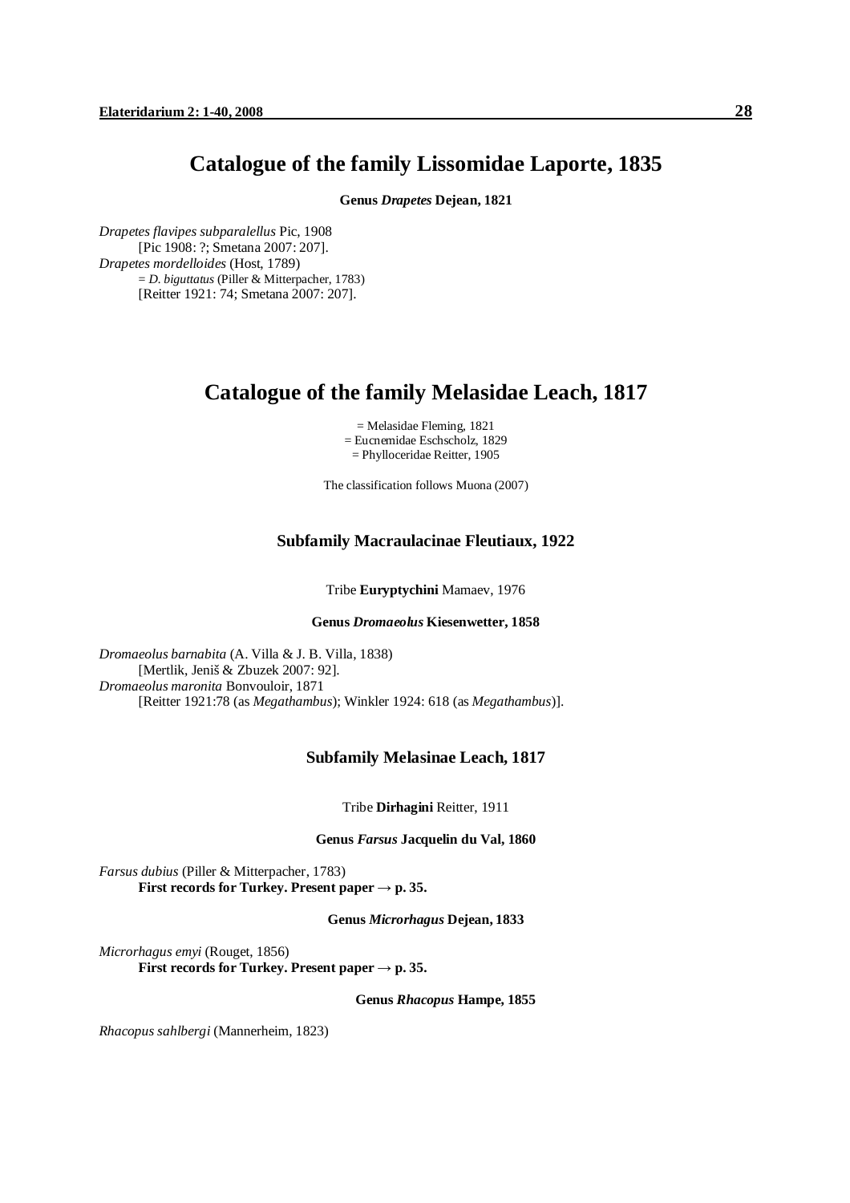# Catalogue of the family Lissomidae Laporte, 1835

**Genus *Drapetes* Dejean, 1821**

*Drapetes flavipes subparalellus* Pic, 1908
  [Pic 1908: ?; Smetana 2007: 207].
*Drapetes mordelloides* (Host, 1789)
  = *D. biguttatus* (Piller & Mitterpacher, 1783)
  [Reitter 1921: 74; Smetana 2007: 207].

# Catalogue of the family Melasidae Leach, 1817

= Melasidae Fleming, 1821
= Eucnemidae Eschscholz, 1829
= Phylloceridae Reitter, 1905

The classification follows Muona (2007)

## Subfamily Macraulacinae Fleutiaux, 1922

Tribe **Euryptychini** Mamaev, 1976

**Genus *Dromaeolus* Kiesenwetter, 1858**

*Dromaeolus barnabita* (A. Villa & J. B. Villa, 1838)
  [Mertlik, Jeniš & Zbuzek 2007: 92].
*Dromaeolus maronita* Bonvouloir, 1871
  [Reitter 1921:78 (as *Megathambus*); Winkler 1924: 618 (as *Megathambus*)].

## Subfamily Melasinae Leach, 1817

Tribe **Dirhagini** Reitter, 1911

**Genus *Farsus* Jacquelin du Val, 1860**

*Farsus dubius* (Piller & Mitterpacher, 1783)
  **First records for Turkey. Present paper → p. 35.**

**Genus *Microrhagus* Dejean, 1833**

*Microrhagus emyi* (Rouget, 1856)
  **First records for Turkey. Present paper → p. 35.**

**Genus *Rhacopus* Hampe, 1855**

*Rhacopus sahlbergi* (Mannerheim, 1823)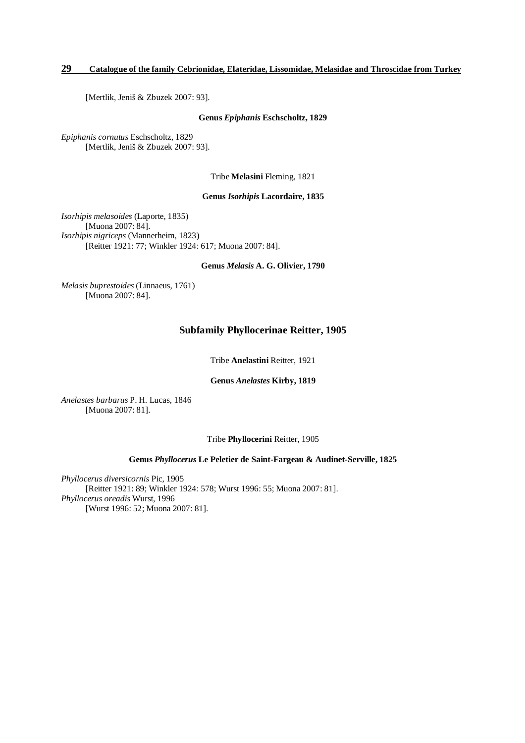[Mertlik, Jeniš & Zbuzek 2007: 93].

#### Genus *Epiphanis* Eschscholtz, 1829

*Epiphanis cornutus* Eschscholtz, 1829
[Mertlik, Jeniš & Zbuzek 2007: 93].

### Tribe **Melasini** Fleming, 1821

#### Genus *Isorhipis* Lacordaire, 1835

*Isorhipis melasoides* (Laporte, 1835)
[Muona 2007: 84].
*Isorhipis nigriceps* (Mannerheim, 1823)
[Reitter 1921: 77; Winkler 1924: 617; Muona 2007: 84].

#### Genus *Melasis* A. G. Olivier, 1790

*Melasis buprestoides* (Linnaeus, 1761)
[Muona 2007: 84].

## Subfamily Phyllocerinae Reitter, 1905

### Tribe **Anelastini** Reitter, 1921

#### Genus *Anelastes* Kirby, 1819

*Anelastes barbarus* P. H. Lucas, 1846
[Muona 2007: 81].

### Tribe **Phyllocerini** Reitter, 1905

#### Genus *Phyllocerus* Le Peletier de Saint-Fargeau & Audinet-Serville, 1825

*Phyllocerus diversicornis* Pic, 1905
[Reitter 1921: 89; Winkler 1924: 578; Wurst 1996: 55; Muona 2007: 81].
*Phyllocerus oreadis* Wurst, 1996
[Wurst 1996: 52; Muona 2007: 81].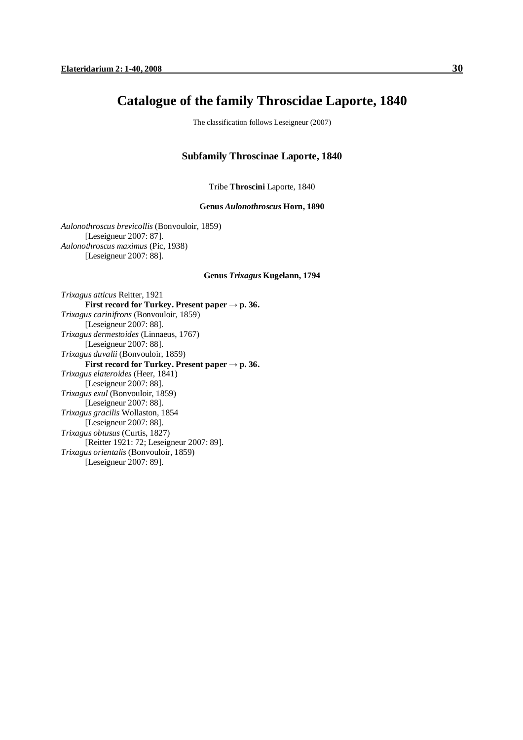# Catalogue of the family Throscidae Laporte, 1840

The classification follows Leseigneur (2007)

## Subfamily Throscinae Laporte, 1840

Tribe **Throscini** Laporte, 1840

### Genus *Aulonothroscus* Horn, 1890

*Aulonothroscus brevicollis* (Bonvouloir, 1859)
[Leseigneur 2007: 87].
*Aulonothroscus maximus* (Pic, 1938)
[Leseigneur 2007: 88].

### Genus *Trixagus* Kugelann, 1794

*Trixagus atticus* Reitter, 1921
**First record for Turkey. Present paper → p. 36.**
*Trixagus carinifrons* (Bonvouloir, 1859)
[Leseigneur 2007: 88].
*Trixagus dermestoides* (Linnaeus, 1767)
[Leseigneur 2007: 88].
*Trixagus duvalii* (Bonvouloir, 1859)
**First record for Turkey. Present paper → p. 36.**
*Trixagus elateroides* (Heer, 1841)
[Leseigneur 2007: 88].
*Trixagus exul* (Bonvouloir, 1859)
[Leseigneur 2007: 88].
*Trixagus gracilis* Wollaston, 1854
[Leseigneur 2007: 88].
*Trixagus obtusus* (Curtis, 1827)
[Reitter 1921: 72; Leseigneur 2007: 89].
*Trixagus orientalis* (Bonvouloir, 1859)
[Leseigneur 2007: 89].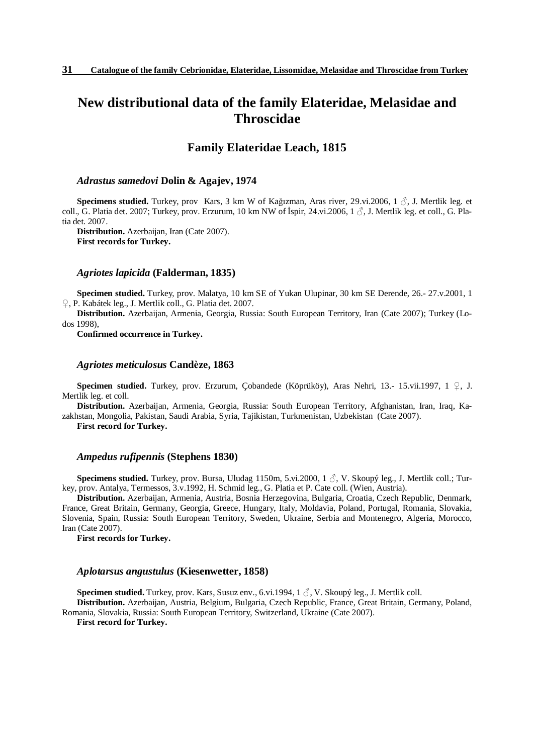# New distributional data of the family Elateridae, Melasidae and Throscidae

## Family Elateridae Leach, 1815

### *Adrastus samedovi* Dolin & Agajev, 1974

**Specimens studied.** Turkey, prov Kars, 3 km W of Kağızman, Aras river, 29.vi.2006, 1 ♂, J. Mertlik leg. et coll., G. Platia det. 2007; Turkey, prov. Erzurum, 10 km NW of İspir, 24.vi.2006, 1 ♂, J. Mertlik leg. et coll., G. Platia det. 2007.

**Distribution.** Azerbaijan, Iran (Cate 2007).

**First records for Turkey.**

### *Agriotes lapicida* (Falderman, 1835)

**Specimen studied.** Turkey, prov. Malatya, 10 km SE of Yukan Ulupinar, 30 km SE Derende, 26.- 27.v.2001, 1 ♀, P. Kabátek leg., J. Mertlik coll., G. Platia det. 2007.

**Distribution.** Azerbaijan, Armenia, Georgia, Russia: South European Territory, Iran (Cate 2007); Turkey (Lodos 1998),

**Confirmed occurrence in Turkey.**

### *Agriotes meticulosus* Candèze, 1863

**Specimen studied.** Turkey, prov. Erzurum, Çobandede (Köprüköy), Aras Nehri, 13.- 15.vii.1997, 1 ♀, J. Mertlik leg. et coll.

**Distribution.** Azerbaijan, Armenia, Georgia, Russia: South European Territory, Afghanistan, Iran, Iraq, Kazakhstan, Mongolia, Pakistan, Saudi Arabia, Syria, Tajikistan, Turkmenistan, Uzbekistan (Cate 2007).

**First record for Turkey.**

### *Ampedus rufipennis* (Stephens 1830)

**Specimens studied.** Turkey, prov. Bursa, Uludag 1150m, 5.vi.2000, 1 ♂, V. Skoupý leg., J. Mertlik coll.; Turkey, prov. Antalya, Termessos, 3.v.1992, H. Schmid leg., G. Platia et P. Cate coll. (Wien, Austria).

**Distribution.** Azerbaijan, Armenia, Austria, Bosnia Herzegovina, Bulgaria, Croatia, Czech Republic, Denmark, France, Great Britain, Germany, Georgia, Greece, Hungary, Italy, Moldavia, Poland, Portugal, Romania, Slovakia, Slovenia, Spain, Russia: South European Territory, Sweden, Ukraine, Serbia and Montenegro, Algeria, Morocco, Iran (Cate 2007).

**First records for Turkey.**

### *Aplotarsus angustulus* (Kiesenwetter, 1858)

**Specimen studied.** Turkey, prov. Kars, Susuz env., 6.vi.1994, 1 ♂, V. Skoupý leg., J. Mertlik coll.

**Distribution.** Azerbaijan, Austria, Belgium, Bulgaria, Czech Republic, France, Great Britain, Germany, Poland, Romania, Slovakia, Russia: South European Territory, Switzerland, Ukraine (Cate 2007).

**First record for Turkey.**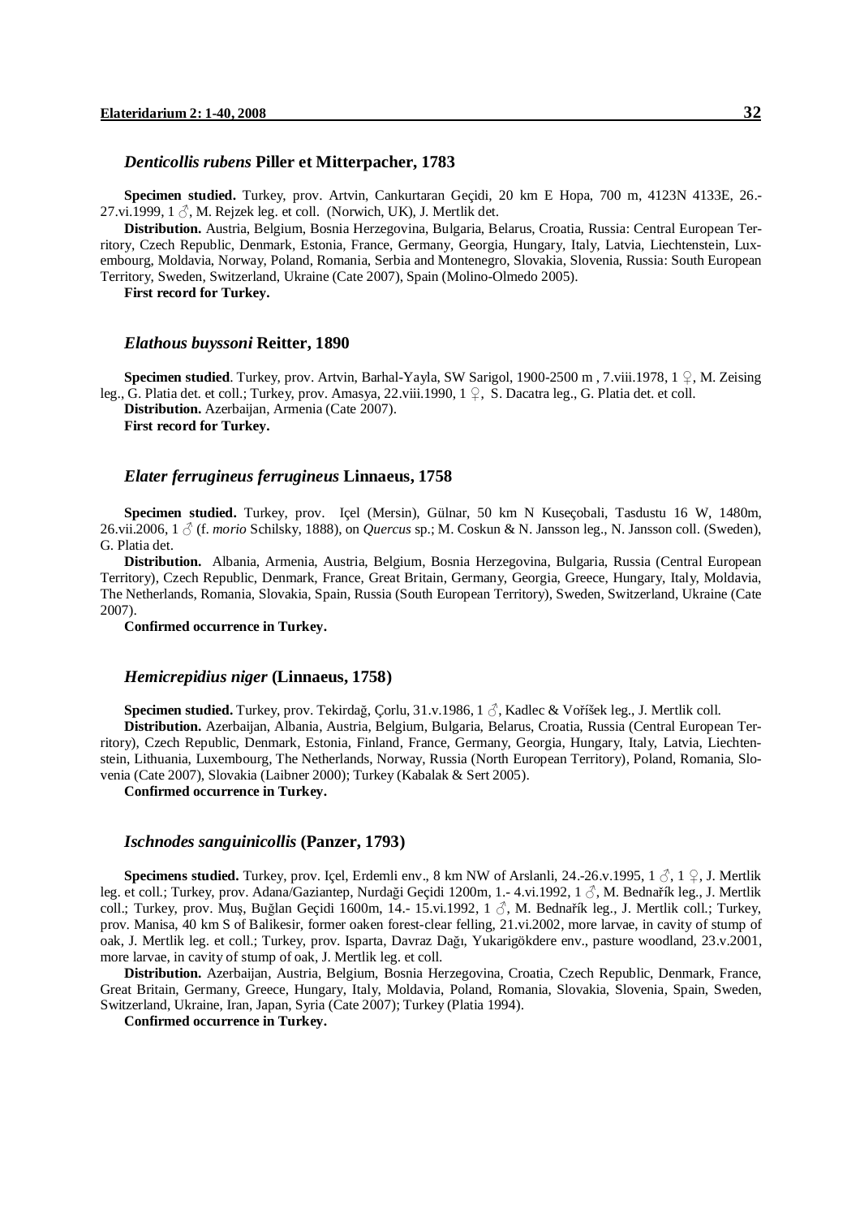### *Denticollis rubens* Piller et Mitterpacher, 1783

**Specimen studied.** Turkey, prov. Artvin, Cankurtaran Geçidi, 20 km E Hopa, 700 m, 4123N 4133E, 26.-27.vi.1999, 1 ♂, M. Rejzek leg. et coll. (Norwich, UK), J. Mertlik det.

**Distribution.** Austria, Belgium, Bosnia Herzegovina, Bulgaria, Belarus, Croatia, Russia: Central European Territory, Czech Republic, Denmark, Estonia, France, Germany, Georgia, Hungary, Italy, Latvia, Liechtenstein, Luxembourg, Moldavia, Norway, Poland, Romania, Serbia and Montenegro, Slovakia, Slovenia, Russia: South European Territory, Sweden, Switzerland, Ukraine (Cate 2007), Spain (Molino-Olmedo 2005).

**First record for Turkey.**

### *Elathous buyssoni* Reitter, 1890

**Specimen studied**. Turkey, prov. Artvin, Barhal-Yayla, SW Sarigol, 1900-2500 m , 7.viii.1978, 1 ♀, M. Zeising leg., G. Platia det. et coll.; Turkey, prov. Amasya, 22.viii.1990, 1 ♀, S. Dacatra leg., G. Platia det. et coll.

**Distribution.** Azerbaijan, Armenia (Cate 2007).

**First record for Turkey.**

### *Elater ferrugineus ferrugineus* Linnaeus, 1758

**Specimen studied.** Turkey, prov. Içel (Mersin), Gülnar, 50 km N Kuseçobali, Tasdustu 16 W, 1480m, 26.vii.2006, 1 ♂ (f. *morio* Schilsky, 1888), on *Quercus* sp.; M. Coskun & N. Jansson leg., N. Jansson coll. (Sweden), G. Platia det.

**Distribution.** Albania, Armenia, Austria, Belgium, Bosnia Herzegovina, Bulgaria, Russia (Central European Territory), Czech Republic, Denmark, France, Great Britain, Germany, Georgia, Greece, Hungary, Italy, Moldavia, The Netherlands, Romania, Slovakia, Spain, Russia (South European Territory), Sweden, Switzerland, Ukraine (Cate 2007).

**Confirmed occurrence in Turkey.**

### *Hemicrepidius niger* (Linnaeus, 1758)

**Specimen studied.** Turkey, prov. Tekirdağ, Çorlu, 31.v.1986, 1 ♂, Kadlec & Voříšek leg., J. Mertlik coll.

**Distribution.** Azerbaijan, Albania, Austria, Belgium, Bulgaria, Belarus, Croatia, Russia (Central European Territory), Czech Republic, Denmark, Estonia, Finland, France, Germany, Georgia, Hungary, Italy, Latvia, Liechtenstein, Lithuania, Luxembourg, The Netherlands, Norway, Russia (North European Territory), Poland, Romania, Slovenia (Cate 2007), Slovakia (Laibner 2000); Turkey (Kabalak & Sert 2005).

**Confirmed occurrence in Turkey.**

### *Ischnodes sanguinicollis* (Panzer, 1793)

**Specimens studied.** Turkey, prov. Içel, Erdemli env., 8 km NW of Arslanli, 24.-26.v.1995, 1 ♂, 1 ♀, J. Mertlik leg. et coll.; Turkey, prov. Adana/Gaziantep, Nurdaği Geçidi 1200m, 1.- 4.vi.1992, 1 ♂, M. Bednařík leg., J. Mertlik coll.; Turkey, prov. Muş, Buğlan Geçidi 1600m, 14.- 15.vi.1992, 1 ♂, M. Bednařík leg., J. Mertlik coll.; Turkey, prov. Manisa, 40 km S of Balikesir, former oaken forest-clear felling, 21.vi.2002, more larvae, in cavity of stump of oak, J. Mertlik leg. et coll.; Turkey, prov. Isparta, Davraz Daği, Yukarigökdere env., pasture woodland, 23.v.2001, more larvae, in cavity of stump of oak, J. Mertlik leg. et coll.

**Distribution.** Azerbaijan, Austria, Belgium, Bosnia Herzegovina, Croatia, Czech Republic, Denmark, France, Great Britain, Germany, Greece, Hungary, Italy, Moldavia, Poland, Romania, Slovakia, Slovenia, Spain, Sweden, Switzerland, Ukraine, Iran, Japan, Syria (Cate 2007); Turkey (Platia 1994).

**Confirmed occurrence in Turkey.**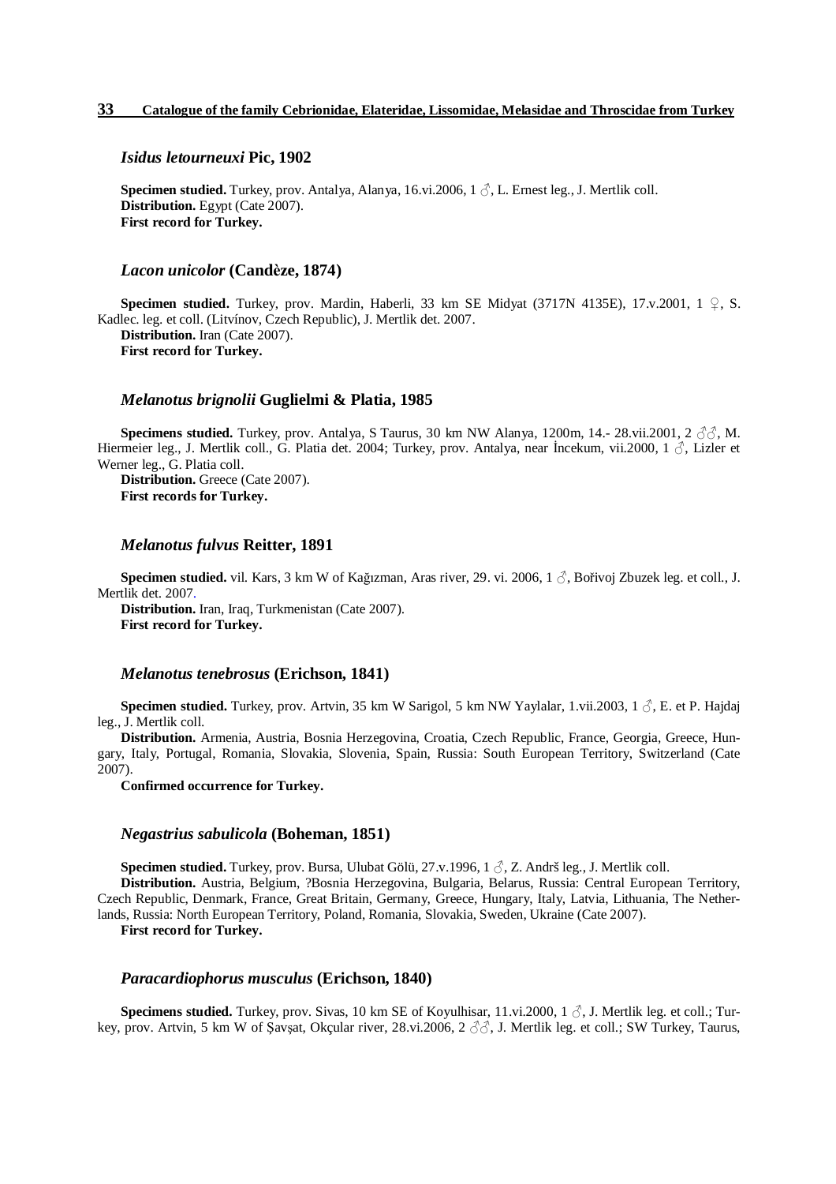### *Isidus letourneuxi* Pic, 1902

**Specimen studied.** Turkey, prov. Antalya, Alanya, 16.vi.2006, 1 ♂, L. Ernest leg., J. Mertlik coll.
**Distribution.** Egypt (Cate 2007).
**First record for Turkey.**

### *Lacon unicolor* (Candèze, 1874)

**Specimen studied.** Turkey, prov. Mardin, Haberli, 33 km SE Midyat (3717N 4135E), 17.v.2001, 1 ♀, S. Kadlec. leg. et coll. (Litvínov, Czech Republic), J. Mertlik det. 2007.
**Distribution.** Iran (Cate 2007).
**First record for Turkey.**

### *Melanotus brignolii* Guglielmi & Platia, 1985

**Specimens studied.** Turkey, prov. Antalya, S Taurus, 30 km NW Alanya, 1200m, 14.- 28.vii.2001, 2 ♂♂, M. Hiermeier leg., J. Mertlik coll., G. Platia det. 2004; Turkey, prov. Antalya, near İncekum, vii.2000, 1 ♂, Lizler et Werner leg., G. Platia coll.
**Distribution.** Greece (Cate 2007).
**First records for Turkey.**

### *Melanotus fulvus* Reitter, 1891

**Specimen studied.** vil. Kars, 3 km W of Kağızman, Aras river, 29. vi. 2006, 1 ♂, Bořivoj Zbuzek leg. et coll., J. Mertlik det. 2007.
**Distribution.** Iran, Iraq, Turkmenistan (Cate 2007).
**First record for Turkey.**

### *Melanotus tenebrosus* (Erichson, 1841)

**Specimen studied.** Turkey, prov. Artvin, 35 km W Sarigol, 5 km NW Yaylalar, 1.vii.2003, 1 ♂, E. et P. Hajdaj leg., J. Mertlik coll.
**Distribution.** Armenia, Austria, Bosnia Herzegovina, Croatia, Czech Republic, France, Georgia, Greece, Hungary, Italy, Portugal, Romania, Slovakia, Slovenia, Spain, Russia: South European Territory, Switzerland (Cate 2007).
**Confirmed occurrence for Turkey.**

### *Negastrius sabulicola* (Boheman, 1851)

**Specimen studied.** Turkey, prov. Bursa, Ulubat Gölü, 27.v.1996, 1 ♂, Z. Andrš leg., J. Mertlik coll.
**Distribution.** Austria, Belgium, ?Bosnia Herzegovina, Bulgaria, Belarus, Russia: Central European Territory, Czech Republic, Denmark, France, Great Britain, Germany, Greece, Hungary, Italy, Latvia, Lithuania, The Netherlands, Russia: North European Territory, Poland, Romania, Slovakia, Sweden, Ukraine (Cate 2007).
**First record for Turkey.**

### *Paracardiophorus musculus* (Erichson, 1840)

**Specimens studied.** Turkey, prov. Sivas, 10 km SE of Koyulhisar, 11.vi.2000, 1 ♂, J. Mertlik leg. et coll.; Turkey, prov. Artvin, 5 km W of Şavşat, Okçular river, 28.vi.2006, 2 ♂♂, J. Mertlik leg. et coll.; SW Turkey, Taurus,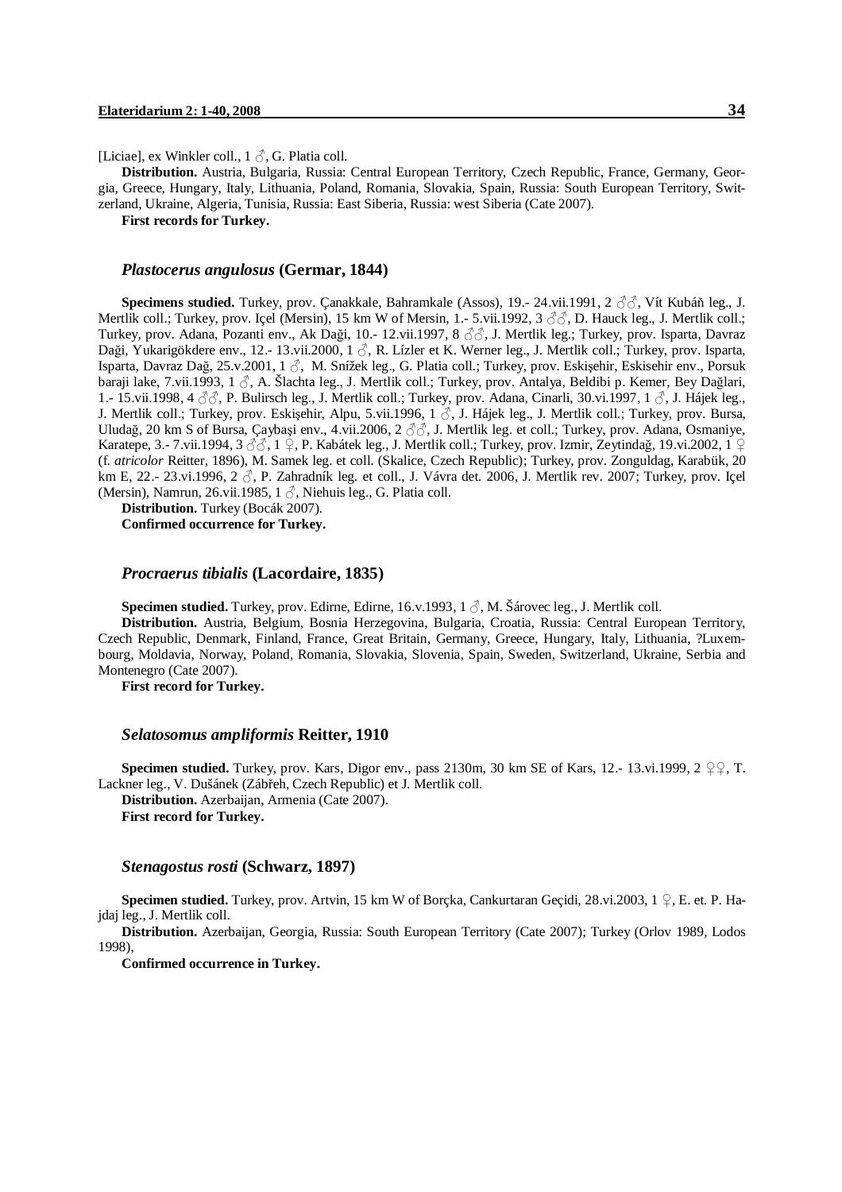[Liciae], ex Winkler coll., 1 ♂, G. Platia coll.

**Distribution.** Austria, Bulgaria, Russia: Central European Territory, Czech Republic, France, Germany, Georgia, Greece, Hungary, Italy, Lithuania, Poland, Romania, Slovakia, Spain, Russia: South European Territory, Switzerland, Ukraine, Algeria, Tunisia, Russia: East Siberia, Russia: west Siberia (Cate 2007).

**First records for Turkey.**

### *Plastocerus angulosus* (Germar, 1844)

**Specimens studied.** Turkey, prov. Çanakkale, Bahramkale (Assos), 19.- 24.vii.1991, 2 ♂♂, Vít Kubáň leg., J. Mertlik coll.; Turkey, prov. Içel (Mersin), 15 km W of Mersin, 1.- 5.vii.1992, 3 ♂♂, D. Hauck leg., J. Mertlik coll.; Turkey, prov. Adana, Pozanti env., Ak Daği, 10.- 12.vii.1997, 8 ♂♂, J. Mertlik leg.; Turkey, prov. Isparta, Davraz Daği, Yukarigökdere env., 12.- 13.vii.2000, 1 ♂, R. Lízler et K. Werner leg., J. Mertlik coll.; Turkey, prov. Isparta, Isparta, Davraz Dağ, 25.v.2001, 1 ♂, M. Snížek leg., G. Platia coll.; Turkey, prov. Eskişehir, Eskisehir env., Porsuk baraji lake, 7.vii.1993, 1 ♂, A. Šlachta leg., J. Mertlik coll.; Turkey, prov. Antalya, Beldibi p. Kemer, Bey Dağlari, 1.- 15.vii.1998, 4 ♂♂, P. Bulirsch leg., J. Mertlik coll.; Turkey, prov. Adana, Cinarli, 30.vi.1997, 1 ♂, J. Hájek leg., J. Mertlik coll.; Turkey, prov. Eskişehir, Alpu, 5.vii.1996, 1 ♂, J. Hájek leg., J. Mertlik coll.; Turkey, prov. Bursa, Uludağ, 20 km S of Bursa, Çaybaşi env., 4.vii.2006, 2 ♂♂, J. Mertlik leg. et coll.; Turkey, prov. Adana, Osmaniye, Karatepe, 3.- 7.vii.1994, 3 ♂♂, 1 ♀, P. Kabátek leg., J. Mertlik coll.; Turkey, prov. Izmir, Zeytindağ, 19.vi.2002, 1 ♀ (f. *atricolor* Reitter, 1896), M. Samek leg. et coll. (Skalice, Czech Republic); Turkey, prov. Zonguldag, Karabük, 20 km E, 22.- 23.vi.1996, 2 ♂, P. Zahradník leg. et coll., J. Vávra det. 2006, J. Mertlik rev. 2007; Turkey, prov. Içel (Mersin), Namrun, 26.vii.1985, 1 ♂, Niehuis leg., G. Platia coll.

**Distribution.** Turkey (Bocák 2007).

**Confirmed occurrence for Turkey.**

### *Procraerus tibialis* (Lacordaire, 1835)

**Specimen studied.** Turkey, prov. Edirne, Edirne, 16.v.1993, 1 ♂, M. Šárovec leg., J. Mertlik coll.

**Distribution.** Austria, Belgium, Bosnia Herzegovina, Bulgaria, Croatia, Russia: Central European Territory, Czech Republic, Denmark, Finland, France, Great Britain, Germany, Greece, Hungary, Italy, Lithuania, ?Luxembourg, Moldavia, Norway, Poland, Romania, Slovakia, Slovenia, Spain, Sweden, Switzerland, Ukraine, Serbia and Montenegro (Cate 2007).

**First record for Turkey.**

### *Selatosomus ampliformis* Reitter, 1910

**Specimen studied.** Turkey, prov. Kars, Digor env., pass 2130m, 30 km SE of Kars, 12.- 13.vi.1999, 2 ♀♀, T. Lackner leg., V. Dušánek (Zábřeh, Czech Republic) et J. Mertlik coll.

**Distribution.** Azerbaijan, Armenia (Cate 2007).

**First record for Turkey.**

### *Stenagostus rosti* (Schwarz, 1897)

**Specimen studied.** Turkey, prov. Artvin, 15 km W of Borçka, Cankurtaran Geçidi, 28.vi.2003, 1 ♀, E. et. P. Hajdaj leg., J. Mertlik coll.

**Distribution.** Azerbaijan, Georgia, Russia: South European Territory (Cate 2007); Turkey (Orlov 1989, Lodos 1998),

**Confirmed occurrence in Turkey.**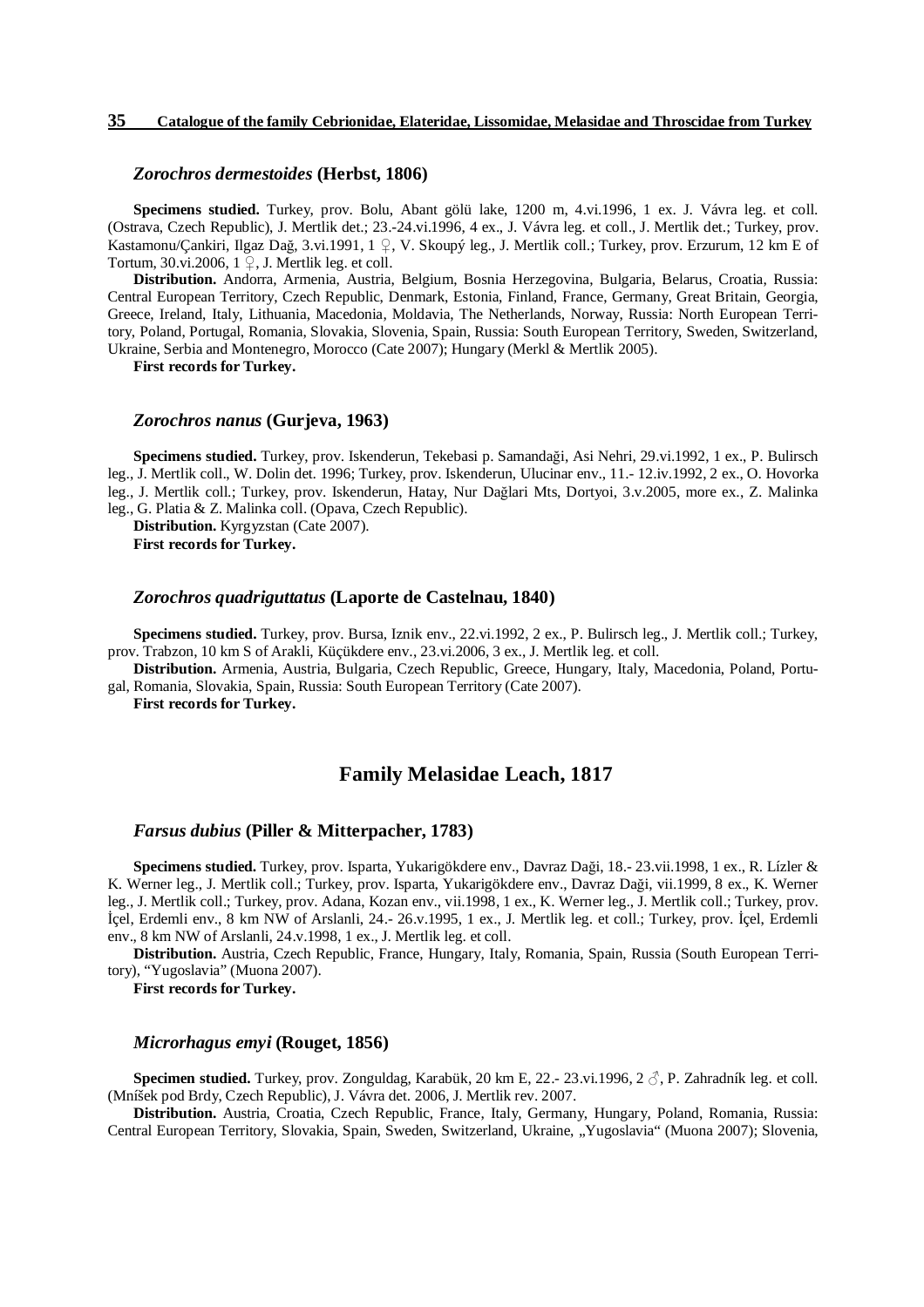### *Zorochros dermestoides* (Herbst, 1806)

**Specimens studied.** Turkey, prov. Bolu, Abant gölü lake, 1200 m, 4.vi.1996, 1 ex. J. Vávra leg. et coll. (Ostrava, Czech Republic), J. Mertlik det.; 23.-24.vi.1996, 4 ex., J. Vávra leg. et coll., J. Mertlik det.; Turkey, prov. Kastamonu/Çankiri, Ilgaz Dağ, 3.vi.1991, 1 ♀, V. Skoupý leg., J. Mertlik coll.; Turkey, prov. Erzurum, 12 km E of Tortum, 30.vi.2006, 1 ♀, J. Mertlik leg. et coll.

**Distribution.** Andorra, Armenia, Austria, Belgium, Bosnia Herzegovina, Bulgaria, Belarus, Croatia, Russia: Central European Territory, Czech Republic, Denmark, Estonia, Finland, France, Germany, Great Britain, Georgia, Greece, Ireland, Italy, Lithuania, Macedonia, Moldavia, The Netherlands, Norway, Russia: North European Territory, Poland, Portugal, Romania, Slovakia, Slovenia, Spain, Russia: South European Territory, Sweden, Switzerland, Ukraine, Serbia and Montenegro, Morocco (Cate 2007); Hungary (Merkl & Mertlik 2005).

**First records for Turkey.**

### *Zorochros nanus* (Gurjeva, 1963)

**Specimens studied.** Turkey, prov. Iskenderun, Tekebasi p. Samandaği, Asi Nehri, 29.vi.1992, 1 ex., P. Bulirsch leg., J. Mertlik coll., W. Dolin det. 1996; Turkey, prov. Iskenderun, Ulucinar env., 11.- 12.iv.1992, 2 ex., O. Hovorka leg., J. Mertlik coll.; Turkey, prov. Iskenderun, Hatay, Nur Dağlari Mts, Dortyoi, 3.v.2005, more ex., Z. Malinka leg., G. Platia & Z. Malinka coll. (Opava, Czech Republic).

**Distribution.** Kyrgyzstan (Cate 2007).

**First records for Turkey.**

### *Zorochros quadriguttatus* (Laporte de Castelnau, 1840)

**Specimens studied.** Turkey, prov. Bursa, Iznik env., 22.vi.1992, 2 ex., P. Bulirsch leg., J. Mertlik coll.; Turkey, prov. Trabzon, 10 km S of Arakli, Küçükdere env., 23.vi.2006, 3 ex., J. Mertlik leg. et coll.

**Distribution.** Armenia, Austria, Bulgaria, Czech Republic, Greece, Hungary, Italy, Macedonia, Poland, Portugal, Romania, Slovakia, Spain, Russia: South European Territory (Cate 2007).

**First records for Turkey.**

## Family Melasidae Leach, 1817

### *Farsus dubius* (Piller & Mitterpacher, 1783)

**Specimens studied.** Turkey, prov. Isparta, Yukarigökdere env., Davraz Daği, 18.- 23.vii.1998, 1 ex., R. Lízler & K. Werner leg., J. Mertlik coll.; Turkey, prov. Isparta, Yukarigökdere env., Davraz Daği, vii.1999, 8 ex., K. Werner leg., J. Mertlik coll.; Turkey, prov. Adana, Kozan env., vii.1998, 1 ex., K. Werner leg., J. Mertlik coll.; Turkey, prov. İçel, Erdemli env., 8 km NW of Arslanli, 24.- 26.v.1995, 1 ex., J. Mertlik leg. et coll.; Turkey, prov. İçel, Erdemli env., 8 km NW of Arslanli, 24.v.1998, 1 ex., J. Mertlik leg. et coll.

**Distribution.** Austria, Czech Republic, France, Hungary, Italy, Romania, Spain, Russia (South European Territory), "Yugoslavia" (Muona 2007).

**First records for Turkey.**

### *Microrhagus emyi* (Rouget, 1856)

**Specimen studied.** Turkey, prov. Zonguldag, Karabük, 20 km E, 22.- 23.vi.1996, 2 ♂, P. Zahradník leg. et coll. (Mníšek pod Brdy, Czech Republic), J. Vávra det. 2006, J. Mertlik rev. 2007.

**Distribution.** Austria, Croatia, Czech Republic, France, Italy, Germany, Hungary, Poland, Romania, Russia: Central European Territory, Slovakia, Spain, Sweden, Switzerland, Ukraine, „Yugoslavia" (Muona 2007); Slovenia,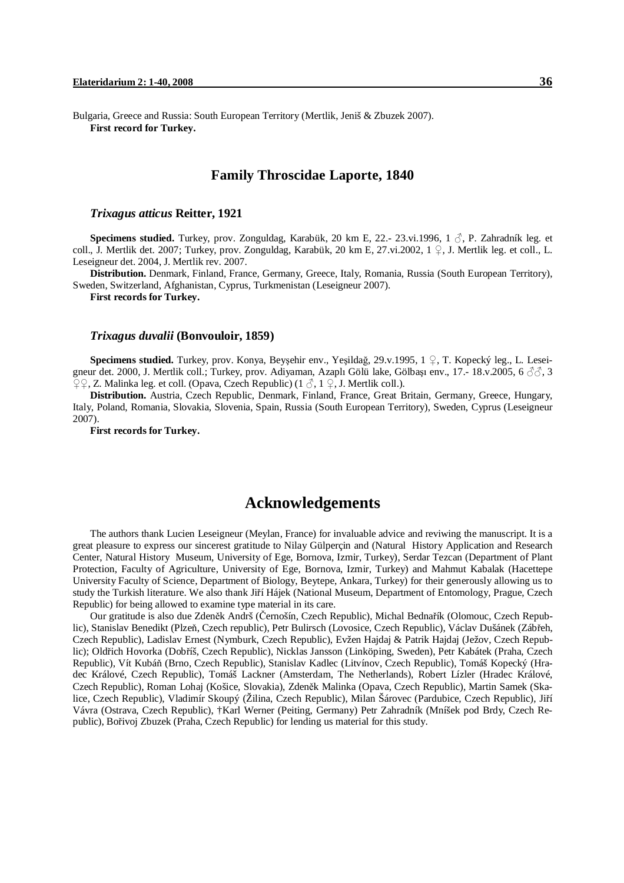Bulgaria, Greece and Russia: South European Territory (Mertlik, Jeniš & Zbuzek 2007).

**First record for Turkey.**

## Family Throscidae Laporte, 1840

### *Trixagus atticus* Reitter, 1921

**Specimens studied.** Turkey, prov. Zonguldag, Karabük, 20 km E, 22.- 23.vi.1996, 1 ♂, P. Zahradník leg. et coll., J. Mertlik det. 2007; Turkey, prov. Zonguldag, Karabük, 20 km E, 27.vi.2002, 1 ♀, J. Mertlik leg. et coll., L. Leseigneur det. 2004, J. Mertlik rev. 2007.

**Distribution.** Denmark, Finland, France, Germany, Greece, Italy, Romania, Russia (South European Territory), Sweden, Switzerland, Afghanistan, Cyprus, Turkmenistan (Leseigneur 2007).

**First records for Turkey.**

### *Trixagus duvalii* (Bonvouloir, 1859)

**Specimens studied.** Turkey, prov. Konya, Beyşehir env., Yeșildağ, 29.v.1995, 1 ♀, T. Kopecký leg., L. Leseigneur det. 2000, J. Mertlik coll.; Turkey, prov. Adiyaman, Azaplı Gölü lake, Gölbașı env., 17.- 18.v.2005, 6 ♂♂, 3 ♀♀, Z. Malinka leg. et coll. (Opava, Czech Republic) (1 ♂, 1 ♀, J. Mertlik coll.).

**Distribution.** Austria, Czech Republic, Denmark, Finland, France, Great Britain, Germany, Greece, Hungary, Italy, Poland, Romania, Slovakia, Slovenia, Spain, Russia (South European Territory), Sweden, Cyprus (Leseigneur 2007).

**First records for Turkey.**

# Acknowledgements

The authors thank Lucien Leseigneur (Meylan, France) for invaluable advice and reviwing the manuscript. It is a great pleasure to express our sincerest gratitude to Nilay Gülperçin and (Natural History Application and Research Center, Natural History Museum, University of Ege, Bornova, Izmir, Turkey), Serdar Tezcan (Department of Plant Protection, Faculty of Agriculture, University of Ege, Bornova, Izmir, Turkey) and Mahmut Kabalak (Hacettepe University Faculty of Science, Department of Biology, Beytepe, Ankara, Turkey) for their generously allowing us to study the Turkish literature. We also thank Jiří Hájek (National Museum, Department of Entomology, Prague, Czech Republic) for being allowed to examine type material in its care.

Our gratitude is also due Zdeněk Andrš (Černošín, Czech Republic), Michal Bednařík (Olomouc, Czech Republic), Stanislav Benedikt (Plzeň, Czech republic), Petr Bulirsch (Lovosice, Czech Republic), Václav Dušánek (Zábřeh, Czech Republic), Ladislav Ernest (Nymburk, Czech Republic), Evžen Hajdaj & Patrik Hajdaj (Ježov, Czech Republic); Oldřich Hovorka (Dobříš, Czech Republic), Nicklas Jansson (Linköping, Sweden), Petr Kabátek (Praha, Czech Republic), Vít Kubáň (Brno, Czech Republic), Stanislav Kadlec (Litvínov, Czech Republic), Tomáš Kopecký (Hradec Králové, Czech Republic), Tomáš Lackner (Amsterdam, The Netherlands), Robert Lízler (Hradec Králové, Czech Republic), Roman Lohaj (Košice, Slovakia), Zdeněk Malinka (Opava, Czech Republic), Martin Samek (Skalice, Czech Republic), Vladimír Skoupý (Žilina, Czech Republic), Milan Šárovec (Pardubice, Czech Republic), Jiří Vávra (Ostrava, Czech Republic), †Karl Werner (Peiting, Germany) Petr Zahradník (Mníšek pod Brdy, Czech Republic), Bořivoj Zbuzek (Praha, Czech Republic) for lending us material for this study.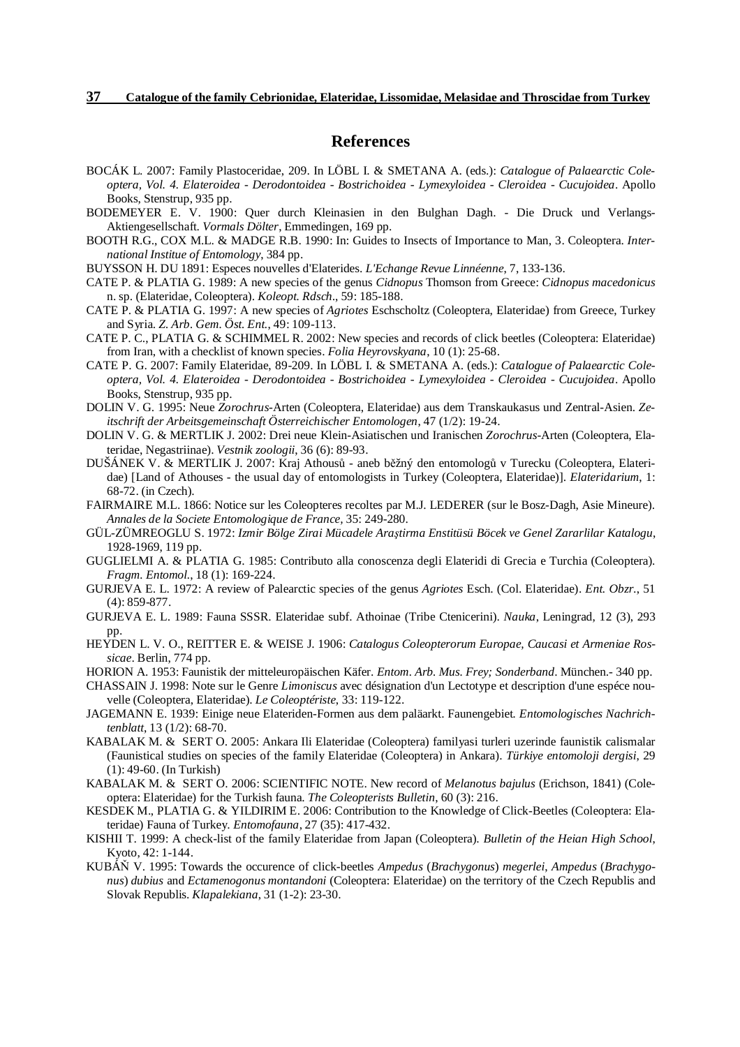## References

BOCÁK L. 2007: Family Plastoceridae, 209. In LÖBL I. & SMETANA A. (eds.): *Catalogue of Palaearctic Coleoptera, Vol. 4. Elateroidea - Derodontoidea - Bostrichoidea - Lymexyloidea - Cleroidea - Cucujoidea*. Apollo Books, Stenstrup, 935 pp.

BODEMEYER E. V. 1900: Quer durch Kleinasien in den Bulghan Dagh. - Die Druck und Verlangs-Aktiengesellschaft. *Vormals Dölter*, Emmedingen, 169 pp.

BOOTH R.G., COX M.L. & MADGE R.B. 1990: In: Guides to Insects of Importance to Man, 3. Coleoptera. *International Institue of Entomology*, 384 pp.

BUYSSON H. DU 1891: Especes nouvelles d'Elaterides. *L'Echange Revue Linnéenne*, 7, 133-136.

CATE P. & PLATIA G. 1989: A new species of the genus *Cidnopus* Thomson from Greece: *Cidnopus macedonicus* n. sp. (Elateridae, Coleoptera). *Koleopt. Rdsch*., 59: 185-188.

CATE P. & PLATIA G. 1997: A new species of *Agriotes* Eschscholtz (Coleoptera, Elateridae) from Greece, Turkey and Syria. *Z. Arb. Gem. Öst. Ent.*, 49: 109-113.

CATE P. C., PLATIA G. & SCHIMMEL R. 2002: New species and records of click beetles (Coleoptera: Elateridae) from Iran, with a checklist of known species. *Folia Heyrovskyana*, 10 (1): 25-68.

CATE P. G. 2007: Family Elateridae, 89-209. In LÖBL I. & SMETANA A. (eds.): *Catalogue of Palaearctic Coleoptera, Vol. 4. Elateroidea - Derodontoidea - Bostrichoidea - Lymexyloidea - Cleroidea - Cucujoidea*. Apollo Books, Stenstrup, 935 pp.

DOLIN V. G. 1995: Neue *Zorochrus*-Arten (Coleoptera, Elateridae) aus dem Transkaukasus und Zentral-Asien. *Zeitschrift der Arbeitsgemeinschaft Österreichischer Entomologen*, 47 (1/2): 19-24.

DOLIN V. G. & MERTLIK J. 2002: Drei neue Klein-Asiatischen und Iranischen *Zorochrus*-Arten (Coleoptera, Elateridae, Negastriinae). *Vestnik zoologii*, 36 (6): 89-93.

DUŠÁNEK V. & MERTLIK J. 2007: Kraj Athousů - aneb běžný den entomologů v Turecku (Coleoptera, Elateridae) [Land of Athouses - the usual day of entomologists in Turkey (Coleoptera, Elateridae)]. *Elateridarium*, 1: 68-72. (in Czech).

FAIRMAIRE M.L. 1866: Notice sur les Coleopteres recoltes par M.J. LEDERER (sur le Bosz-Dagh, Asie Mineure). *Annales de la Societe Entomologique de France*, 35: 249-280.

GÜL-ZÜMREOGLU S. 1972: *Izmir Bölge Zirai Mücadele Araştirma Enstitüsü Böcek ve Genel Zararlilar Katalogu*, 1928-1969, 119 pp.

GUGLIELMI A. & PLATIA G. 1985: Contributo alla conoscenza degli Elateridi di Grecia e Turchia (Coleoptera). *Fragm. Entomol.*, 18 (1): 169-224.

GURJEVA E. L. 1972: A review of Palearctic species of the genus *Agriotes* Esch. (Col. Elateridae). *Ent. Obzr.*, 51 (4): 859-877.

GURJEVA E. L. 1989: Fauna SSSR. Elateridae subf. Athoinae (Tribe Ctenicerini). *Nauka*, Leningrad, 12 (3), 293 pp.

HEYDEN L. V. O., REITTER E. & WEISE J. 1906: *Catalogus Coleopterorum Europae, Caucasi et Armeniae Rossicae*. Berlin, 774 pp.

HORION A. 1953: Faunistik der mitteleuropäischen Käfer. *Entom. Arb. Mus. Frey; Sonderband*. München.- 340 pp.

CHASSAIN J. 1998: Note sur le Genre *Limoniscus* avec désignation d'un Lectotype et description d'une espéce nouvelle (Coleoptera, Elateridae). *Le Coleoptériste*, 33: 119-122.

JAGEMANN E. 1939: Einige neue Elateriden-Formen aus dem paläarkt. Faunengebiet. *Entomologisches Nachrichtenblatt*, 13 (1/2): 68-70.

KABALAK M. & SERT O. 2005: Ankara Ili Elateridae (Coleoptera) familyasi turleri uzerinde faunistik calismalar (Faunistical studies on species of the family Elateridae (Coleoptera) in Ankara). *Türkiye entomoloji dergisi*, 29 (1): 49-60. (In Turkish)

KABALAK M. & SERT O. 2006: SCIENTIFIC NOTE. New record of *Melanotus bajulus* (Erichson, 1841) (Coleoptera: Elateridae) for the Turkish fauna. *The Coleopterists Bulletin*, 60 (3): 216.

KESDEK M., PLATIA G. & YILDIRIM E. 2006: Contribution to the Knowledge of Click-Beetles (Coleoptera: Elateridae) Fauna of Turkey. *Entomofauna*, 27 (35): 417-432.

KISHII T. 1999: A check-list of the family Elateridae from Japan (Coleoptera). *Bulletin of the Heian High School*, Kyoto, 42: 1-144.

KUBÁŇ V. 1995: Towards the occurence of click-beetles *Ampedus* (*Brachygonus*) *megerlei*, *Ampedus* (*Brachygonus*) *dubius* and *Ectamenogonus montandoni* (Coleoptera: Elateridae) on the territory of the Czech Republis and Slovak Republis. *Klapalekiana*, 31 (1-2): 23-30.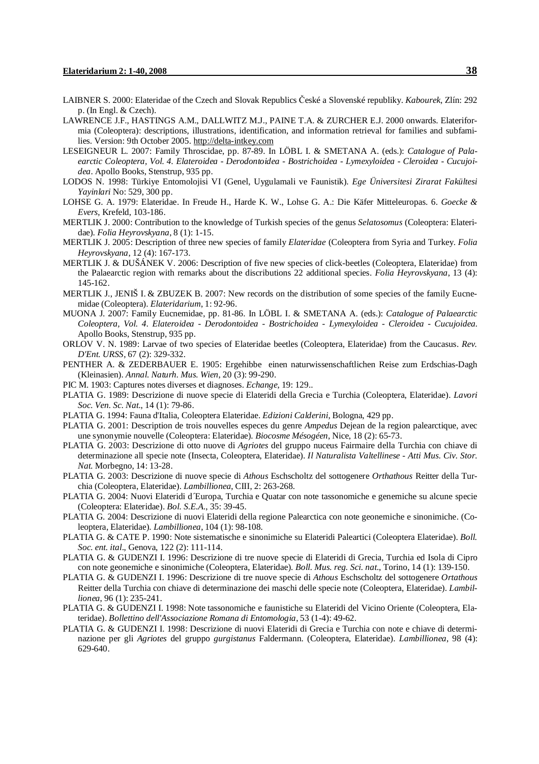LAIBNER S. 2000: Elateridae of the Czech and Slovak Republics České a Slovenské republiky. *Kabourek*, Zlín: 292 p. (In Engl. & Czech).

LAWRENCE J.F., HASTINGS A.M., DALLWITZ M.J., PAINE T.A. & ZURCHER E.J. 2000 onwards. Elateriformia (Coleoptera): descriptions, illustrations, identification, and information retrieval for families and subfamilies. Version: 9th October 2005. http://delta-intkey.com

LESEIGNEUR L. 2007: Family Throscidae, pp. 87-89. In LÖBL I. & SMETANA A. (eds.): *Catalogue of Palaearctic Coleoptera, Vol. 4. Elateroidea - Derodontoidea - Bostrichoidea - Lymexyloidea - Cleroidea - Cucujoidea*. Apollo Books, Stenstrup, 935 pp.

LODOS N. 1998: Türkiye Entomolojisi VI (Genel, Uygulamali ve Faunistik). *Ege Üniversitesi Zirarat Fakültesi Yayinlari* No: 529, 300 pp.

LOHSE G. A. 1979: Elateridae. In Freude H., Harde K. W., Lohse G. A.: Die Käfer Mitteleuropas. 6. *Goecke & Evers*, Krefeld, 103-186.

MERTLIK J. 2000: Contribution to the knowledge of Turkish species of the genus *Selatosomus* (Coleoptera: Elateridae). *Folia Heyrovskyana*, 8 (1): 1-15.

MERTLIK J. 2005: Description of three new species of family *Elateridae* (Coleoptera from Syria and Turkey. *Folia Heyrovskyana*, 12 (4): 167-173.

MERTLIK J. & DUŠÁNEK V. 2006: Description of five new species of click-beetles (Coleoptera, Elateridae) from the Palaearctic region with remarks about the discributions 22 additional species. *Folia Heyrovskyana*, 13 (4): 145-162.

MERTLIK J., JENIŠ I. & ZBUZEK B. 2007: New records on the distribution of some species of the family Eucnemidae (Coleoptera). *Elateridarium*, 1: 92-96.

MUONA J. 2007: Family Eucnemidae, pp. 81-86. In LÖBL I. & SMETANA A. (eds.): *Catalogue of Palaearctic Coleoptera, Vol. 4. Elateroidea - Derodontoidea - Bostrichoidea - Lymexyloidea - Cleroidea - Cucujoidea*. Apollo Books, Stenstrup, 935 pp.

ORLOV V. N. 1989: Larvae of two species of Elateridae beetles (Coleoptera, Elateridae) from the Caucasus. *Rev. D'Ent. URSS*, 67 (2): 329-332.

PENTHER A. & ZEDERBAUER E. 1905: Ergehibbe einen naturwissenschaftlichen Reise zum Erdschias-Dagh (Kleinasien). *Annal. Naturh. Mus. Wien*, 20 (3): 99-290.

PIC M. 1903: Captures notes diverses et diagnoses. *Echange*, 19: 129..

PLATIA G. 1989: Descrizione di nuove specie di Elateridi della Grecia e Turchia (Coleoptera, Elateridae). *Lavori Soc. Ven. Sc. Nat.*, 14 (1): 79-86.

PLATIA G. 1994: Fauna d'Italia, Coleoptera Elateridae. *Edizioni Calderini*, Bologna, 429 pp.

PLATIA G. 2001: Description de trois nouvelles especes du genre *Ampedus* Dejean de la region palearctique, avec une synonymie nouvelle (Coleoptera: Elateridae). *Biocosme Mésogéen*, Nice, 18 (2): 65-73.

PLATIA G. 2003: Descrizione di otto nuove di *Agriotes* del gruppo nuceus Fairmaire della Turchia con chiave di determinazione all specie note (Insecta, Coleoptera, Elateridae). *Il Naturalista Valtellinese - Atti Mus. Civ. Stor. Nat.* Morbegno, 14: 13-28.

PLATIA G. 2003: Descrizione di nuove specie di *Athous* Eschscholtz del sottogenere *Orthathous* Reitter della Turchia (Coleoptera, Elateridae). *Lambillionea*, CIII, 2: 263-268.

PLATIA G. 2004: Nuovi Elateridi d´Europa, Turchia e Quatar con note tassonomiche e genemiche su alcune specie (Coleoptera: Elateridae). *Bol. S.E.A.*, 35: 39-45.

PLATIA G. 2004: Descrizione di nuovi Elateridi della regione Palearctica con note geonemiche e sinonimiche. (Coleoptera, Elateridae). *Lambillionea*, 104 (1): 98-108.

PLATIA G. & CATE P. 1990: Note sistematische e sinonimiche su Elateridi Paleartici (Coleoptera Elateridae). *Boll. Soc. ent. ital*., Genova, 122 (2): 111-114.

PLATIA G. & GUDENZI I. 1996: Descrizione di tre nuove specie di Elateridi di Grecia, Turchia ed Isola di Cipro con note geonemiche e sinonimiche (Coleoptera, Elateridae). *Boll. Mus. reg. Sci. nat*., Torino, 14 (1): 139-150.

PLATIA G. & GUDENZI I. 1996: Descrizione di tre nuove specie di *Athous* Eschscholtz del sottogenere *Ortathous* Reitter della Turchia con chiave di determinazione dei maschi delle specie note (Coleoptera, Elateridae). *Lambillionea*, 96 (1): 235-241.

PLATIA G. & GUDENZI I. 1998: Note tassonomiche e faunistiche su Elateridi del Vicino Oriente (Coleoptera, Elateridae). *Bollettino dell'Associazione Romana di Entomologia*, 53 (1-4): 49-62.

PLATIA G. & GUDENZI I. 1998: Descrizione di nuovi Elateridi di Grecia e Turchia con note e chiave di determinazione per gli *Agriotes* del gruppo *gurgistanus* Faldermann. (Coleoptera, Elateridae). *Lambillionea*, 98 (4): 629-640.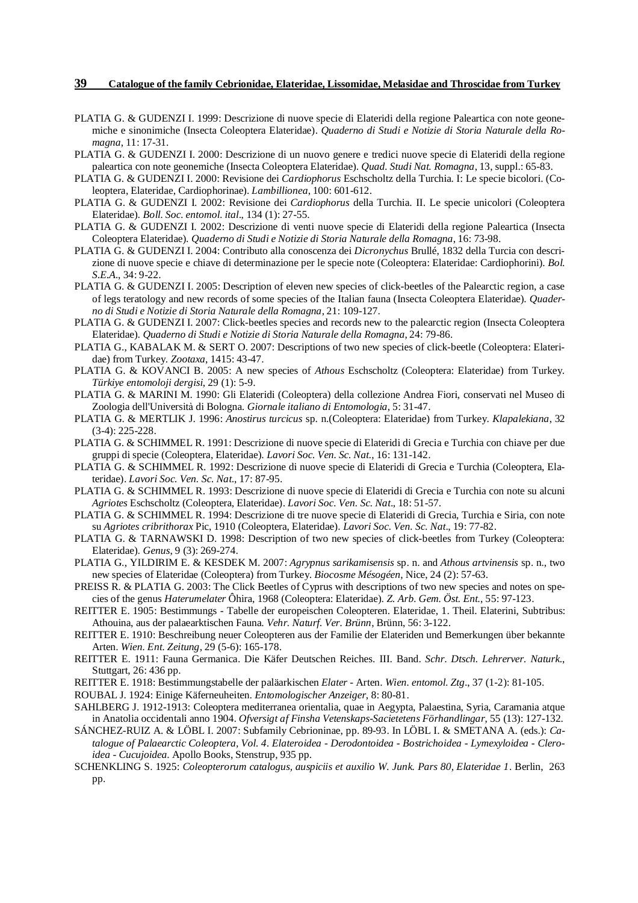PLATIA G. & GUDENZI I. 1999: Descrizione di nuove specie di Elateridi della regione Paleartica con note geonemiche e sinonimiche (Insecta Coleoptera Elateridae). *Quaderno di Studi e Notizie di Storia Naturale della Romagna*, 11: 17-31.

PLATIA G. & GUDENZI I. 2000: Descrizione di un nuovo genere e tredici nuove specie di Elateridi della regione paleartica con note geonemiche (Insecta Coleoptera Elateridae). *Quad. Studi Nat. Romagna*, 13, suppl.: 65-83.

PLATIA G. & GUDENZI I. 2000: Revisione dei *Cardiophorus* Eschscholtz della Turchia. I: Le specie bicolori. (Coleoptera, Elateridae, Cardiophorinae). *Lambillionea*, 100: 601-612.

PLATIA G. & GUDENZI I. 2002: Revisione dei *Cardiophorus* della Turchia. II. Le specie unicolori (Coleoptera Elateridae). *Boll. Soc. entomol. ital*., 134 (1): 27-55.

PLATIA G. & GUDENZI I. 2002: Descrizione di venti nuove specie di Elateridi della regione Paleartica (Insecta Coleoptera Elateridae). *Quaderno di Studi e Notizie di Storia Naturale della Romagna*, 16: 73-98.

PLATIA G. & GUDENZI I. 2004: Contributo alla conoscenza dei *Dicronychus* Brullé, 1832 della Turcia con descrizione di nuove specie e chiave di determinazione per le specie note (Coleoptera: Elateridae: Cardiophorini). *Bol. S.E.A*., 34: 9-22.

PLATIA G. & GUDENZI I. 2005: Description of eleven new species of click-beetles of the Palearctic region, a case of legs teratology and new records of some species of the Italian fauna (Insecta Coleoptera Elateridae). *Quaderno di Studi e Notizie di Storia Naturale della Romagna*, 21: 109-127.

PLATIA G. & GUDENZI I. 2007: Click-beetles species and records new to the palearctic region (Insecta Coleoptera Elateridae). *Quaderno di Studi e Notizie di Storia Naturale della Romagna*, 24: 79-86.

PLATIA G., KABALAK M. & SERT O. 2007: Descriptions of two new species of click-beetle (Coleoptera: Elateridae) from Turkey. *Zootaxa*, 1415: 43-47.

PLATIA G. & KOVANCI B. 2005: A new species of *Athous* Eschscholtz (Coleoptera: Elateridae) from Turkey. *Türkiye entomoloji dergisi*, 29 (1): 5-9.

PLATIA G. & MARINI M. 1990: Gli Elateridi (Coleoptera) della collezione Andrea Fiori, conservati nel Museo di Zoologia dell'Università di Bologna. *Giornale italiano di Entomologia*, 5: 31-47.

PLATIA G. & MERTLIK J. 1996: *Anostirus turcicus* sp. n.(Coleoptera: Elateridae) from Turkey. *Klapalekiana*, 32 (3-4): 225-228.

PLATIA G. & SCHIMMEL R. 1991: Descrizione di nuove specie di Elateridi di Grecia e Turchia con chiave per due gruppi di specie (Coleoptera, Elateridae). *Lavori Soc. Ven. Sc. Nat.*, 16: 131-142.

PLATIA G. & SCHIMMEL R. 1992: Descrizione di nuove specie di Elateridi di Grecia e Turchia (Coleoptera, Elateridae). *Lavori Soc. Ven. Sc. Nat*., 17: 87-95.

PLATIA G. & SCHIMMEL R. 1993: Descrizione di nuove specie di Elateridi di Grecia e Turchia con note su alcuni *Agriotes* Eschscholtz (Coleoptera, Elateridae). *Lavori Soc. Ven. Sc. Nat*., 18: 51-57.

PLATIA G. & SCHIMMEL R. 1994: Descrizione di tre nuove specie di Elateridi di Grecia, Turchia e Siria, con note su *Agriotes cribrithorax* Pic, 1910 (Coleoptera, Elateridae). *Lavori Soc. Ven. Sc. Nat*., 19: 77-82.

PLATIA G. & TARNAWSKI D. 1998: Description of two new species of click-beetles from Turkey (Coleoptera: Elateridae). *Genus*, 9 (3): 269-274.

PLATIA G., YILDIRIM E. & KESDEK M. 2007: *Agrypnus sarikamisensis* sp. n. and *Athous artvinensis* sp. n., two new species of Elateridae (Coleoptera) from Turkey. *Biocosme Mésogéen*, Nice, 24 (2): 57-63.

PREISS R. & PLATIA G. 2003: The Click Beetles of Cyprus with descriptions of two new species and notes on species of the genus *Haterumelater* Ôhira, 1968 (Coleoptera: Elateridae). *Z. Arb. Gem. Öst. Ent.*, 55: 97-123.

REITTER E. 1905: Bestimmungs - Tabelle der europeischen Coleopteren. Elateridae, 1. Theil. Elaterini, Subtribus: Athouina, aus der palaearktischen Fauna. *Vehr. Naturf. Ver. Brünn*, Brünn, 56: 3-122.

REITTER E. 1910: Beschreibung neuer Coleopteren aus der Familie der Elateriden und Bemerkungen über bekannte Arten. *Wien. Ent. Zeitung*, 29 (5-6): 165-178.

REITTER E. 1911: Fauna Germanica. Die Käfer Deutschen Reiches. III. Band. *Schr. Dtsch. Lehrerver. Naturk.*, Stuttgart, 26: 436 pp.

REITTER E. 1918: Bestimmungstabelle der paläarkischen *Elater* - Arten. *Wien. entomol. Ztg*., 37 (1-2): 81-105.

ROUBAL J. 1924: Einige Käferneuheiten. *Entomologischer Anzeiger*, 8: 80-81.

SAHLBERG J. 1912-1913: Coleoptera mediterranea orientalia, quae in Aegypta, Palaestina, Syria, Caramania atque in Anatolia occidentali anno 1904. *Ofversigt af Finsha Vetenskaps-Sacietetens Förhandlingar*, 55 (13): 127-132.

SÁNCHEZ-RUIZ A. & LÖBL I. 2007: Subfamily Cebrioninae, pp. 89-93. In LÖBL I. & SMETANA A. (eds.): *Catalogue of Palaearctic Coleoptera, Vol. 4. Elateroidea - Derodontoidea - Bostrichoidea - Lymexyloidea - Cleroidea - Cucujoidea*. Apollo Books, Stenstrup, 935 pp.

SCHENKLING S. 1925: *Coleopterorum catalogus, auspiciis et auxilio W. Junk. Pars 80, Elateridae 1*. Berlin, 263 pp.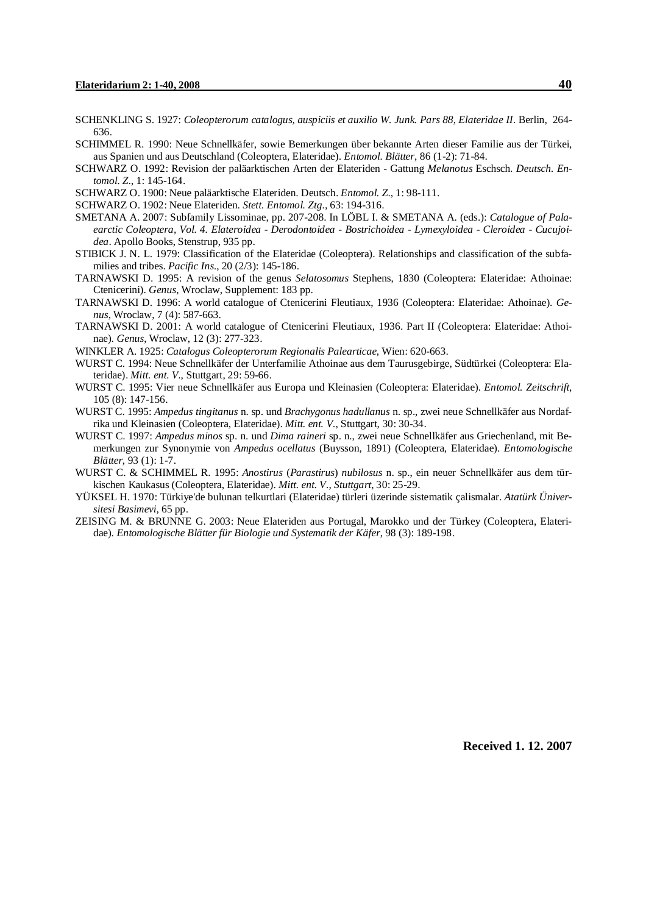SCHENKLING S. 1927: *Coleopterorum catalogus, auspiciis et auxilio W. Junk. Pars 88, Elateridae II*. Berlin, 264-636.

SCHIMMEL R. 1990: Neue Schnellkäfer, sowie Bemerkungen über bekannte Arten dieser Familie aus der Türkei, aus Spanien und aus Deutschland (Coleoptera, Elateridae). *Entomol. Blätter*, 86 (1-2): 71-84.

SCHWARZ O. 1992: Revision der paläarktischen Arten der Elateriden - Gattung *Melanotus* Eschsch. *Deutsch. Entomol. Z.*, 1: 145-164.

SCHWARZ O. 1900: Neue paläarktische Elateriden. Deutsch. *Entomol. Z.*, 1: 98-111.

SCHWARZ O. 1902: Neue Elateriden. *Stett. Entomol. Ztg.*, 63: 194-316.

SMETANA A. 2007: Subfamily Lissominae, pp. 207-208. In LÖBL I. & SMETANA A. (eds.): *Catalogue of Palaearctic Coleoptera, Vol. 4. Elateroidea - Derodontoidea - Bostrichoidea - Lymexyloidea - Cleroidea - Cucujoidea*. Apollo Books, Stenstrup, 935 pp.

STIBICK J. N. L. 1979: Classification of the Elateridae (Coleoptera). Relationships and classification of the subfamilies and tribes. *Pacific Ins.*, 20 (2/3): 145-186.

TARNAWSKI D. 1995: A revision of the genus *Selatosomus* Stephens, 1830 (Coleoptera: Elateridae: Athoinae: Ctenicerini). *Genus*, Wroclaw, Supplement: 183 pp.

TARNAWSKI D. 1996: A world catalogue of Ctenicerini Fleutiaux, 1936 (Coleoptera: Elateridae: Athoinae). *Genus*, Wroclaw, 7 (4): 587-663.

TARNAWSKI D. 2001: A world catalogue of Ctenicerini Fleutiaux, 1936. Part II (Coleoptera: Elateridae: Athoinae). *Genus*, Wroclaw, 12 (3): 277-323.

WINKLER A. 1925: *Catalogus Coleopterorum Regionalis Palearticae*, Wien: 620-663.

WURST C. 1994: Neue Schnellkäfer der Unterfamilie Athoinae aus dem Taurusgebirge, Südtürkei (Coleoptera: Elateridae). *Mitt. ent. V.*, Stuttgart, 29: 59-66.

WURST C. 1995: Vier neue Schnellkäfer aus Europa und Kleinasien (Coleoptera: Elateridae). *Entomol. Zeitschrift*, 105 (8): 147-156.

WURST C. 1995: *Ampedus tingitanus* n. sp. und *Brachygonus hadullanus* n. sp., zwei neue Schnellkäfer aus Nordafrika und Kleinasien (Coleoptera, Elateridae). *Mitt. ent. V.*, Stuttgart, 30: 30-34.

WURST C. 1997: *Ampedus minos* sp. n. und *Dima raineri* sp. n., zwei neue Schnellkäfer aus Griechenland, mit Bemerkungen zur Synonymie von *Ampedus ocellatus* (Buysson, 1891) (Coleoptera, Elateridae). *Entomologische Blätter*, 93 (1): 1-7.

WURST C. & SCHIMMEL R. 1995: *Anostirus* (*Parastirus*) *nubilosus* n. sp., ein neuer Schnellkäfer aus dem türkischen Kaukasus (Coleoptera, Elateridae). *Mitt. ent. V., Stuttgart*, 30: 25-29.

YÜKSEL H. 1970: Türkiye'de bulunan telkurtlari (Elateridae) türleri üzerinde sistematik çalismalar. *Atatürk Üniversitesi Basimevi*, 65 pp.

ZEISING M. & BRUNNE G. 2003: Neue Elateriden aus Portugal, Marokko und der Türkey (Coleoptera, Elateridae). *Entomologische Blätter für Biologie und Systematik der Käfer*, 98 (3): 189-198.

**Received 1. 12. 2007**